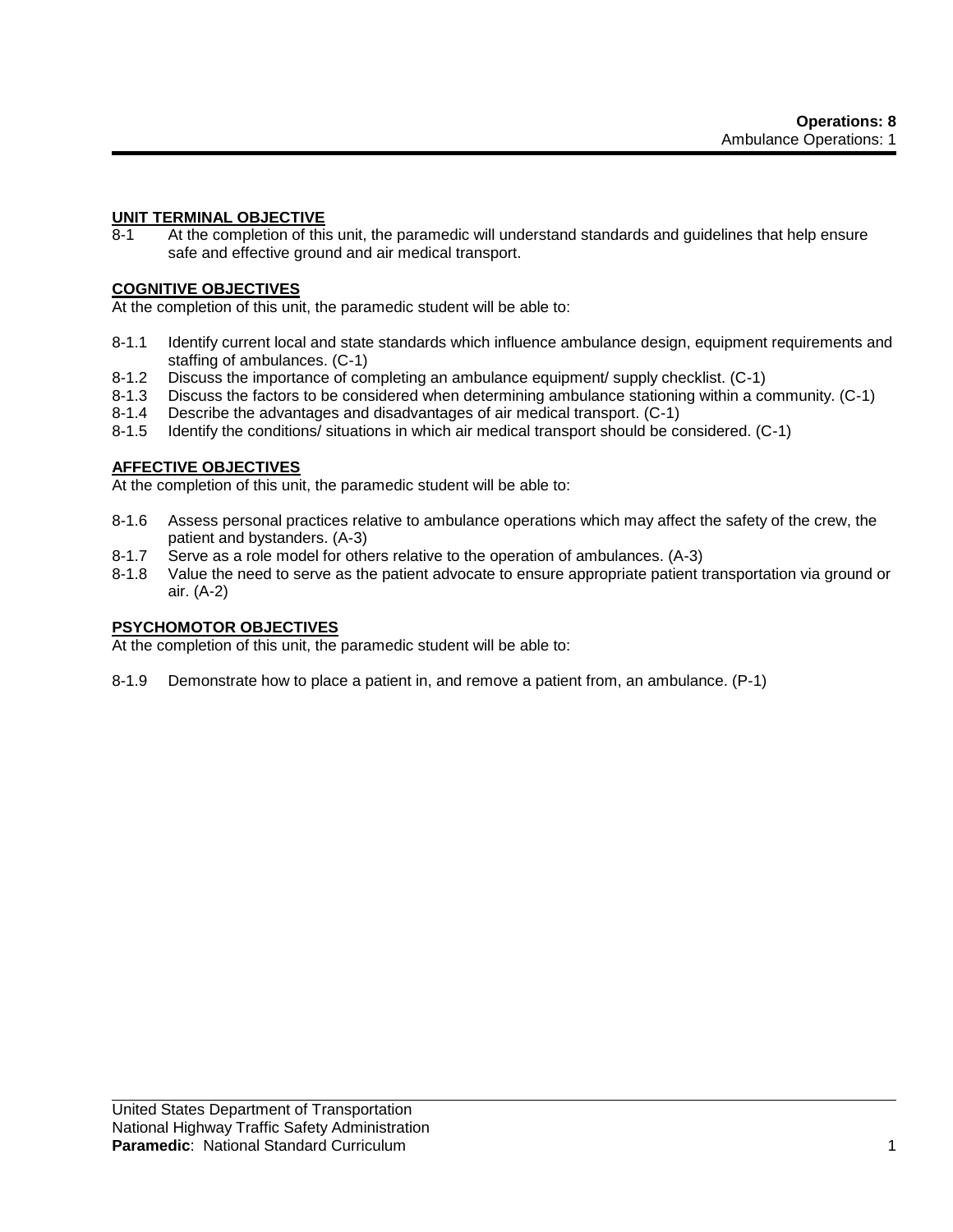**Operations: 8**
Ambulance Operations: 1

## UNIT TERMINAL OBJECTIVE

8-1 At the completion of this unit, the paramedic will understand standards and guidelines that help ensure safe and effective ground and air medical transport.

## COGNITIVE OBJECTIVES

At the completion of this unit, the paramedic student will be able to:

8-1.1 Identify current local and state standards which influence ambulance design, equipment requirements and staffing of ambulances. (C-1)
8-1.2 Discuss the importance of completing an ambulance equipment/ supply checklist. (C-1)
8-1.3 Discuss the factors to be considered when determining ambulance stationing within a community. (C-1)
8-1.4 Describe the advantages and disadvantages of air medical transport. (C-1)
8-1.5 Identify the conditions/ situations in which air medical transport should be considered. (C-1)

## AFFECTIVE OBJECTIVES

At the completion of this unit, the paramedic student will be able to:

8-1.6 Assess personal practices relative to ambulance operations which may affect the safety of the crew, the patient and bystanders. (A-3)
8-1.7 Serve as a role model for others relative to the operation of ambulances. (A-3)
8-1.8 Value the need to serve as the patient advocate to ensure appropriate patient transportation via ground or air. (A-2)

## PSYCHOMOTOR OBJECTIVES

At the completion of this unit, the paramedic student will be able to:

8-1.9 Demonstrate how to place a patient in, and remove a patient from, an ambulance. (P-1)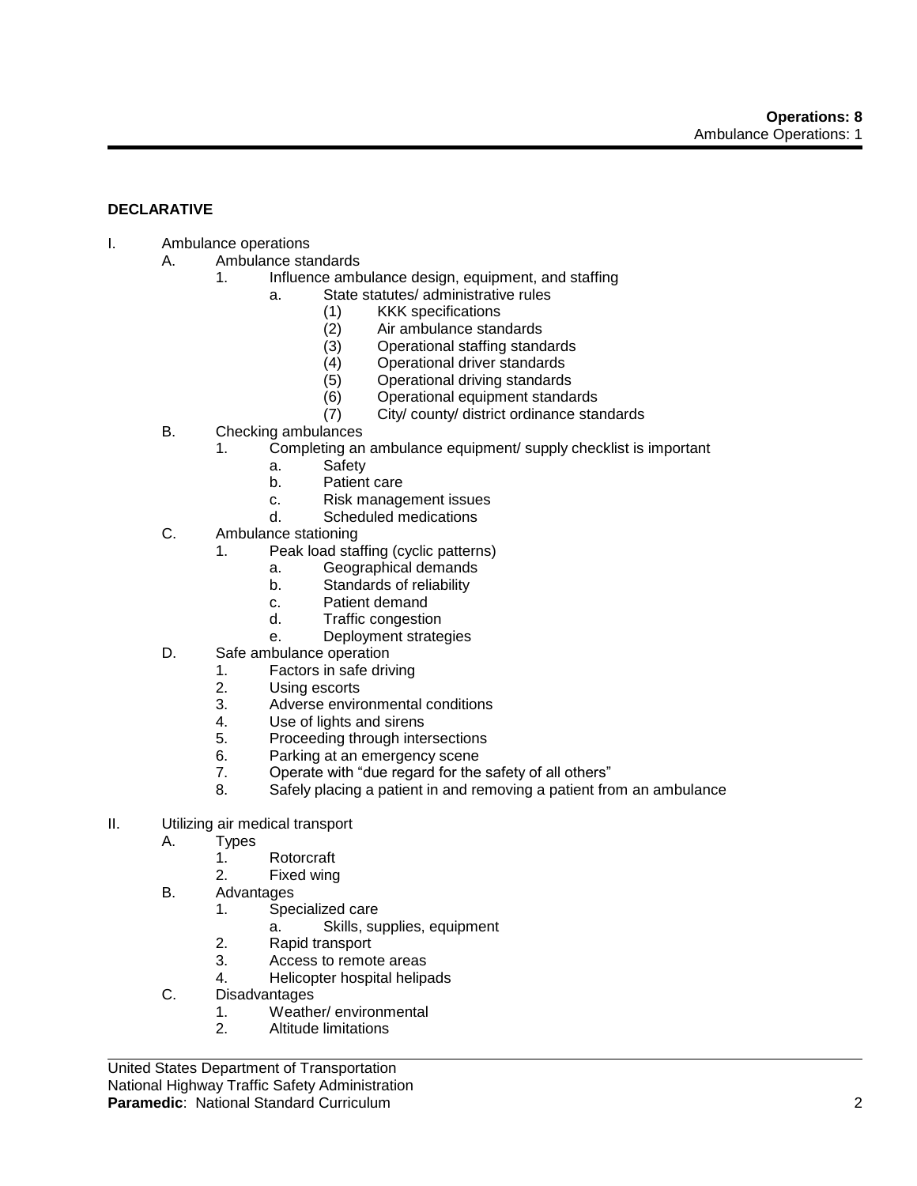## DECLARATIVE

- I. Ambulance operations
    - A. Ambulance standards
        - 1. Influence ambulance design, equipment, and staffing
            - a. State statutes/ administrative rules
                - (1) KKK specifications
                - (2) Air ambulance standards
                - (3) Operational staffing standards
                - (4) Operational driver standards
                - (5) Operational driving standards
                - (6) Operational equipment standards
                - (7) City/ county/ district ordinance standards
    - B. Checking ambulances
        - 1. Completing an ambulance equipment/ supply checklist is important
            - a. Safety
            - b. Patient care
            - c. Risk management issues
            - d. Scheduled medications
    - C. Ambulance stationing
        - 1. Peak load staffing (cyclic patterns)
            - a. Geographical demands
            - b. Standards of reliability
            - c. Patient demand
            - d. Traffic congestion
            - e. Deployment strategies
    - D. Safe ambulance operation
        - 1. Factors in safe driving
        - 2. Using escorts
        - 3. Adverse environmental conditions
        - 4. Use of lights and sirens
        - 5. Proceeding through intersections
        - 6. Parking at an emergency scene
        - 7. Operate with "due regard for the safety of all others"
        - 8. Safely placing a patient in and removing a patient from an ambulance
- II. Utilizing air medical transport
    - A. Types
        - 1. Rotorcraft
        - 2. Fixed wing
    - B. Advantages
        - 1. Specialized care
            - a. Skills, supplies, equipment
        - 2. Rapid transport
        - 3. Access to remote areas
        - 4. Helicopter hospital helipads
    - C. Disadvantages
        - 1. Weather/ environmental
        - 2. Altitude limitations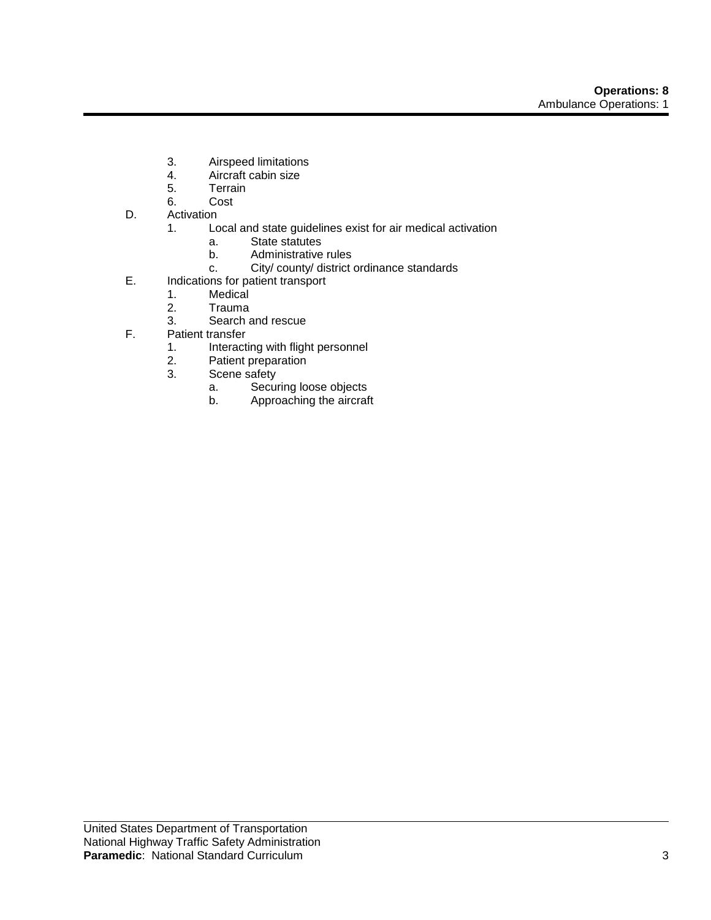3. Airspeed limitations
4. Aircraft cabin size
5. Terrain
6. Cost

D. Activation
   1. Local and state guidelines exist for air medical activation
      a. State statutes
      b. Administrative rules
      c. City/ county/ district ordinance standards

E. Indications for patient transport
   1. Medical
   2. Trauma
   3. Search and rescue

F. Patient transfer
   1. Interacting with flight personnel
   2. Patient preparation
   3. Scene safety
      a. Securing loose objects
      b. Approaching the aircraft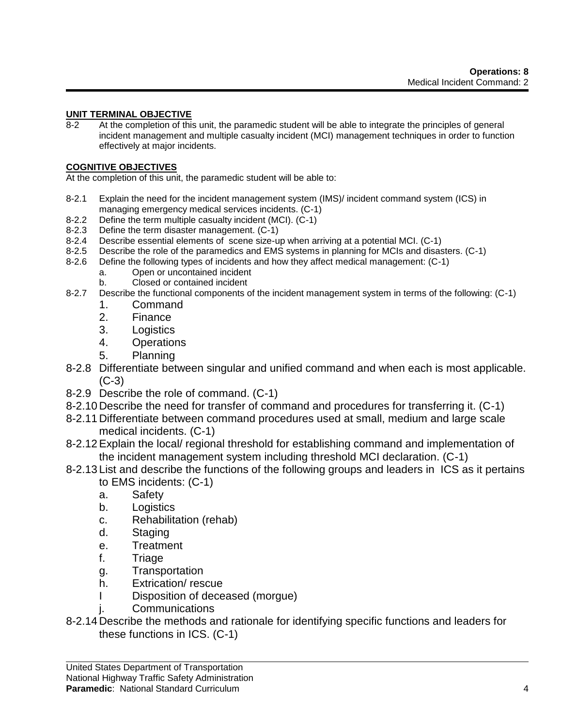**UNIT TERMINAL OBJECTIVE**

8-2 At the completion of this unit, the paramedic student will be able to integrate the principles of general incident management and multiple casualty incident (MCI) management techniques in order to function effectively at major incidents.

**COGNITIVE OBJECTIVES**

At the completion of this unit, the paramedic student will be able to:

- 8-2.1 Explain the need for the incident management system (IMS)/ incident command system (ICS) in managing emergency medical services incidents. (C-1)
- 8-2.2 Define the term multiple casualty incident (MCI). (C-1)
- 8-2.3 Define the term disaster management. (C-1)
- 8-2.4 Describe essential elements of scene size-up when arriving at a potential MCI. (C-1)
- 8-2.5 Describe the role of the paramedics and EMS systems in planning for MCIs and disasters. (C-1)
- 8-2.6 Define the following types of incidents and how they affect medical management: (C-1)
  - a. Open or uncontained incident
  - b. Closed or contained incident
- 8-2.7 Describe the functional components of the incident management system in terms of the following: (C-1)
  1. Command
  2. Finance
  3. Logistics
  4. Operations
  5. Planning
- 8-2.8 Differentiate between singular and unified command and when each is most applicable. (C-3)
- 8-2.9 Describe the role of command. (C-1)
- 8-2.10 Describe the need for transfer of command and procedures for transferring it. (C-1)
- 8-2.11 Differentiate between command procedures used at small, medium and large scale medical incidents. (C-1)
- 8-2.12 Explain the local/ regional threshold for establishing command and implementation of the incident management system including threshold MCI declaration. (C-1)
- 8-2.13 List and describe the functions of the following groups and leaders in ICS as it pertains to EMS incidents: (C-1)
  - a. Safety
  - b. Logistics
  - c. Rehabilitation (rehab)
  - d. Staging
  - e. Treatment
  - f. Triage
  - g. Transportation
  - h. Extrication/ rescue
  - I Disposition of deceased (morgue)
  - j. Communications
- 8-2.14 Describe the methods and rationale for identifying specific functions and leaders for these functions in ICS. (C-1)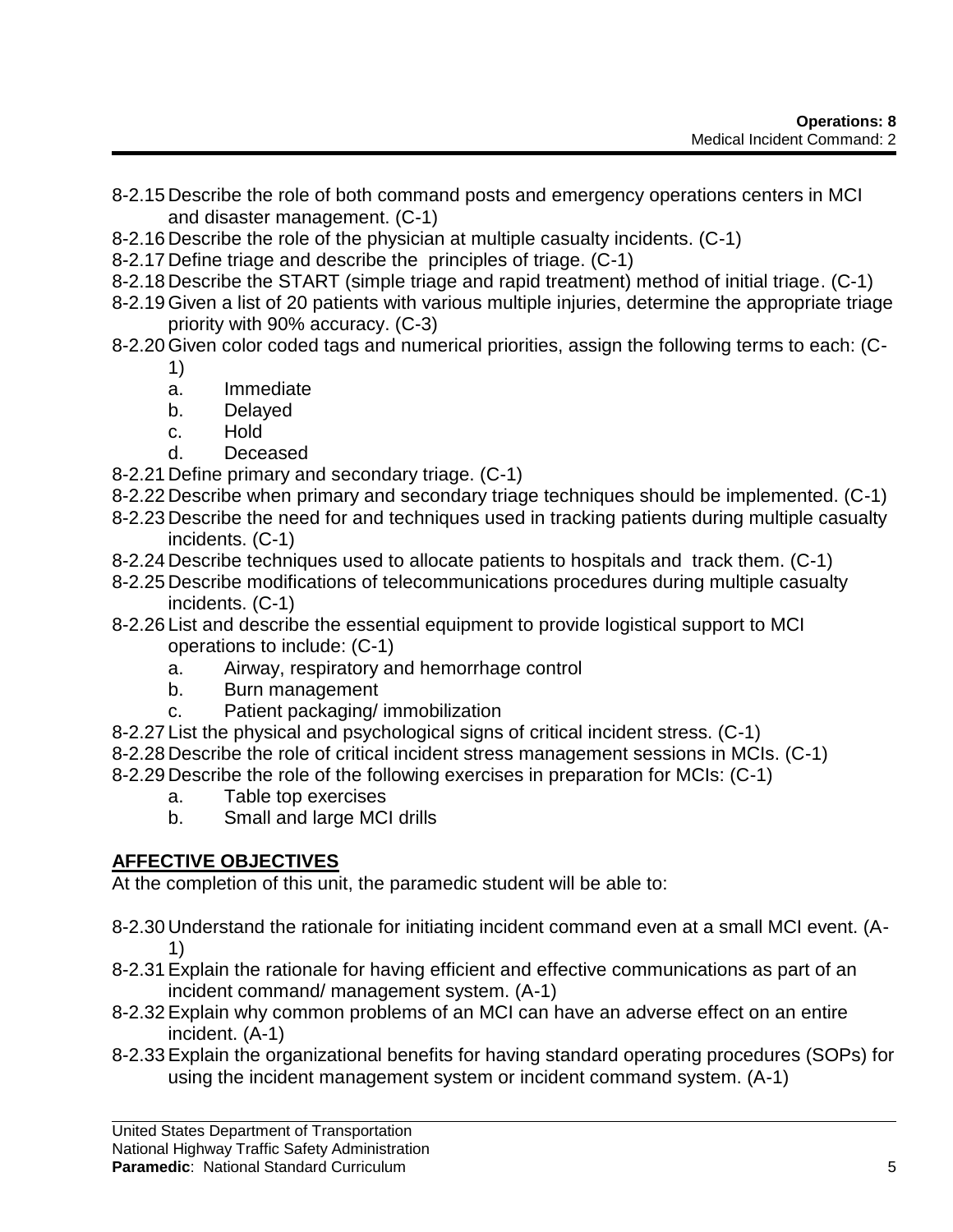8-2.15 Describe the role of both command posts and emergency operations centers in MCI and disaster management. (C-1)
8-2.16 Describe the role of the physician at multiple casualty incidents. (C-1)
8-2.17 Define triage and describe the principles of triage. (C-1)
8-2.18 Describe the START (simple triage and rapid treatment) method of initial triage. (C-1)
8-2.19 Given a list of 20 patients with various multiple injuries, determine the appropriate triage priority with 90% accuracy. (C-3)
8-2.20 Given color coded tags and numerical priorities, assign the following terms to each: (C-1)
  a. Immediate
  b. Delayed
  c. Hold
  d. Deceased
8-2.21 Define primary and secondary triage. (C-1)
8-2.22 Describe when primary and secondary triage techniques should be implemented. (C-1)
8-2.23 Describe the need for and techniques used in tracking patients during multiple casualty incidents. (C-1)
8-2.24 Describe techniques used to allocate patients to hospitals and track them. (C-1)
8-2.25 Describe modifications of telecommunications procedures during multiple casualty incidents. (C-1)
8-2.26 List and describe the essential equipment to provide logistical support to MCI operations to include: (C-1)
  a. Airway, respiratory and hemorrhage control
  b. Burn management
  c. Patient packaging/ immobilization
8-2.27 List the physical and psychological signs of critical incident stress. (C-1)
8-2.28 Describe the role of critical incident stress management sessions in MCIs. (C-1)
8-2.29 Describe the role of the following exercises in preparation for MCIs: (C-1)
  a. Table top exercises
  b. Small and large MCI drills

## AFFECTIVE OBJECTIVES

At the completion of this unit, the paramedic student will be able to:

8-2.30 Understand the rationale for initiating incident command even at a small MCI event. (A-1)
8-2.31 Explain the rationale for having efficient and effective communications as part of an incident command/ management system. (A-1)
8-2.32 Explain why common problems of an MCI can have an adverse effect on an entire incident. (A-1)
8-2.33 Explain the organizational benefits for having standard operating procedures (SOPs) for using the incident management system or incident command system. (A-1)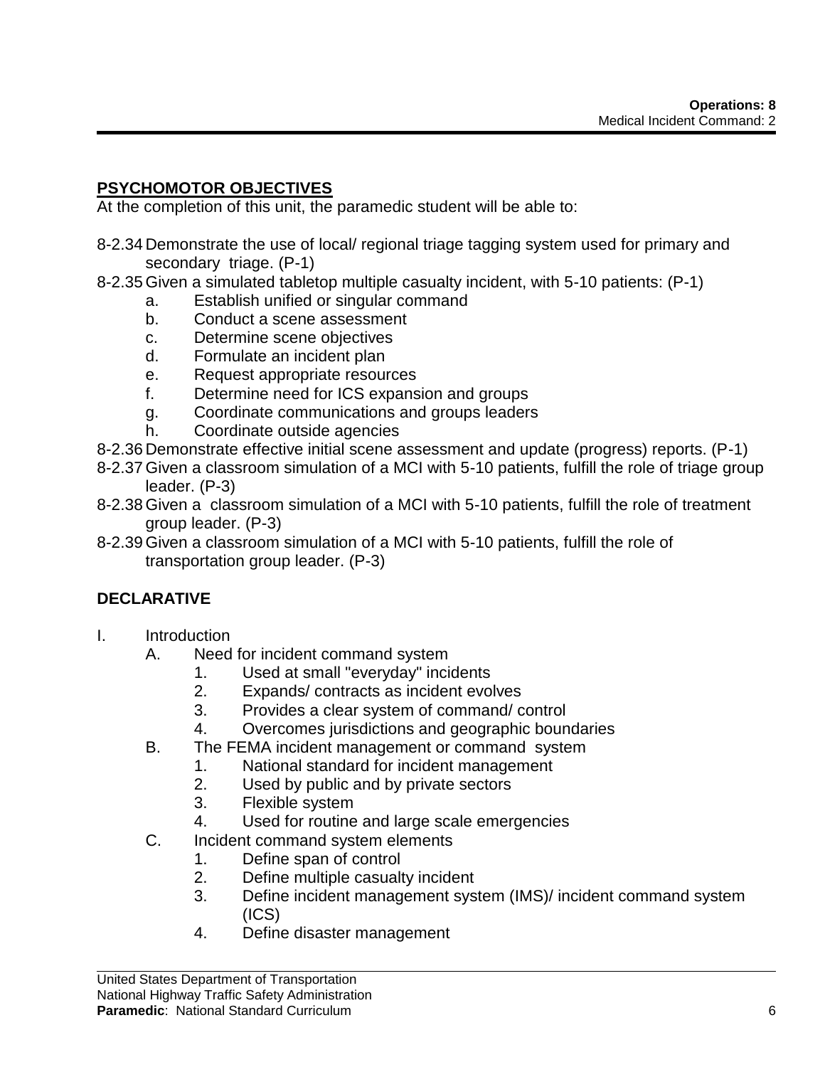## PSYCHOMOTOR OBJECTIVES

At the completion of this unit, the paramedic student will be able to:

8-2.34 Demonstrate the use of local/ regional triage tagging system used for primary and secondary triage. (P-1)

8-2.35 Given a simulated tabletop multiple casualty incident, with 5-10 patients: (P-1)
   - a. Establish unified or singular command
   - b. Conduct a scene assessment
   - c. Determine scene objectives
   - d. Formulate an incident plan
   - e. Request appropriate resources
   - f. Determine need for ICS expansion and groups
   - g. Coordinate communications and groups leaders
   - h. Coordinate outside agencies

8-2.36 Demonstrate effective initial scene assessment and update (progress) reports. (P-1)

8-2.37 Given a classroom simulation of a MCI with 5-10 patients, fulfill the role of triage group leader. (P-3)

8-2.38 Given a classroom simulation of a MCI with 5-10 patients, fulfill the role of treatment group leader. (P-3)

8-2.39 Given a classroom simulation of a MCI with 5-10 patients, fulfill the role of transportation group leader. (P-3)

## DECLARATIVE

I. Introduction
   - A. Need for incident command system
      1. Used at small "everyday" incidents
      2. Expands/ contracts as incident evolves
      3. Provides a clear system of command/ control
      4. Overcomes jurisdictions and geographic boundaries
   - B. The FEMA incident management or command system
      1. National standard for incident management
      2. Used by public and by private sectors
      3. Flexible system
      4. Used for routine and large scale emergencies
   - C. Incident command system elements
      1. Define span of control
      2. Define multiple casualty incident
      3. Define incident management system (IMS)/ incident command system (ICS)
      4. Define disaster management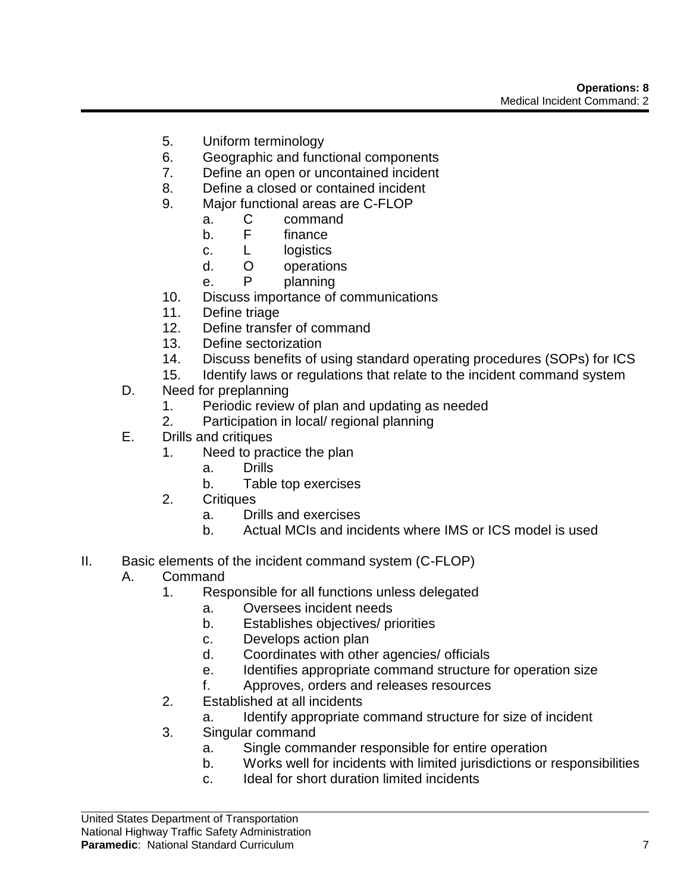5. Uniform terminology
6. Geographic and functional components
7. Define an open or uncontained incident
8. Define a closed or contained incident
9. Major functional areas are C-FLOP
    a. C command
    b. F finance
    c. L logistics
    d. O operations
    e. P planning
10. Discuss importance of communications
11. Define triage
12. Define transfer of command
13. Define sectorization
14. Discuss benefits of using standard operating procedures (SOPs) for ICS
15. Identify laws or regulations that relate to the incident command system

D. Need for preplanning
   1. Periodic review of plan and updating as needed
   2. Participation in local/ regional planning

E. Drills and critiques
   1. Need to practice the plan
      a. Drills
      b. Table top exercises
   2. Critiques
      a. Drills and exercises
      b. Actual MCIs and incidents where IMS or ICS model is used

II. Basic elements of the incident command system (C-FLOP)

A. Command
   1. Responsible for all functions unless delegated
      a. Oversees incident needs
      b. Establishes objectives/ priorities
      c. Develops action plan
      d. Coordinates with other agencies/ officials
      e. Identifies appropriate command structure for operation size
      f. Approves, orders and releases resources
   2. Established at all incidents
      a. Identify appropriate command structure for size of incident
   3. Singular command
      a. Single commander responsible for entire operation
      b. Works well for incidents with limited jurisdictions or responsibilities
      c. Ideal for short duration limited incidents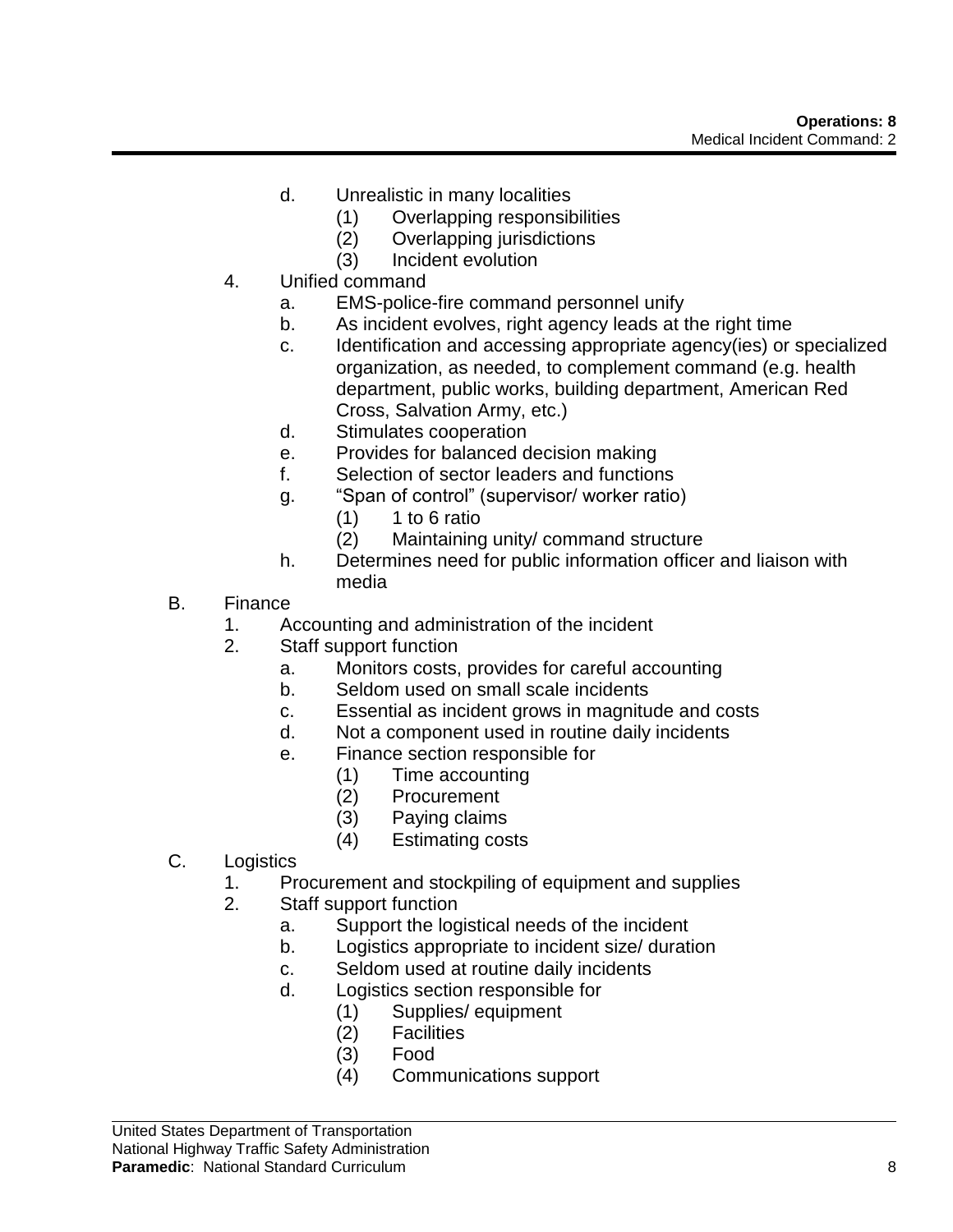- d. Unrealistic in many localities
  - (1) Overlapping responsibilities
  - (2) Overlapping jurisdictions
  - (3) Incident evolution

4. Unified command
   - a. EMS-police-fire command personnel unify
   - b. As incident evolves, right agency leads at the right time
   - c. Identification and accessing appropriate agency(ies) or specialized organization, as needed, to complement command (e.g. health department, public works, building department, American Red Cross, Salvation Army, etc.)
   - d. Stimulates cooperation
   - e. Provides for balanced decision making
   - f. Selection of sector leaders and functions
   - g. "Span of control" (supervisor/ worker ratio)
     - (1) 1 to 6 ratio
     - (2) Maintaining unity/ command structure
   - h. Determines need for public information officer and liaison with media

B. Finance
1. Accounting and administration of the incident
2. Staff support function
   - a. Monitors costs, provides for careful accounting
   - b. Seldom used on small scale incidents
   - c. Essential as incident grows in magnitude and costs
   - d. Not a component used in routine daily incidents
   - e. Finance section responsible for
     - (1) Time accounting
     - (2) Procurement
     - (3) Paying claims
     - (4) Estimating costs

C. Logistics
1. Procurement and stockpiling of equipment and supplies
2. Staff support function
   - a. Support the logistical needs of the incident
   - b. Logistics appropriate to incident size/ duration
   - c. Seldom used at routine daily incidents
   - d. Logistics section responsible for
     - (1) Supplies/ equipment
     - (2) Facilities
     - (3) Food
     - (4) Communications support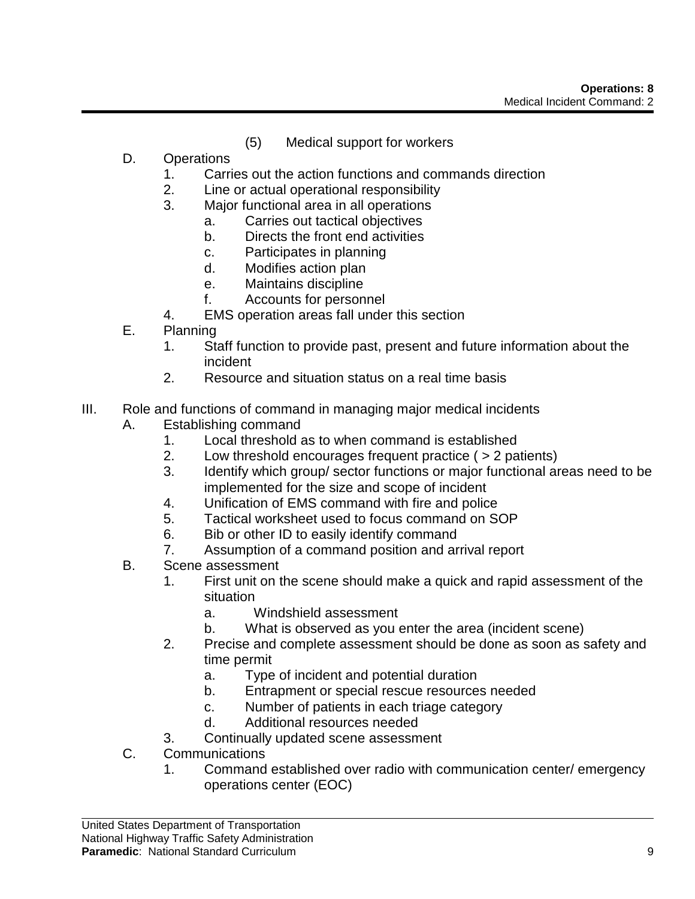(5) Medical support for workers

D. Operations
   1. Carries out the action functions and commands direction
   2. Line or actual operational responsibility
   3. Major functional area in all operations
      a. Carries out tactical objectives
      b. Directs the front end activities
      c. Participates in planning
      d. Modifies action plan
      e. Maintains discipline
      f. Accounts for personnel
   4. EMS operation areas fall under this section

E. Planning
   1. Staff function to provide past, present and future information about the incident
   2. Resource and situation status on a real time basis

III. Role and functions of command in managing major medical incidents

A. Establishing command
   1. Local threshold as to when command is established
   2. Low threshold encourages frequent practice ( > 2 patients)
   3. Identify which group/ sector functions or major functional areas need to be implemented for the size and scope of incident
   4. Unification of EMS command with fire and police
   5. Tactical worksheet used to focus command on SOP
   6. Bib or other ID to easily identify command
   7. Assumption of a command position and arrival report

B. Scene assessment
   1. First unit on the scene should make a quick and rapid assessment of the situation
      a. Windshield assessment
      b. What is observed as you enter the area (incident scene)
   2. Precise and complete assessment should be done as soon as safety and time permit
      a. Type of incident and potential duration
      b. Entrapment or special rescue resources needed
      c. Number of patients in each triage category
      d. Additional resources needed
   3. Continually updated scene assessment

C. Communications
   1. Command established over radio with communication center/ emergency operations center (EOC)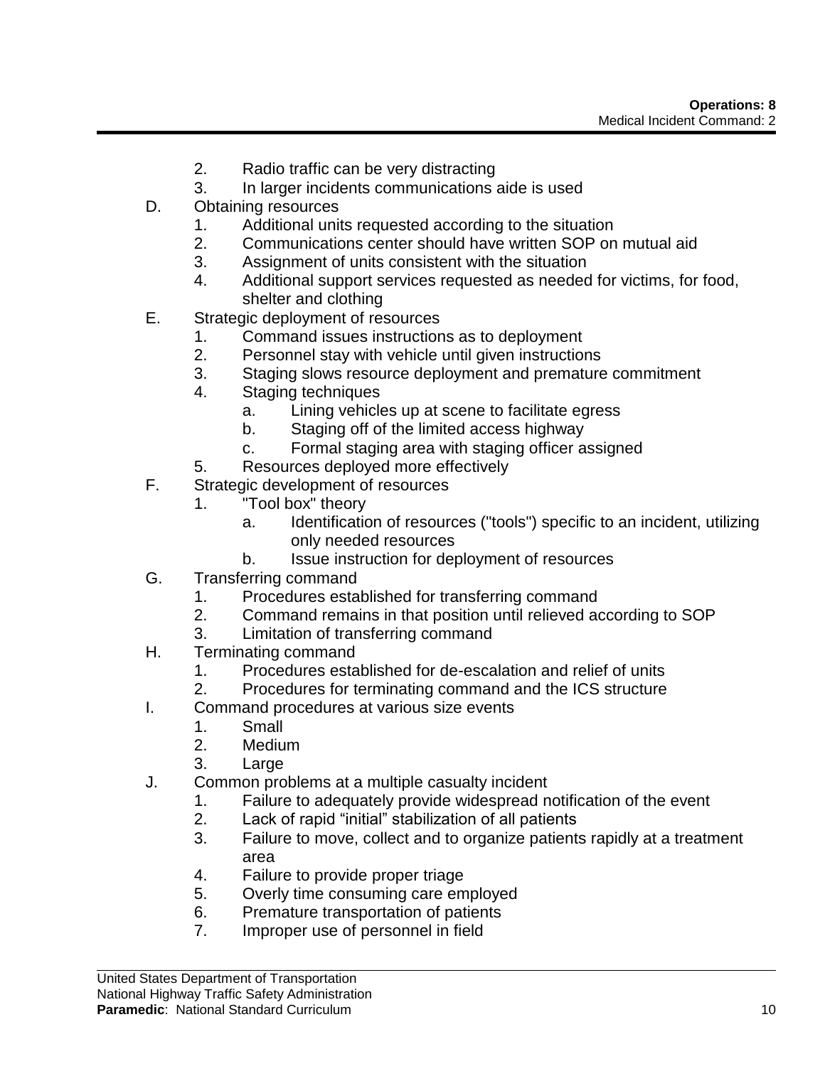2. Radio traffic can be very distracting
    3. In larger incidents communications aide is used

D. Obtaining resources
    1. Additional units requested according to the situation
    2. Communications center should have written SOP on mutual aid
    3. Assignment of units consistent with the situation
    4. Additional support services requested as needed for victims, for food, shelter and clothing

E. Strategic deployment of resources
    1. Command issues instructions as to deployment
    2. Personnel stay with vehicle until given instructions
    3. Staging slows resource deployment and premature commitment
    4. Staging techniques
        a. Lining vehicles up at scene to facilitate egress
        b. Staging off of the limited access highway
        c. Formal staging area with staging officer assigned
    5. Resources deployed more effectively

F. Strategic development of resources
    1. "Tool box" theory
        a. Identification of resources ("tools") specific to an incident, utilizing only needed resources
        b. Issue instruction for deployment of resources

G. Transferring command
    1. Procedures established for transferring command
    2. Command remains in that position until relieved according to SOP
    3. Limitation of transferring command

H. Terminating command
    1. Procedures established for de-escalation and relief of units
    2. Procedures for terminating command and the ICS structure

I. Command procedures at various size events
    1. Small
    2. Medium
    3. Large

J. Common problems at a multiple casualty incident
    1. Failure to adequately provide widespread notification of the event
    2. Lack of rapid “initial” stabilization of all patients
    3. Failure to move, collect and to organize patients rapidly at a treatment area
    4. Failure to provide proper triage
    5. Overly time consuming care employed
    6. Premature transportation of patients
    7. Improper use of personnel in field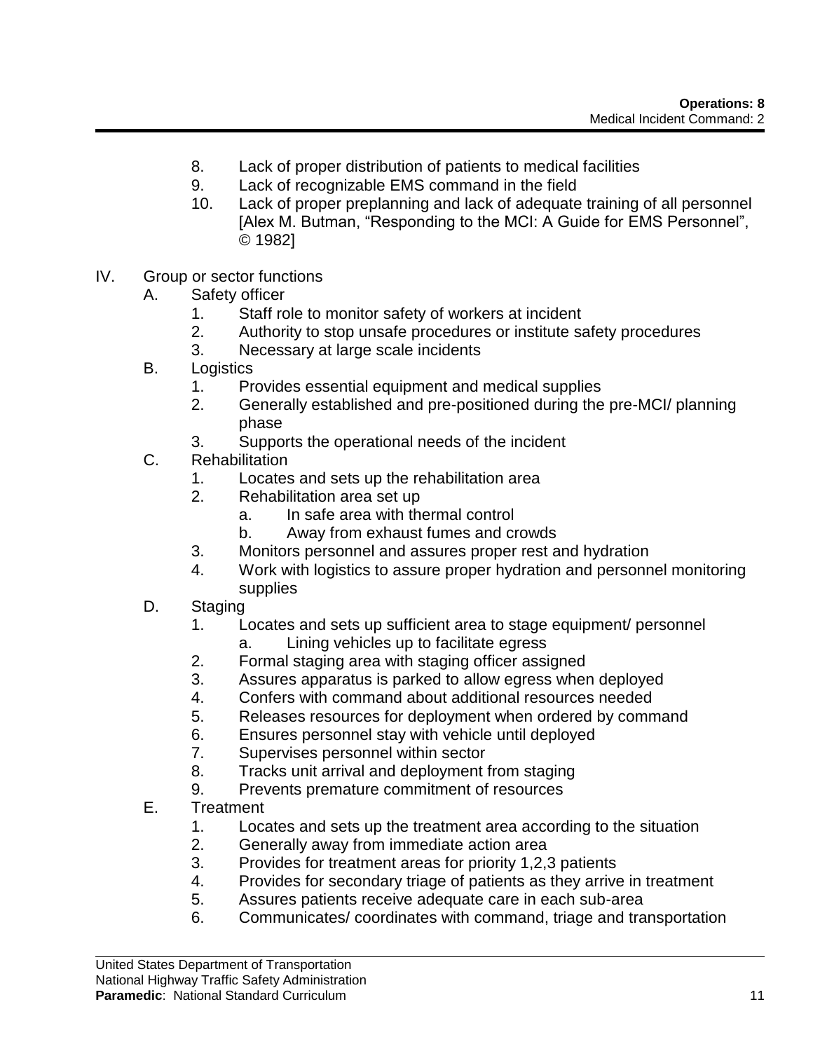8. Lack of proper distribution of patients to medical facilities
9. Lack of recognizable EMS command in the field
10. Lack of proper preplanning and lack of adequate training of all personnel [Alex M. Butman, "Responding to the MCI: A Guide for EMS Personnel", © 1982]

IV. Group or sector functions
   A. Safety officer
      1. Staff role to monitor safety of workers at incident
      2. Authority to stop unsafe procedures or institute safety procedures
      3. Necessary at large scale incidents
   B. Logistics
      1. Provides essential equipment and medical supplies
      2. Generally established and pre-positioned during the pre-MCI/ planning phase
      3. Supports the operational needs of the incident
   C. Rehabilitation
      1. Locates and sets up the rehabilitation area
      2. Rehabilitation area set up
         a. In safe area with thermal control
         b. Away from exhaust fumes and crowds
      3. Monitors personnel and assures proper rest and hydration
      4. Work with logistics to assure proper hydration and personnel monitoring supplies
   D. Staging
      1. Locates and sets up sufficient area to stage equipment/ personnel
         a. Lining vehicles up to facilitate egress
      2. Formal staging area with staging officer assigned
      3. Assures apparatus is parked to allow egress when deployed
      4. Confers with command about additional resources needed
      5. Releases resources for deployment when ordered by command
      6. Ensures personnel stay with vehicle until deployed
      7. Supervises personnel within sector
      8. Tracks unit arrival and deployment from staging
      9. Prevents premature commitment of resources
   E. Treatment
      1. Locates and sets up the treatment area according to the situation
      2. Generally away from immediate action area
      3. Provides for treatment areas for priority 1,2,3 patients
      4. Provides for secondary triage of patients as they arrive in treatment
      5. Assures patients receive adequate care in each sub-area
      6. Communicates/ coordinates with command, triage and transportation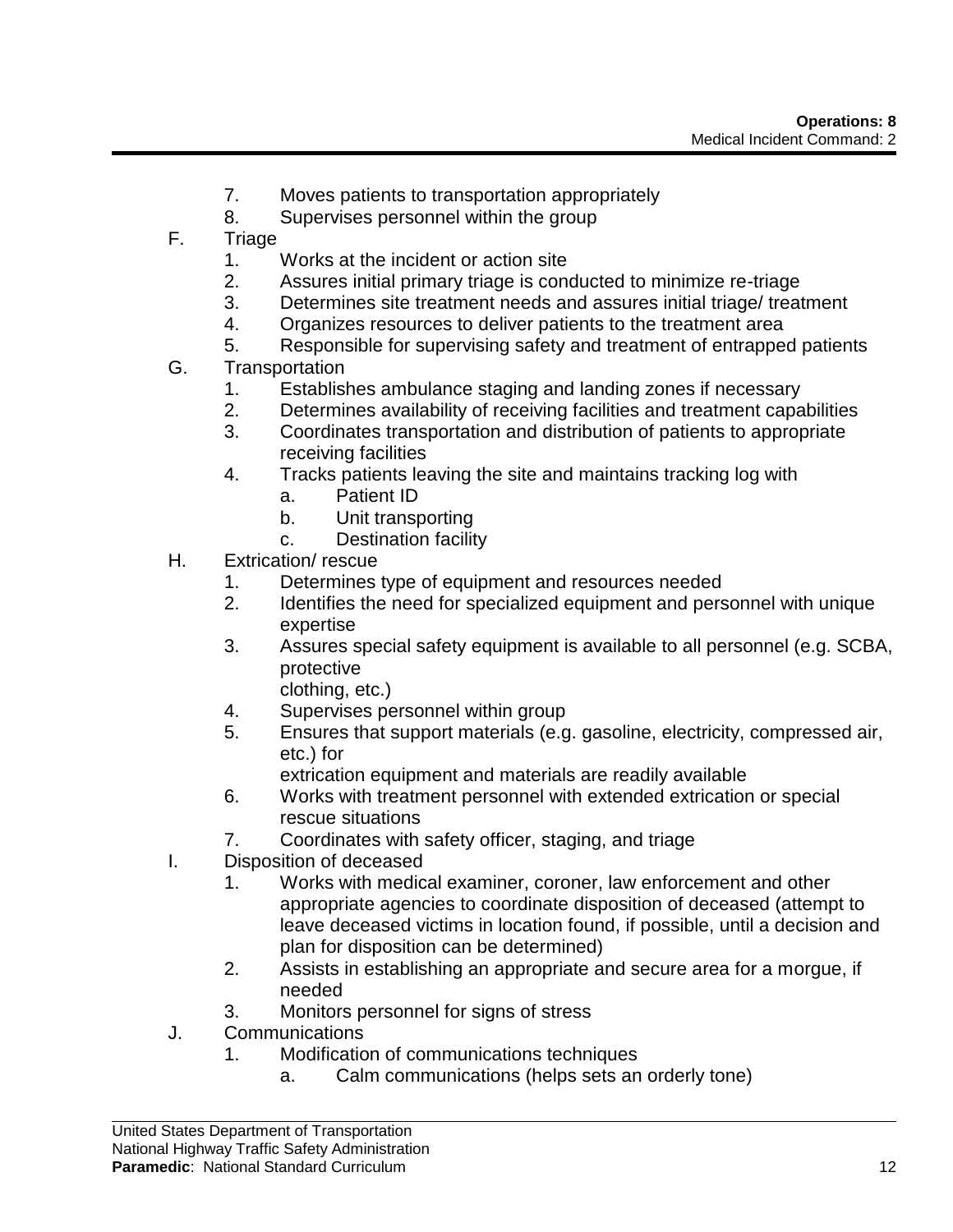7. Moves patients to transportation appropriately
8. Supervises personnel within the group

F. Triage
   1. Works at the incident or action site
   2. Assures initial primary triage is conducted to minimize re-triage
   3. Determines site treatment needs and assures initial triage/ treatment
   4. Organizes resources to deliver patients to the treatment area
   5. Responsible for supervising safety and treatment of entrapped patients

G. Transportation
   1. Establishes ambulance staging and landing zones if necessary
   2. Determines availability of receiving facilities and treatment capabilities
   3. Coordinates transportation and distribution of patients to appropriate receiving facilities
   4. Tracks patients leaving the site and maintains tracking log with
      a. Patient ID
      b. Unit transporting
      c. Destination facility

H. Extrication/ rescue
   1. Determines type of equipment and resources needed
   2. Identifies the need for specialized equipment and personnel with unique expertise
   3. Assures special safety equipment is available to all personnel (e.g. SCBA, protective clothing, etc.)
   4. Supervises personnel within group
   5. Ensures that support materials (e.g. gasoline, electricity, compressed air, etc.) for extrication equipment and materials are readily available
   6. Works with treatment personnel with extended extrication or special rescue situations
   7. Coordinates with safety officer, staging, and triage

I. Disposition of deceased
   1. Works with medical examiner, coroner, law enforcement and other appropriate agencies to coordinate disposition of deceased (attempt to leave deceased victims in location found, if possible, until a decision and plan for disposition can be determined)
   2. Assists in establishing an appropriate and secure area for a morgue, if needed
   3. Monitors personnel for signs of stress

J. Communications
   1. Modification of communications techniques
      a. Calm communications (helps sets an orderly tone)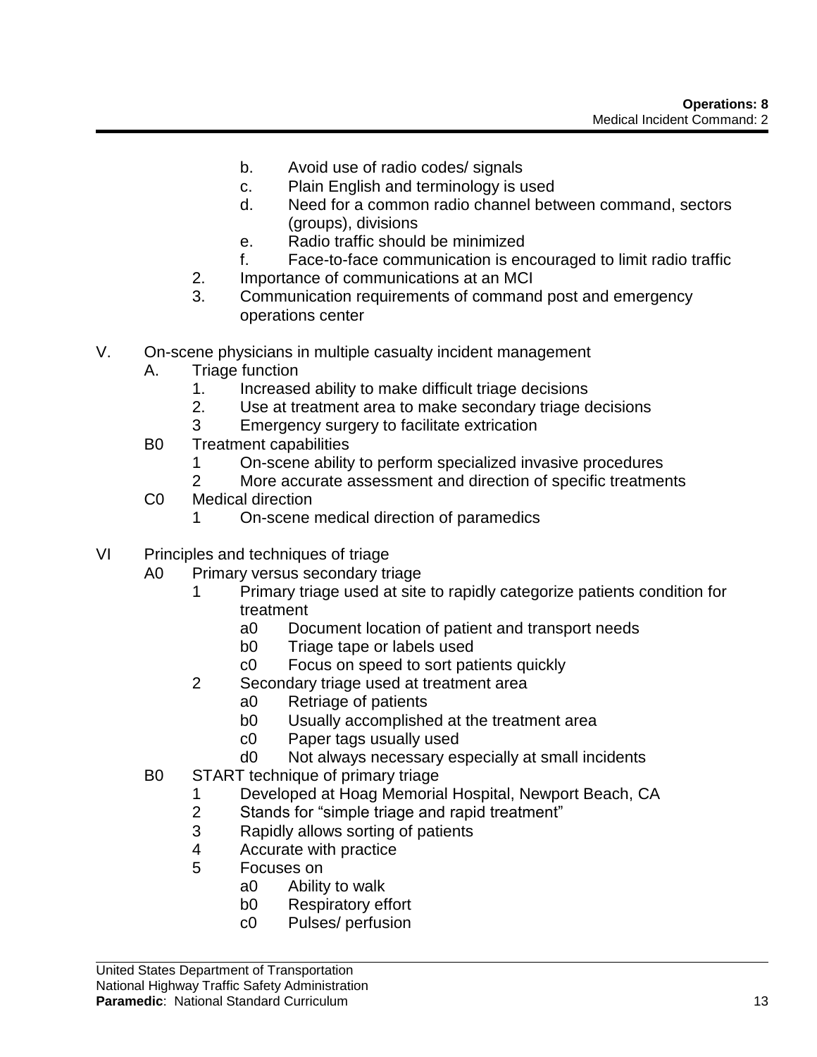b. Avoid use of radio codes/ signals
c. Plain English and terminology is used
d. Need for a common radio channel between command, sectors (groups), divisions
e. Radio traffic should be minimized
f. Face-to-face communication is encouraged to limit radio traffic

2. Importance of communications at an MCI
3. Communication requirements of command post and emergency operations center

V. On-scene physicians in multiple casualty incident management
   A. Triage function
      1. Increased ability to make difficult triage decisions
      2. Use at treatment area to make secondary triage decisions
      3 Emergency surgery to facilitate extrication
   B0 Treatment capabilities
      1 On-scene ability to perform specialized invasive procedures
      2 More accurate assessment and direction of specific treatments
   C0 Medical direction
      1 On-scene medical direction of paramedics

VI Principles and techniques of triage
   A0 Primary versus secondary triage
      1 Primary triage used at site to rapidly categorize patients condition for treatment
         a0 Document location of patient and transport needs
         b0 Triage tape or labels used
         c0 Focus on speed to sort patients quickly
      2 Secondary triage used at treatment area
         a0 Retriage of patients
         b0 Usually accomplished at the treatment area
         c0 Paper tags usually used
         d0 Not always necessary especially at small incidents
   B0 START technique of primary triage
      1 Developed at Hoag Memorial Hospital, Newport Beach, CA
      2 Stands for “simple triage and rapid treatment”
      3 Rapidly allows sorting of patients
      4 Accurate with practice
      5 Focuses on
         a0 Ability to walk
         b0 Respiratory effort
         c0 Pulses/ perfusion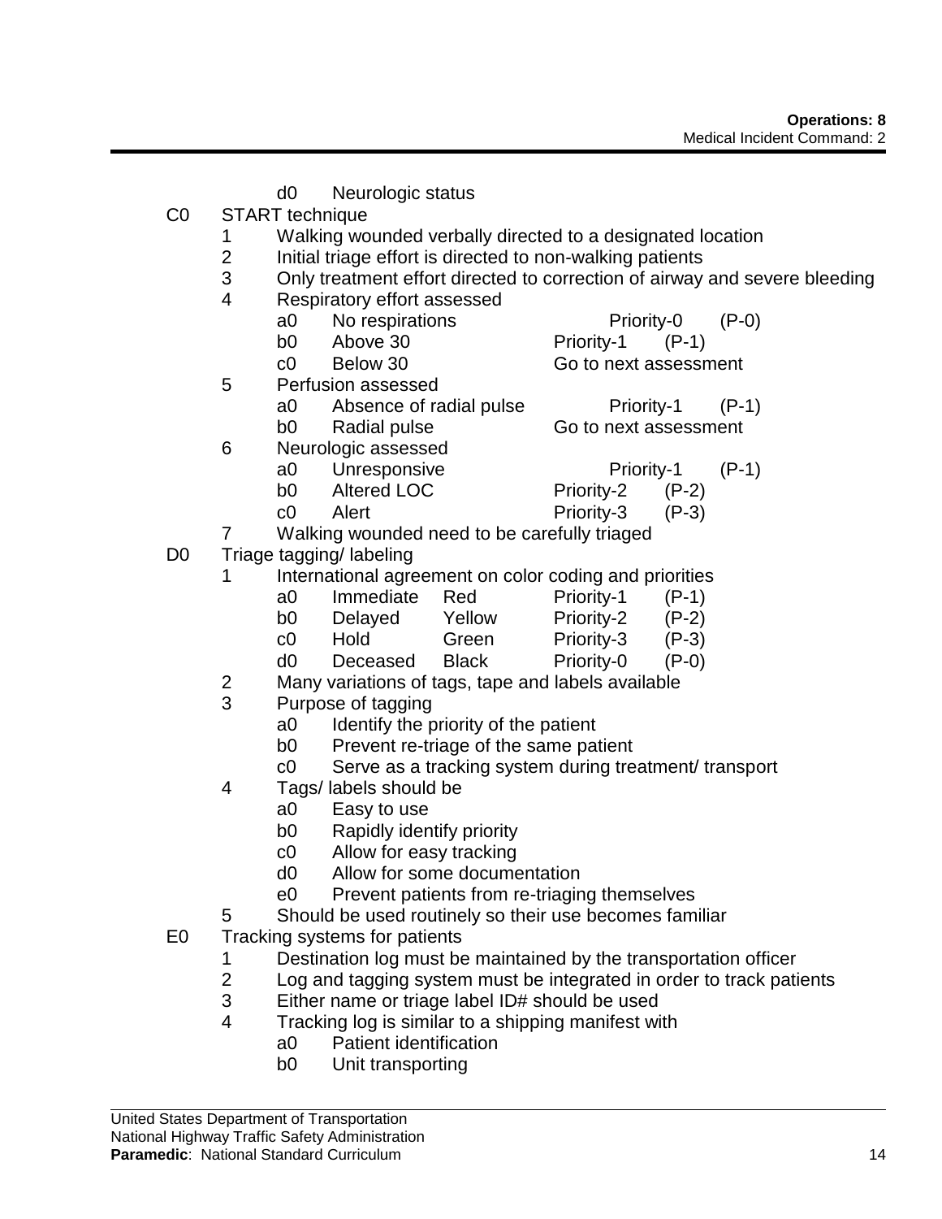- d0 Neurologic status

C0 START technique
- 1 Walking wounded verbally directed to a designated location
- 2 Initial triage effort is directed to non-walking patients
- 3 Only treatment effort directed to correction of airway and severe bleeding
- 4 Respiratory effort assessed
  - a0 No respirations Priority-0 (P-0)
  - b0 Above 30 Priority-1 (P-1)
  - c0 Below 30 Go to next assessment
- 5 Perfusion assessed
  - a0 Absence of radial pulse Priority-1 (P-1)
  - b0 Radial pulse Go to next assessment
- 6 Neurologic assessed
  - a0 Unresponsive Priority-1 (P-1)
  - b0 Altered LOC Priority-2 (P-2)
  - c0 Alert Priority-3 (P-3)
- 7 Walking wounded need to be carefully triaged

D0 Triage tagging/ labeling
- 1 International agreement on color coding and priorities
  - a0 Immediate Red Priority-1 (P-1)
  - b0 Delayed Yellow Priority-2 (P-2)
  - c0 Hold Green Priority-3 (P-3)
  - d0 Deceased Black Priority-0 (P-0)
- 2 Many variations of tags, tape and labels available
- 3 Purpose of tagging
  - a0 Identify the priority of the patient
  - b0 Prevent re-triage of the same patient
  - c0 Serve as a tracking system during treatment/ transport
- 4 Tags/ labels should be
  - a0 Easy to use
  - b0 Rapidly identify priority
  - c0 Allow for easy tracking
  - d0 Allow for some documentation
  - e0 Prevent patients from re-triaging themselves
- 5 Should be used routinely so their use becomes familiar

E0 Tracking systems for patients
- 1 Destination log must be maintained by the transportation officer
- 2 Log and tagging system must be integrated in order to track patients
- 3 Either name or triage label ID# should be used
- 4 Tracking log is similar to a shipping manifest with
  - a0 Patient identification
  - b0 Unit transporting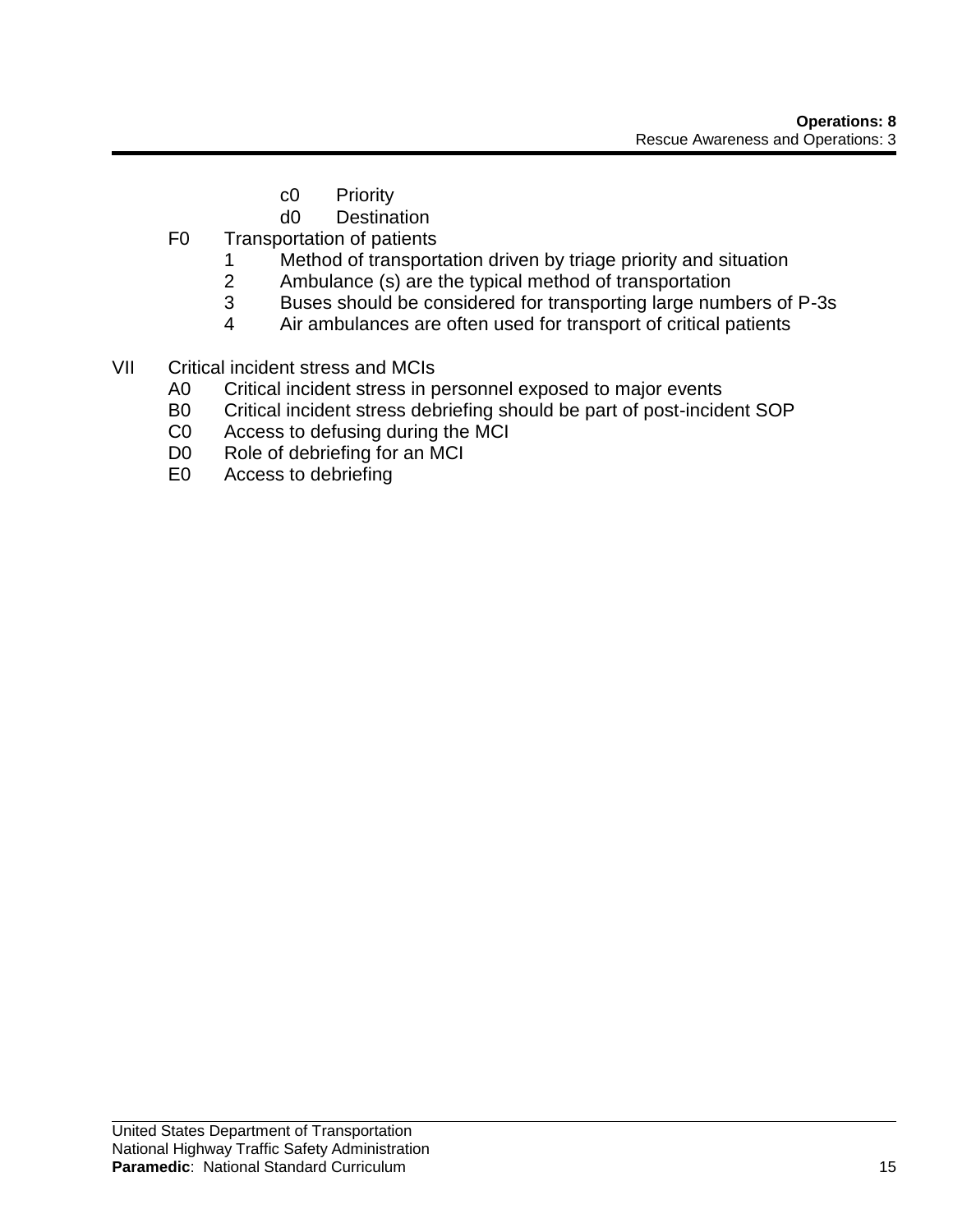c0 Priority
d0 Destination

F0 Transportation of patients
1 Method of transportation driven by triage priority and situation
2 Ambulance (s) are the typical method of transportation
3 Buses should be considered for transporting large numbers of P-3s
4 Air ambulances are often used for transport of critical patients

VII Critical incident stress and MCIs
A0 Critical incident stress in personnel exposed to major events
B0 Critical incident stress debriefing should be part of post-incident SOP
C0 Access to defusing during the MCI
D0 Role of debriefing for an MCI
E0 Access to debriefing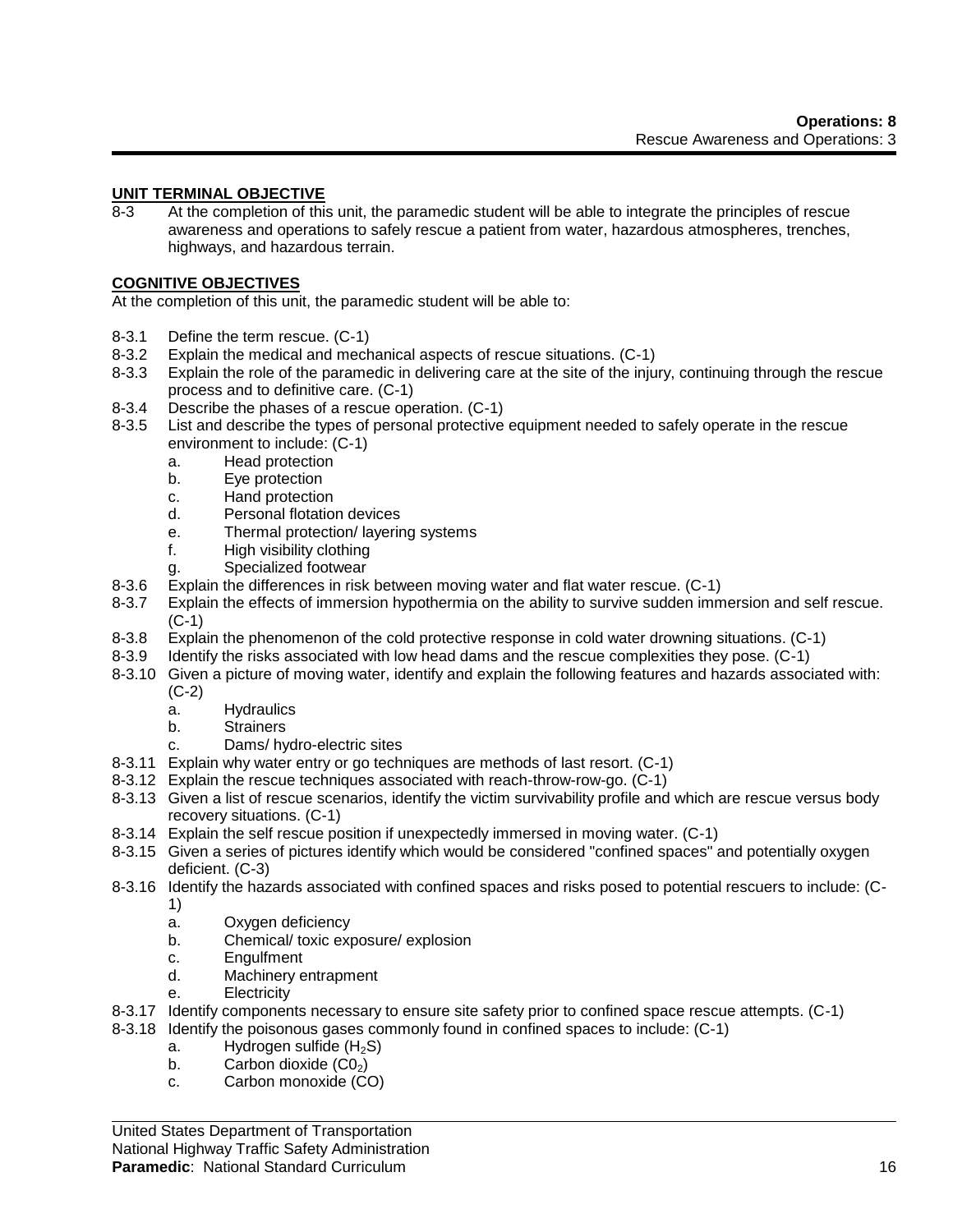**Operations: 8**
Rescue Awareness and Operations: 3

## UNIT TERMINAL OBJECTIVE

8-3 At the completion of this unit, the paramedic student will be able to integrate the principles of rescue awareness and operations to safely rescue a patient from water, hazardous atmospheres, trenches, highways, and hazardous terrain.

## COGNITIVE OBJECTIVES

At the completion of this unit, the paramedic student will be able to:

- 8-3.1 Define the term rescue. (C-1)
- 8-3.2 Explain the medical and mechanical aspects of rescue situations. (C-1)
- 8-3.3 Explain the role of the paramedic in delivering care at the site of the injury, continuing through the rescue process and to definitive care. (C-1)
- 8-3.4 Describe the phases of a rescue operation. (C-1)
- 8-3.5 List and describe the types of personal protective equipment needed to safely operate in the rescue environment to include: (C-1)
  - a. Head protection
  - b. Eye protection
  - c. Hand protection
  - d. Personal flotation devices
  - e. Thermal protection/ layering systems
  - f. High visibility clothing
  - g. Specialized footwear
- 8-3.6 Explain the differences in risk between moving water and flat water rescue. (C-1)
- 8-3.7 Explain the effects of immersion hypothermia on the ability to survive sudden immersion and self rescue. (C-1)
- 8-3.8 Explain the phenomenon of the cold protective response in cold water drowning situations. (C-1)
- 8-3.9 Identify the risks associated with low head dams and the rescue complexities they pose. (C-1)
- 8-3.10 Given a picture of moving water, identify and explain the following features and hazards associated with: (C-2)
  - a. Hydraulics
  - b. Strainers
  - c. Dams/ hydro-electric sites
- 8-3.11 Explain why water entry or go techniques are methods of last resort. (C-1)
- 8-3.12 Explain the rescue techniques associated with reach-throw-row-go. (C-1)
- 8-3.13 Given a list of rescue scenarios, identify the victim survivability profile and which are rescue versus body recovery situations. (C-1)
- 8-3.14 Explain the self rescue position if unexpectedly immersed in moving water. (C-1)
- 8-3.15 Given a series of pictures identify which would be considered "confined spaces" and potentially oxygen deficient. (C-3)
- 8-3.16 Identify the hazards associated with confined spaces and risks posed to potential rescuers to include: (C-1)
  - a. Oxygen deficiency
  - b. Chemical/ toxic exposure/ explosion
  - c. Engulfment
  - d. Machinery entrapment
  - e. Electricity
- 8-3.17 Identify components necessary to ensure site safety prior to confined space rescue attempts. (C-1)
- 8-3.18 Identify the poisonous gases commonly found in confined spaces to include: (C-1)
  - a. Hydrogen sulfide ($H_2S$)
  - b. Carbon dioxide ($C0_2$)
  - c. Carbon monoxide (CO)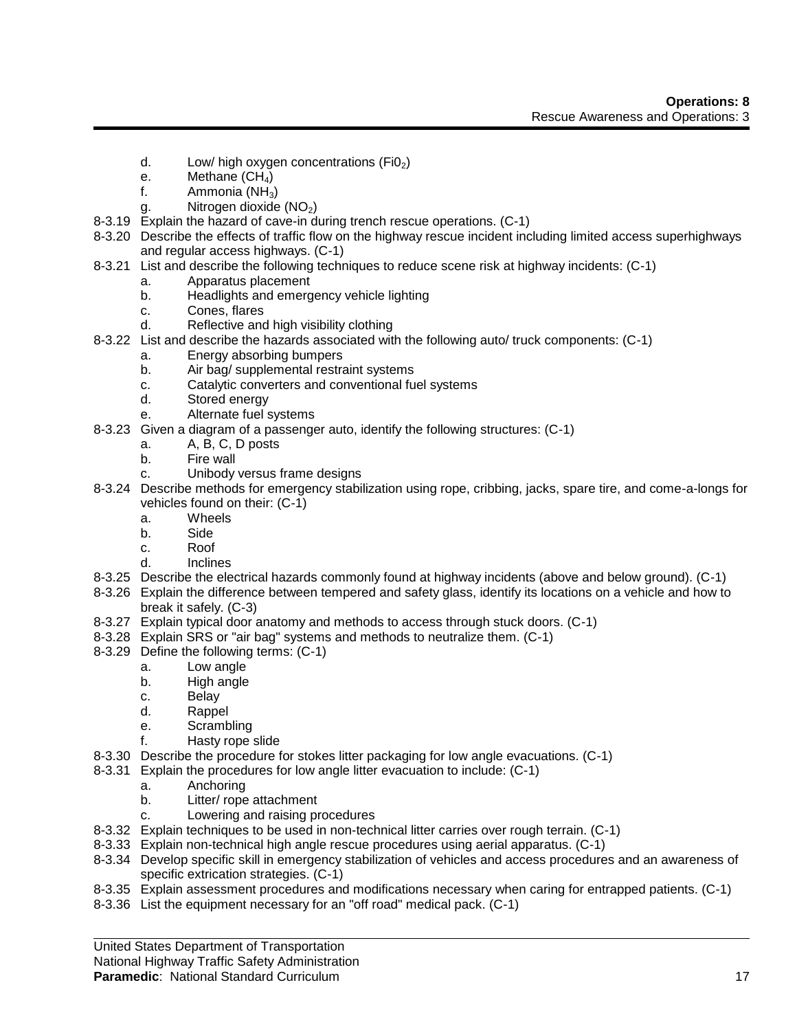- d. Low/ high oxygen concentrations ($FiO_2$)
- e. Methane ($CH_4$)
- f. Ammonia ($NH_3$)
- g. Nitrogen dioxide ($NO_2$)

8-3.19 Explain the hazard of cave-in during trench rescue operations. (C-1)

8-3.20 Describe the effects of traffic flow on the highway rescue incident including limited access superhighways and regular access highways. (C-1)

8-3.21 List and describe the following techniques to reduce scene risk at highway incidents: (C-1)
- a. Apparatus placement
- b. Headlights and emergency vehicle lighting
- c. Cones, flares
- d. Reflective and high visibility clothing

8-3.22 List and describe the hazards associated with the following auto/ truck components: (C-1)
- a. Energy absorbing bumpers
- b. Air bag/ supplemental restraint systems
- c. Catalytic converters and conventional fuel systems
- d. Stored energy
- e. Alternate fuel systems

8-3.23 Given a diagram of a passenger auto, identify the following structures: (C-1)
- a. A, B, C, D posts
- b. Fire wall
- c. Unibody versus frame designs

8-3.24 Describe methods for emergency stabilization using rope, cribbing, jacks, spare tire, and come-a-longs for vehicles found on their: (C-1)
- a. Wheels
- b. Side
- c. Roof
- d. Inclines

8-3.25 Describe the electrical hazards commonly found at highway incidents (above and below ground). (C-1)

8-3.26 Explain the difference between tempered and safety glass, identify its locations on a vehicle and how to break it safely. (C-3)

8-3.27 Explain typical door anatomy and methods to access through stuck doors. (C-1)

8-3.28 Explain SRS or "air bag" systems and methods to neutralize them. (C-1)

8-3.29 Define the following terms: (C-1)
- a. Low angle
- b. High angle
- c. Belay
- d. Rappel
- e. Scrambling
- f. Hasty rope slide

8-3.30 Describe the procedure for stokes litter packaging for low angle evacuations. (C-1)

8-3.31 Explain the procedures for low angle litter evacuation to include: (C-1)
- a. Anchoring
- b. Litter/ rope attachment
- c. Lowering and raising procedures

8-3.32 Explain techniques to be used in non-technical litter carries over rough terrain. (C-1)

8-3.33 Explain non-technical high angle rescue procedures using aerial apparatus. (C-1)

8-3.34 Develop specific skill in emergency stabilization of vehicles and access procedures and an awareness of specific extrication strategies. (C-1)

8-3.35 Explain assessment procedures and modifications necessary when caring for entrapped patients. (C-1)

8-3.36 List the equipment necessary for an "off road" medical pack. (C-1)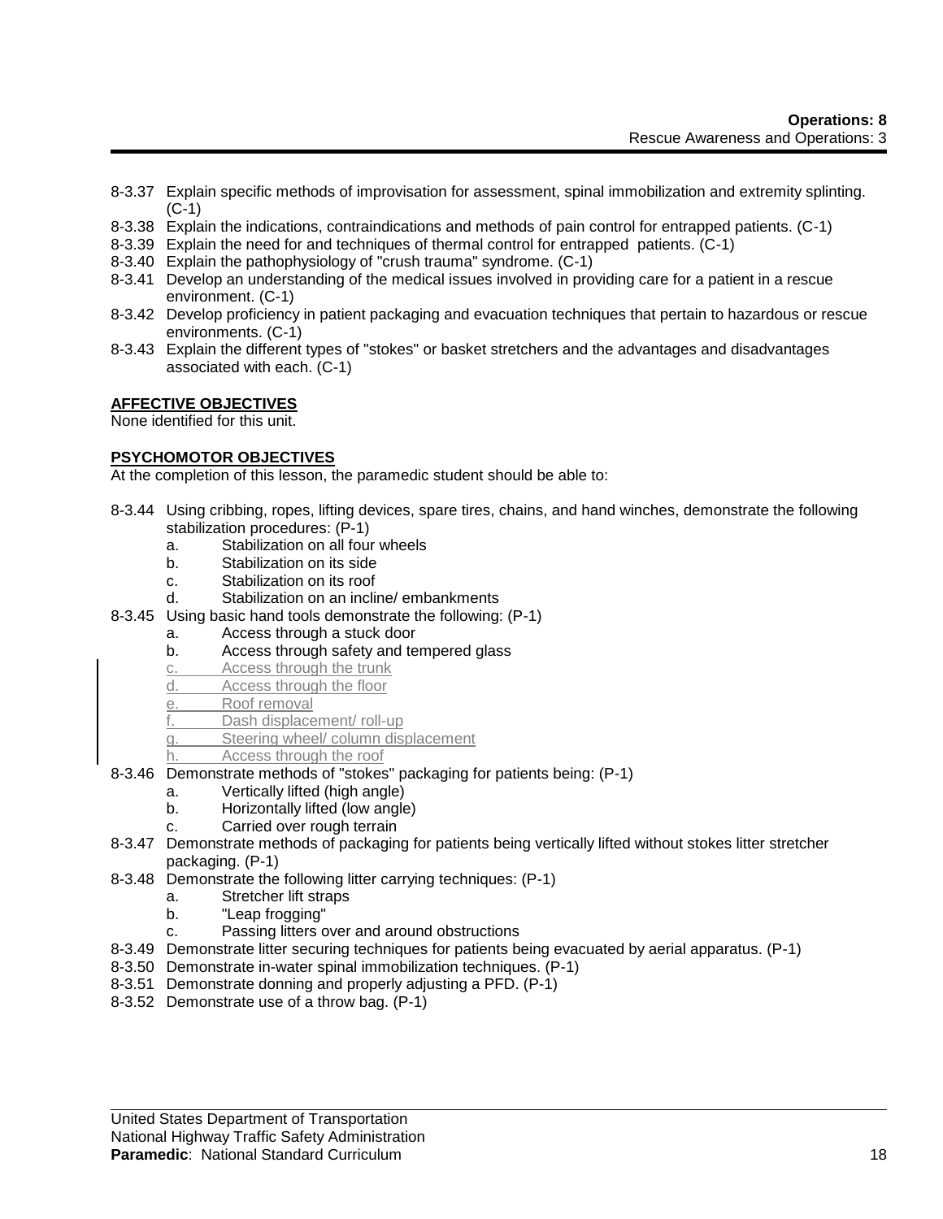- 8-3.37 Explain specific methods of improvisation for assessment, spinal immobilization and extremity splinting. (C-1)
- 8-3.38 Explain the indications, contraindications and methods of pain control for entrapped patients. (C-1)
- 8-3.39 Explain the need for and techniques of thermal control for entrapped patients. (C-1)
- 8-3.40 Explain the pathophysiology of "crush trauma" syndrome. (C-1)
- 8-3.41 Develop an understanding of the medical issues involved in providing care for a patient in a rescue environment. (C-1)
- 8-3.42 Develop proficiency in patient packaging and evacuation techniques that pertain to hazardous or rescue environments. (C-1)
- 8-3.43 Explain the different types of "stokes" or basket stretchers and the advantages and disadvantages associated with each. (C-1)

**AFFECTIVE OBJECTIVES**

None identified for this unit.

**PSYCHOMOTOR OBJECTIVES**

At the completion of this lesson, the paramedic student should be able to:

- 8-3.44 Using cribbing, ropes, lifting devices, spare tires, chains, and hand winches, demonstrate the following stabilization procedures: (P-1)
  - a. Stabilization on all four wheels
  - b. Stabilization on its side
  - c. Stabilization on its roof
  - d. Stabilization on an incline/ embankments
- 8-3.45 Using basic hand tools demonstrate the following: (P-1)
  - a. Access through a stuck door
  - b. Access through safety and tempered glass
  - c. Access through the trunk
  - d. Access through the floor
  - e. Roof removal
  - f. Dash displacement/ roll-up
  - g. Steering wheel/ column displacement
  - h. Access through the roof
- 8-3.46 Demonstrate methods of "stokes" packaging for patients being: (P-1)
  - a. Vertically lifted (high angle)
  - b. Horizontally lifted (low angle)
  - c. Carried over rough terrain
- 8-3.47 Demonstrate methods of packaging for patients being vertically lifted without stokes litter stretcher packaging. (P-1)
- 8-3.48 Demonstrate the following litter carrying techniques: (P-1)
  - a. Stretcher lift straps
  - b. "Leap frogging"
  - c. Passing litters over and around obstructions
- 8-3.49 Demonstrate litter securing techniques for patients being evacuated by aerial apparatus. (P-1)
- 8-3.50 Demonstrate in-water spinal immobilization techniques. (P-1)
- 8-3.51 Demonstrate donning and properly adjusting a PFD. (P-1)
- 8-3.52 Demonstrate use of a throw bag. (P-1)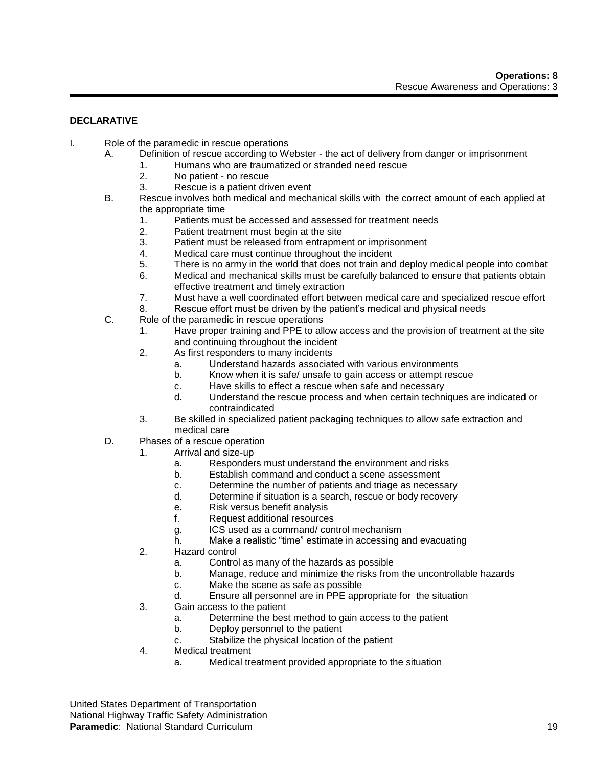**DECLARATIVE**

- I. Role of the paramedic in rescue operations
  - A. Definition of rescue according to Webster - the act of delivery from danger or imprisonment
    1. Humans who are traumatized or stranded need rescue
    2. No patient - no rescue
    3. Rescue is a patient driven event
  - B. Rescue involves both medical and mechanical skills with the correct amount of each applied at the appropriate time
    1. Patients must be accessed and assessed for treatment needs
    2. Patient treatment must begin at the site
    3. Patient must be released from entrapment or imprisonment
    4. Medical care must continue throughout the incident
    5. There is no army in the world that does not train and deploy medical people into combat
    6. Medical and mechanical skills must be carefully balanced to ensure that patients obtain effective treatment and timely extraction
    7. Must have a well coordinated effort between medical care and specialized rescue effort
    8. Rescue effort must be driven by the patient's medical and physical needs
  - C. Role of the paramedic in rescue operations
    1. Have proper training and PPE to allow access and the provision of treatment at the site and continuing throughout the incident
    2. As first responders to many incidents
       - a. Understand hazards associated with various environments
       - b. Know when it is safe/ unsafe to gain access or attempt rescue
       - c. Have skills to effect a rescue when safe and necessary
       - d. Understand the rescue process and when certain techniques are indicated or contraindicated
    3. Be skilled in specialized patient packaging techniques to allow safe extraction and medical care
  - D. Phases of a rescue operation
    1. Arrival and size-up
       - a. Responders must understand the environment and risks
       - b. Establish command and conduct a scene assessment
       - c. Determine the number of patients and triage as necessary
       - d. Determine if situation is a search, rescue or body recovery
       - e. Risk versus benefit analysis
       - f. Request additional resources
       - g. ICS used as a command/ control mechanism
       - h. Make a realistic "time" estimate in accessing and evacuating
    2. Hazard control
       - a. Control as many of the hazards as possible
       - b. Manage, reduce and minimize the risks from the uncontrollable hazards
       - c. Make the scene as safe as possible
       - d. Ensure all personnel are in PPE appropriate for the situation
    3. Gain access to the patient
       - a. Determine the best method to gain access to the patient
       - b. Deploy personnel to the patient
       - c. Stabilize the physical location of the patient
    4. Medical treatment
       - a. Medical treatment provided appropriate to the situation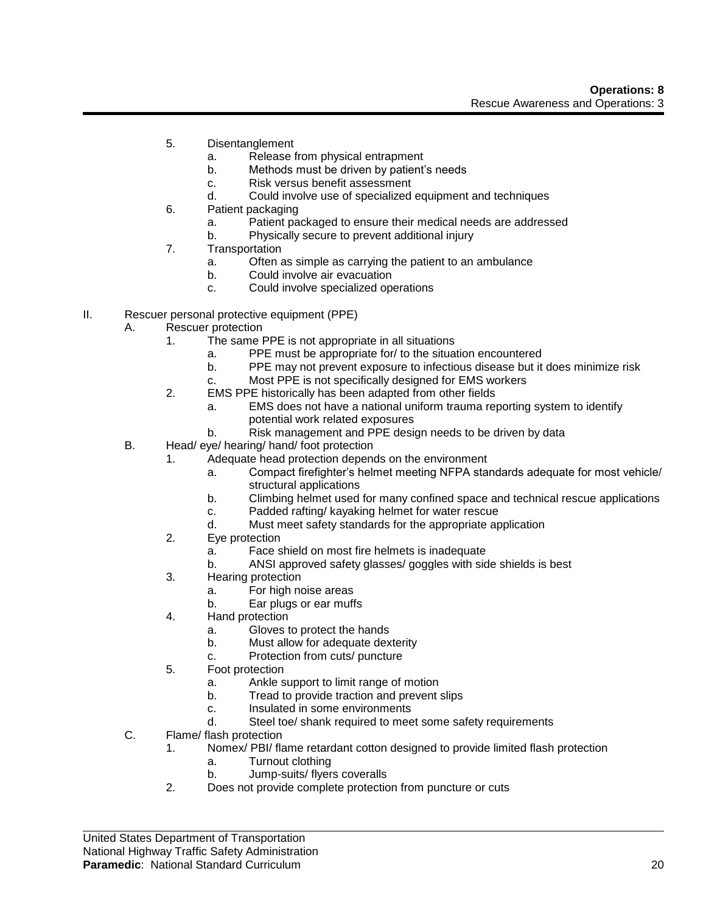5. Disentanglement
    a. Release from physical entrapment
    b. Methods must be driven by patient's needs
    c. Risk versus benefit assessment
    d. Could involve use of specialized equipment and techniques
6. Patient packaging
    a. Patient packaged to ensure their medical needs are addressed
    b. Physically secure to prevent additional injury
7. Transportation
    a. Often as simple as carrying the patient to an ambulance
    b. Could involve air evacuation
    c. Could involve specialized operations

II. Rescuer personal protective equipment (PPE)
  A. Rescuer protection
    1. The same PPE is not appropriate in all situations
        a. PPE must be appropriate for/ to the situation encountered
        b. PPE may not prevent exposure to infectious disease but it does minimize risk
        c. Most PPE is not specifically designed for EMS workers
    2. EMS PPE historically has been adapted from other fields
        a. EMS does not have a national uniform trauma reporting system to identify potential work related exposures
        b. Risk management and PPE design needs to be driven by data
  B. Head/ eye/ hearing/ hand/ foot protection
    1. Adequate head protection depends on the environment
        a. Compact firefighter's helmet meeting NFPA standards adequate for most vehicle/ structural applications
        b. Climbing helmet used for many confined space and technical rescue applications
        c. Padded rafting/ kayaking helmet for water rescue
        d. Must meet safety standards for the appropriate application
    2. Eye protection
        a. Face shield on most fire helmets is inadequate
        b. ANSI approved safety glasses/ goggles with side shields is best
    3. Hearing protection
        a. For high noise areas
        b. Ear plugs or ear muffs
    4. Hand protection
        a. Gloves to protect the hands
        b. Must allow for adequate dexterity
        c. Protection from cuts/ puncture
    5. Foot protection
        a. Ankle support to limit range of motion
        b. Tread to provide traction and prevent slips
        c. Insulated in some environments
        d. Steel toe/ shank required to meet some safety requirements
  C. Flame/ flash protection
    1. Nomex/ PBI/ flame retardant cotton designed to provide limited flash protection
        a. Turnout clothing
        b. Jump-suits/ flyers coveralls
    2. Does not provide complete protection from puncture or cuts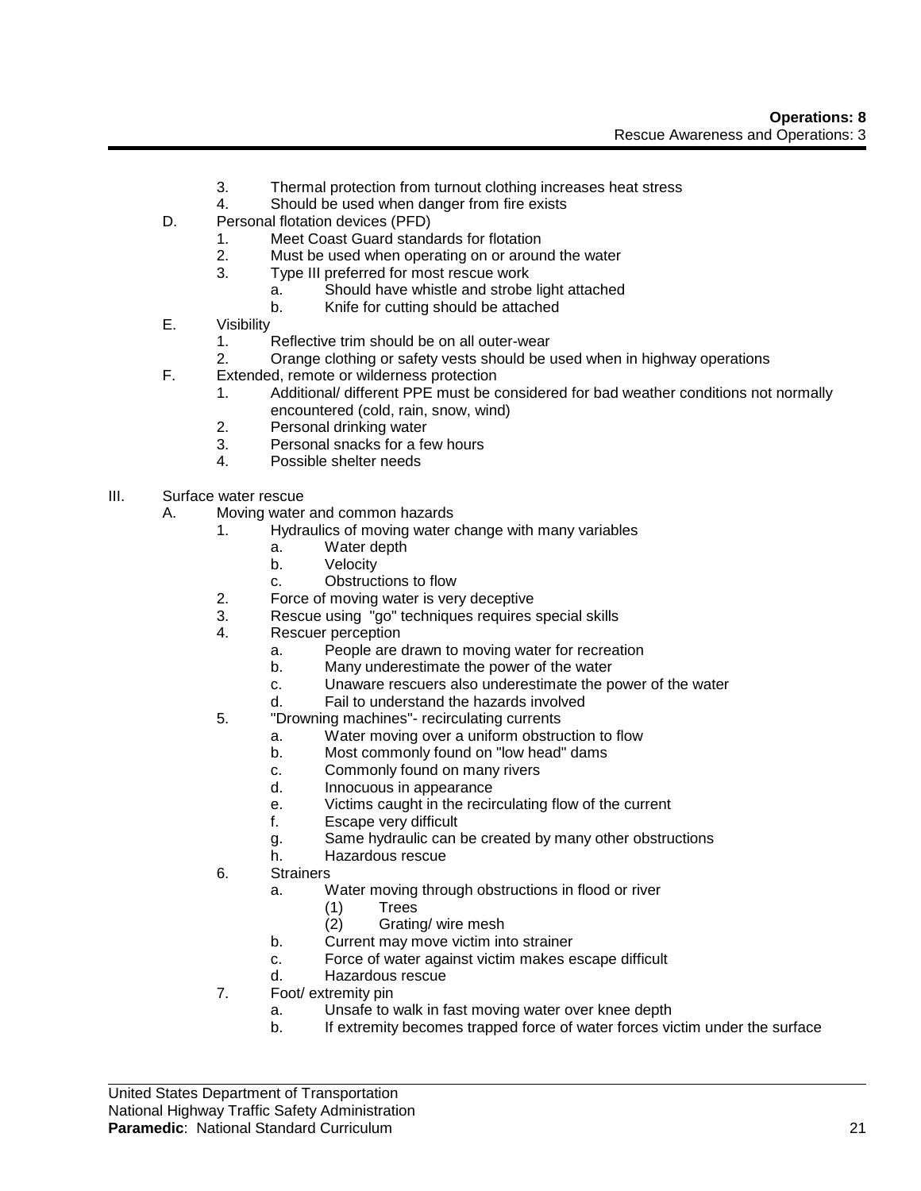3. Thermal protection from turnout clothing increases heat stress
4. Should be used when danger from fire exists

D. Personal flotation devices (PFD)
   1. Meet Coast Guard standards for flotation
   2. Must be used when operating on or around the water
   3. Type III preferred for most rescue work
      a. Should have whistle and strobe light attached
      b. Knife for cutting should be attached

E. Visibility
   1. Reflective trim should be on all outer-wear
   2. Orange clothing or safety vests should be used when in highway operations

F. Extended, remote or wilderness protection
   1. Additional/ different PPE must be considered for bad weather conditions not normally encountered (cold, rain, snow, wind)
   2. Personal drinking water
   3. Personal snacks for a few hours
   4. Possible shelter needs

III. Surface water rescue

A. Moving water and common hazards
   1. Hydraulics of moving water change with many variables
      a. Water depth
      b. Velocity
      c. Obstructions to flow
   2. Force of moving water is very deceptive
   3. Rescue using "go" techniques requires special skills
   4. Rescuer perception
      a. People are drawn to moving water for recreation
      b. Many underestimate the power of the water
      c. Unaware rescuers also underestimate the power of the water
      d. Fail to understand the hazards involved
   5. "Drowning machines"- recirculating currents
      a. Water moving over a uniform obstruction to flow
      b. Most commonly found on "low head" dams
      c. Commonly found on many rivers
      d. Innocuous in appearance
      e. Victims caught in the recirculating flow of the current
      f. Escape very difficult
      g. Same hydraulic can be created by many other obstructions
      h. Hazardous rescue
   6. Strainers
      a. Water moving through obstructions in flood or river
         (1) Trees
         (2) Grating/ wire mesh
      b. Current may move victim into strainer
      c. Force of water against victim makes escape difficult
      d. Hazardous rescue
   7. Foot/ extremity pin
      a. Unsafe to walk in fast moving water over knee depth
      b. If extremity becomes trapped force of water forces victim under the surface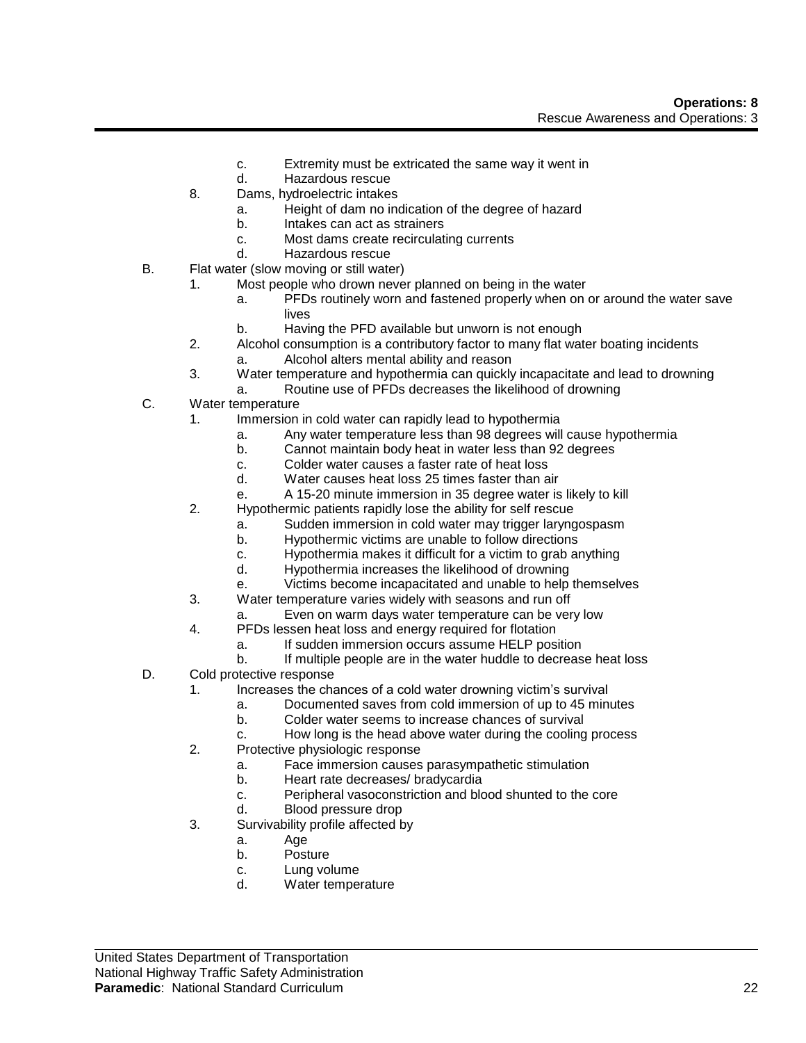- c. Extremity must be extricated the same way it went in
- d. Hazardous rescue

8. Dams, hydroelectric intakes
   - a. Height of dam no indication of the degree of hazard
   - b. Intakes can act as strainers
   - c. Most dams create recirculating currents
   - d. Hazardous rescue

B. Flat water (slow moving or still water)

1. Most people who drown never planned on being in the water
   - a. PFDs routinely worn and fastened properly when on or around the water save lives
   - b. Having the PFD available but unworn is not enough
2. Alcohol consumption is a contributory factor to many flat water boating incidents
   - a. Alcohol alters mental ability and reason
3. Water temperature and hypothermia can quickly incapacitate and lead to drowning
   - a. Routine use of PFDs decreases the likelihood of drowning

C. Water temperature

1. Immersion in cold water can rapidly lead to hypothermia
   - a. Any water temperature less than 98 degrees will cause hypothermia
   - b. Cannot maintain body heat in water less than 92 degrees
   - c. Colder water causes a faster rate of heat loss
   - d. Water causes heat loss 25 times faster than air
   - e. A 15-20 minute immersion in 35 degree water is likely to kill
2. Hypothermic patients rapidly lose the ability for self rescue
   - a. Sudden immersion in cold water may trigger laryngospasm
   - b. Hypothermic victims are unable to follow directions
   - c. Hypothermia makes it difficult for a victim to grab anything
   - d. Hypothermia increases the likelihood of drowning
   - e. Victims become incapacitated and unable to help themselves
3. Water temperature varies widely with seasons and run off
   - a. Even on warm days water temperature can be very low
4. PFDs lessen heat loss and energy required for flotation
   - a. If sudden immersion occurs assume HELP position
   - b. If multiple people are in the water huddle to decrease heat loss

D. Cold protective response

1. Increases the chances of a cold water drowning victim's survival
   - a. Documented saves from cold immersion of up to 45 minutes
   - b. Colder water seems to increase chances of survival
   - c. How long is the head above water during the cooling process
2. Protective physiologic response
   - a. Face immersion causes parasympathetic stimulation
   - b. Heart rate decreases/ bradycardia
   - c. Peripheral vasoconstriction and blood shunted to the core
   - d. Blood pressure drop
3. Survivability profile affected by
   - a. Age
   - b. Posture
   - c. Lung volume
   - d. Water temperature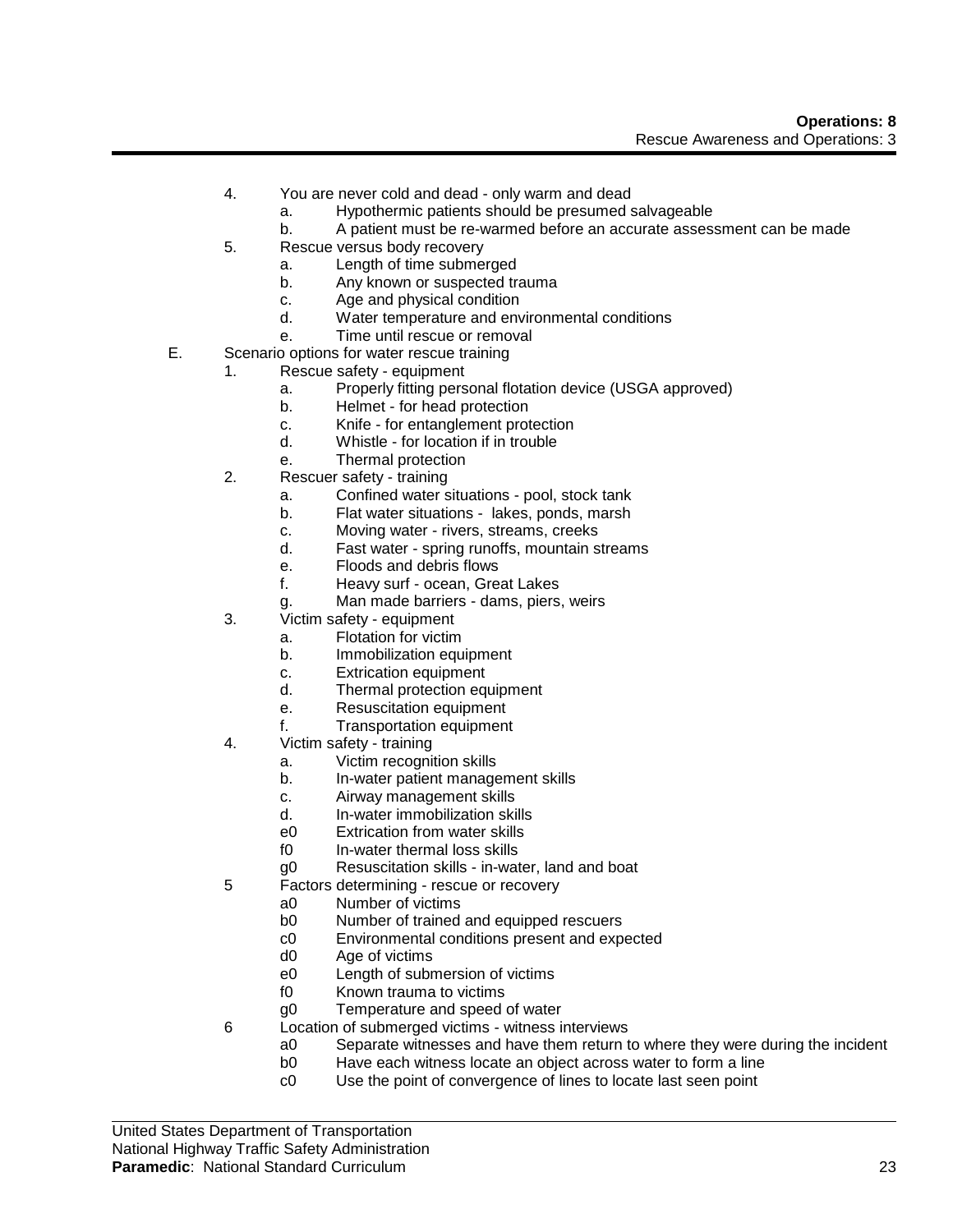4. You are never cold and dead - only warm and dead
    a. Hypothermic patients should be presumed salvageable
    b. A patient must be re-warmed before an accurate assessment can be made
5. Rescue versus body recovery
    a. Length of time submerged
    b. Any known or suspected trauma
    c. Age and physical condition
    d. Water temperature and environmental conditions
    e. Time until rescue or removal

E. Scenario options for water rescue training
1. Rescue safety - equipment
    a. Properly fitting personal flotation device (USGA approved)
    b. Helmet - for head protection
    c. Knife - for entanglement protection
    d. Whistle - for location if in trouble
    e. Thermal protection
2. Rescuer safety - training
    a. Confined water situations - pool, stock tank
    b. Flat water situations - lakes, ponds, marsh
    c. Moving water - rivers, streams, creeks
    d. Fast water - spring runoffs, mountain streams
    e. Floods and debris flows
    f. Heavy surf - ocean, Great Lakes
    g. Man made barriers - dams, piers, weirs
3. Victim safety - equipment
    a. Flotation for victim
    b. Immobilization equipment
    c. Extrication equipment
    d. Thermal protection equipment
    e. Resuscitation equipment
    f. Transportation equipment
4. Victim safety - training
    a. Victim recognition skills
    b. In-water patient management skills
    c. Airway management skills
    d. In-water immobilization skills
    e0 Extrication from water skills
    f0 In-water thermal loss skills
    g0 Resuscitation skills - in-water, land and boat
5 Factors determining - rescue or recovery
    a0 Number of victims
    b0 Number of trained and equipped rescuers
    c0 Environmental conditions present and expected
    d0 Age of victims
    e0 Length of submersion of victims
    f0 Known trauma to victims
    g0 Temperature and speed of water
6 Location of submerged victims - witness interviews
    a0 Separate witnesses and have them return to where they were during the incident
    b0 Have each witness locate an object across water to form a line
    c0 Use the point of convergence of lines to locate last seen point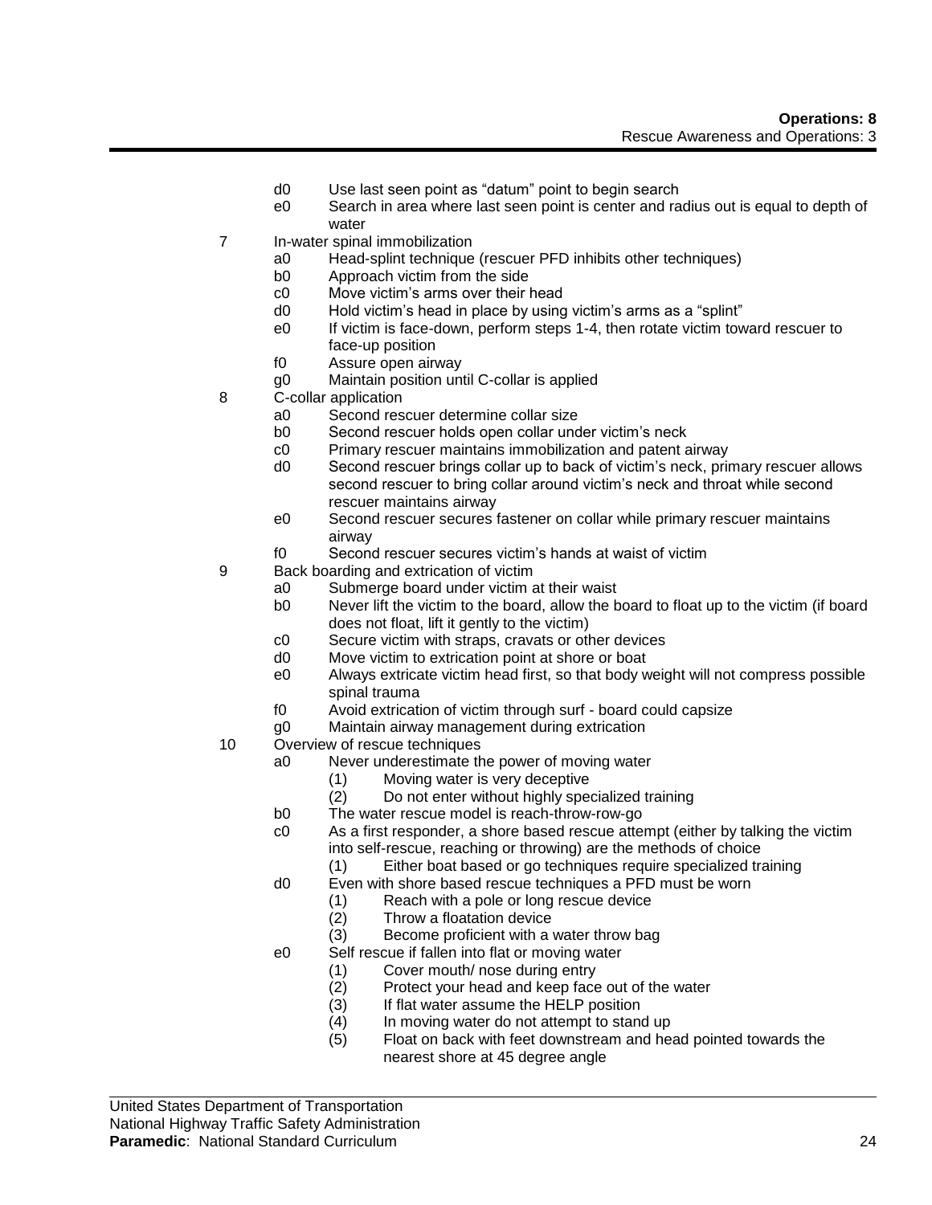- d0 Use last seen point as "datum" point to begin search
- e0 Search in area where last seen point is center and radius out is equal to depth of water

7 In-water spinal immobilization
- a0 Head-splint technique (rescuer PFD inhibits other techniques)
- b0 Approach victim from the side
- c0 Move victim's arms over their head
- d0 Hold victim's head in place by using victim's arms as a "splint"
- e0 If victim is face-down, perform steps 1-4, then rotate victim toward rescuer to face-up position
- f0 Assure open airway
- g0 Maintain position until C-collar is applied

8 C-collar application
- a0 Second rescuer determine collar size
- b0 Second rescuer holds open collar under victim's neck
- c0 Primary rescuer maintains immobilization and patent airway
- d0 Second rescuer brings collar up to back of victim's neck, primary rescuer allows second rescuer to bring collar around victim's neck and throat while second rescuer maintains airway
- e0 Second rescuer secures fastener on collar while primary rescuer maintains airway
- f0 Second rescuer secures victim's hands at waist of victim

9 Back boarding and extrication of victim
- a0 Submerge board under victim at their waist
- b0 Never lift the victim to the board, allow the board to float up to the victim (if board does not float, lift it gently to the victim)
- c0 Secure victim with straps, cravats or other devices
- d0 Move victim to extrication point at shore or boat
- e0 Always extricate victim head first, so that body weight will not compress possible spinal trauma
- f0 Avoid extrication of victim through surf - board could capsize
- g0 Maintain airway management during extrication

10 Overview of rescue techniques
- a0 Never underestimate the power of moving water
  - (1) Moving water is very deceptive
  - (2) Do not enter without highly specialized training
- b0 The water rescue model is reach-throw-row-go
- c0 As a first responder, a shore based rescue attempt (either by talking the victim into self-rescue, reaching or throwing) are the methods of choice
  - (1) Either boat based or go techniques require specialized training
- d0 Even with shore based rescue techniques a PFD must be worn
  - (1) Reach with a pole or long rescue device
  - (2) Throw a floatation device
  - (3) Become proficient with a water throw bag
- e0 Self rescue if fallen into flat or moving water
  - (1) Cover mouth/ nose during entry
  - (2) Protect your head and keep face out of the water
  - (3) If flat water assume the HELP position
  - (4) In moving water do not attempt to stand up
  - (5) Float on back with feet downstream and head pointed towards the nearest shore at 45 degree angle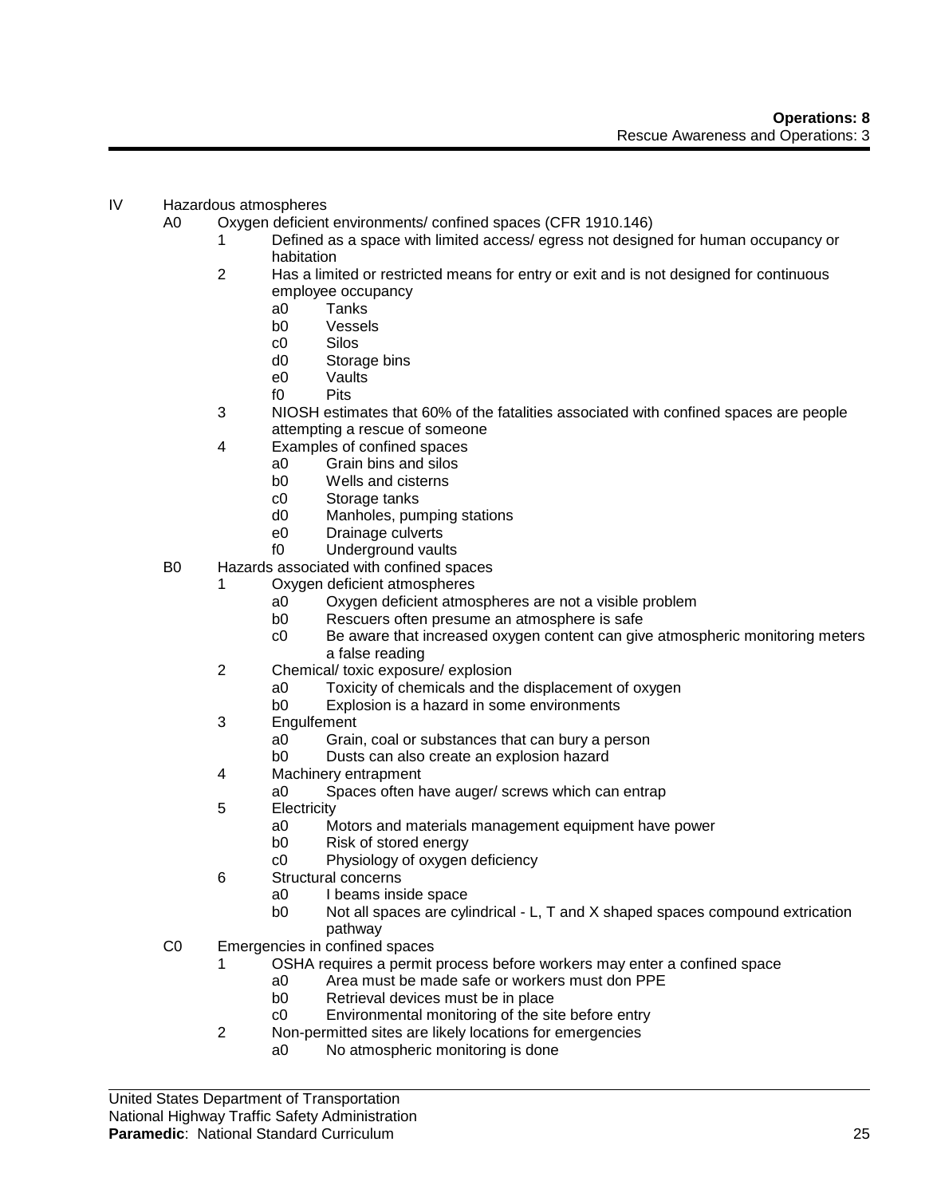IV Hazardous atmospheres

- A0 Oxygen deficient environments/ confined spaces (CFR 1910.146)
    - 1 Defined as a space with limited access/ egress not designed for human occupancy or habitation
    - 2 Has a limited or restricted means for entry or exit and is not designed for continuous employee occupancy
        - a0 Tanks
        - b0 Vessels
        - c0 Silos
        - d0 Storage bins
        - e0 Vaults
        - f0 Pits
    - 3 NIOSH estimates that 60% of the fatalities associated with confined spaces are people attempting a rescue of someone
    - 4 Examples of confined spaces
        - a0 Grain bins and silos
        - b0 Wells and cisterns
        - c0 Storage tanks
        - d0 Manholes, pumping stations
        - e0 Drainage culverts
        - f0 Underground vaults
- B0 Hazards associated with confined spaces
    - 1 Oxygen deficient atmospheres
        - a0 Oxygen deficient atmospheres are not a visible problem
        - b0 Rescuers often presume an atmosphere is safe
        - c0 Be aware that increased oxygen content can give atmospheric monitoring meters a false reading
    - 2 Chemical/ toxic exposure/ explosion
        - a0 Toxicity of chemicals and the displacement of oxygen
        - b0 Explosion is a hazard in some environments
    - 3 Engulfement
        - a0 Grain, coal or substances that can bury a person
        - b0 Dusts can also create an explosion hazard
    - 4 Machinery entrapment
        - a0 Spaces often have auger/ screws which can entrap
    - 5 Electricity
        - a0 Motors and materials management equipment have power
        - b0 Risk of stored energy
        - c0 Physiology of oxygen deficiency
    - 6 Structural concerns
        - a0 I beams inside space
        - b0 Not all spaces are cylindrical - L, T and X shaped spaces compound extrication pathway
- C0 Emergencies in confined spaces
    - 1 OSHA requires a permit process before workers may enter a confined space
        - a0 Area must be made safe or workers must don PPE
        - b0 Retrieval devices must be in place
        - c0 Environmental monitoring of the site before entry
    - 2 Non-permitted sites are likely locations for emergencies
        - a0 No atmospheric monitoring is done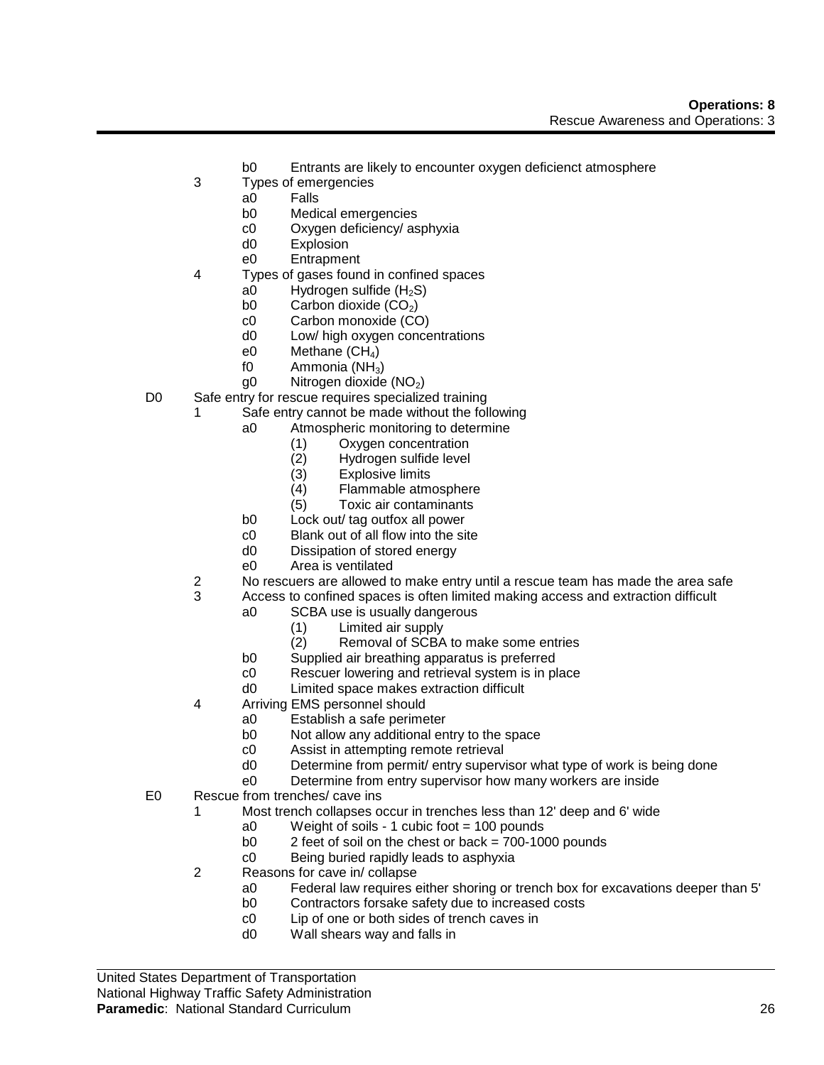- b0 Entrants are likely to encounter oxygen deficienct atmosphere
- 3 Types of emergencies
  - a0 Falls
  - b0 Medical emergencies
  - c0 Oxygen deficiency/ asphyxia
  - d0 Explosion
  - e0 Entrapment
- 4 Types of gases found in confined spaces
  - a0 Hydrogen sulfide ($H_2S$)
  - b0 Carbon dioxide ($CO_2$)
  - c0 Carbon monoxide (CO)
  - d0 Low/ high oxygen concentrations
  - e0 Methane ($CH_4$)
  - f0 Ammonia ($NH_3$)
  - g0 Nitrogen dioxide ($NO_2$)

D0 Safe entry for rescue requires specialized training
- 1 Safe entry cannot be made without the following
  - a0 Atmospheric monitoring to determine
    - (1) Oxygen concentration
    - (2) Hydrogen sulfide level
    - (3) Explosive limits
    - (4) Flammable atmosphere
    - (5) Toxic air contaminants
  - b0 Lock out/ tag outfox all power
  - c0 Blank out of all flow into the site
  - d0 Dissipation of stored energy
  - e0 Area is ventilated
- 2 No rescuers are allowed to make entry until a rescue team has made the area safe
- 3 Access to confined spaces is often limited making access and extraction difficult
  - a0 SCBA use is usually dangerous
    - (1) Limited air supply
    - (2) Removal of SCBA to make some entries
  - b0 Supplied air breathing apparatus is preferred
  - c0 Rescuer lowering and retrieval system is in place
  - d0 Limited space makes extraction difficult
- 4 Arriving EMS personnel should
  - a0 Establish a safe perimeter
  - b0 Not allow any additional entry to the space
  - c0 Assist in attempting remote retrieval
  - d0 Determine from permit/ entry supervisor what type of work is being done
  - e0 Determine from entry supervisor how many workers are inside

E0 Rescue from trenches/ cave ins
- 1 Most trench collapses occur in trenches less than 12' deep and 6' wide
  - a0 Weight of soils - 1 cubic foot = 100 pounds
  - b0 2 feet of soil on the chest or back = 700-1000 pounds
  - c0 Being buried rapidly leads to asphyxia
- 2 Reasons for cave in/ collapse
  - a0 Federal law requires either shoring or trench box for excavations deeper than 5'
  - b0 Contractors forsake safety due to increased costs
  - c0 Lip of one or both sides of trench caves in
  - d0 Wall shears way and falls in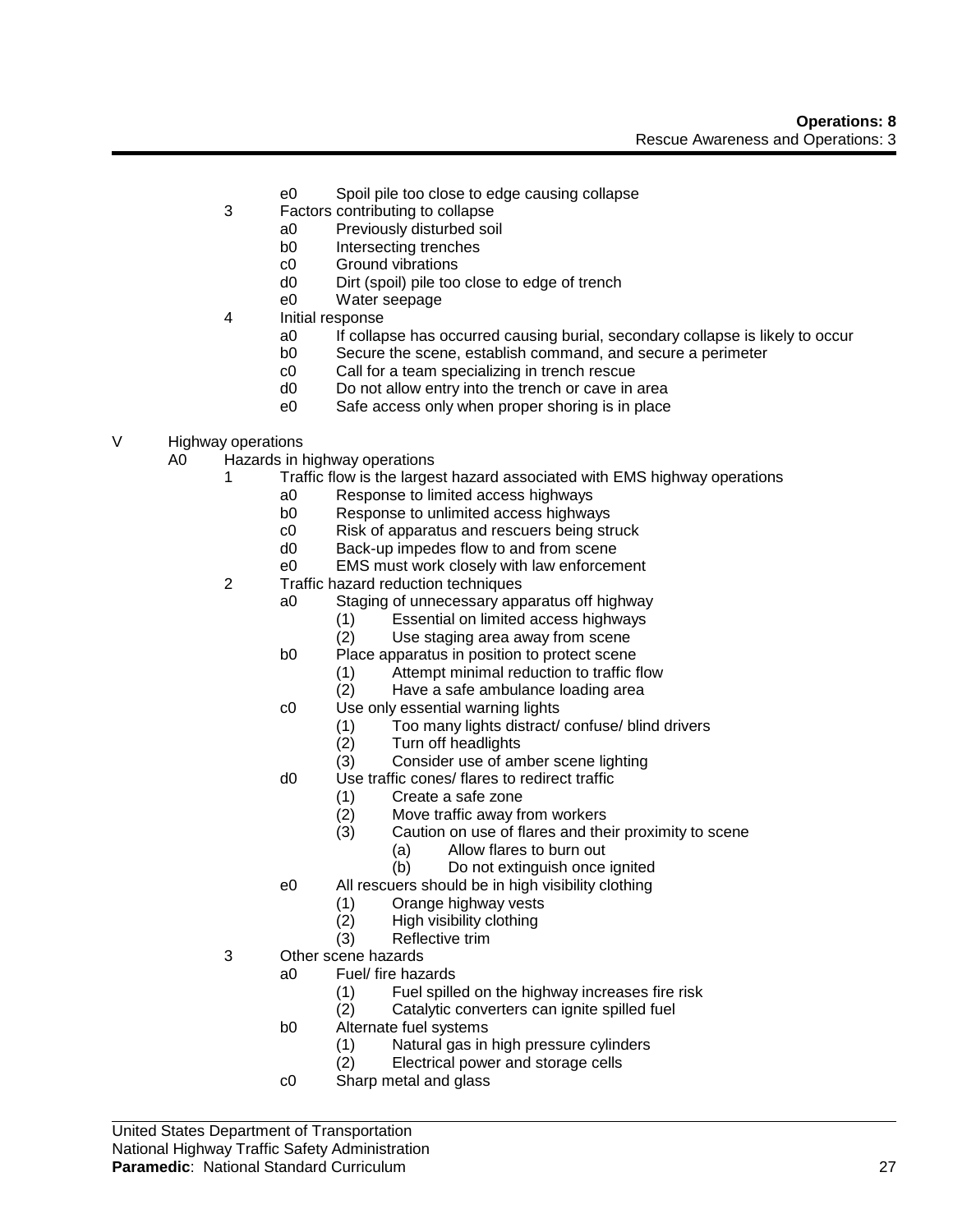- e0 Spoil pile too close to edge causing collapse
- 3 Factors contributing to collapse
  - a0 Previously disturbed soil
  - b0 Intersecting trenches
  - c0 Ground vibrations
  - d0 Dirt (spoil) pile too close to edge of trench
  - e0 Water seepage
- 4 Initial response
  - a0 If collapse has occurred causing burial, secondary collapse is likely to occur
  - b0 Secure the scene, establish command, and secure a perimeter
  - c0 Call for a team specializing in trench rescue
  - d0 Do not allow entry into the trench or cave in area
  - e0 Safe access only when proper shoring is in place

V Highway operations

- A0 Hazards in highway operations
  - 1 Traffic flow is the largest hazard associated with EMS highway operations
    - a0 Response to limited access highways
    - b0 Response to unlimited access highways
    - c0 Risk of apparatus and rescuers being struck
    - d0 Back-up impedes flow to and from scene
    - e0 EMS must work closely with law enforcement
  - 2 Traffic hazard reduction techniques
    - a0 Staging of unnecessary apparatus off highway
      - (1) Essential on limited access highways
      - (2) Use staging area away from scene
    - b0 Place apparatus in position to protect scene
      - (1) Attempt minimal reduction to traffic flow
      - (2) Have a safe ambulance loading area
    - c0 Use only essential warning lights
      - (1) Too many lights distract/ confuse/ blind drivers
      - (2) Turn off headlights
      - (3) Consider use of amber scene lighting
    - d0 Use traffic cones/ flares to redirect traffic
      - (1) Create a safe zone
      - (2) Move traffic away from workers
      - (3) Caution on use of flares and their proximity to scene
        - (a) Allow flares to burn out
        - (b) Do not extinguish once ignited
    - e0 All rescuers should be in high visibility clothing
      - (1) Orange highway vests
      - (2) High visibility clothing
      - (3) Reflective trim
  - 3 Other scene hazards
    - a0 Fuel/ fire hazards
      - (1) Fuel spilled on the highway increases fire risk
      - (2) Catalytic converters can ignite spilled fuel
    - b0 Alternate fuel systems
      - (1) Natural gas in high pressure cylinders
      - (2) Electrical power and storage cells
    - c0 Sharp metal and glass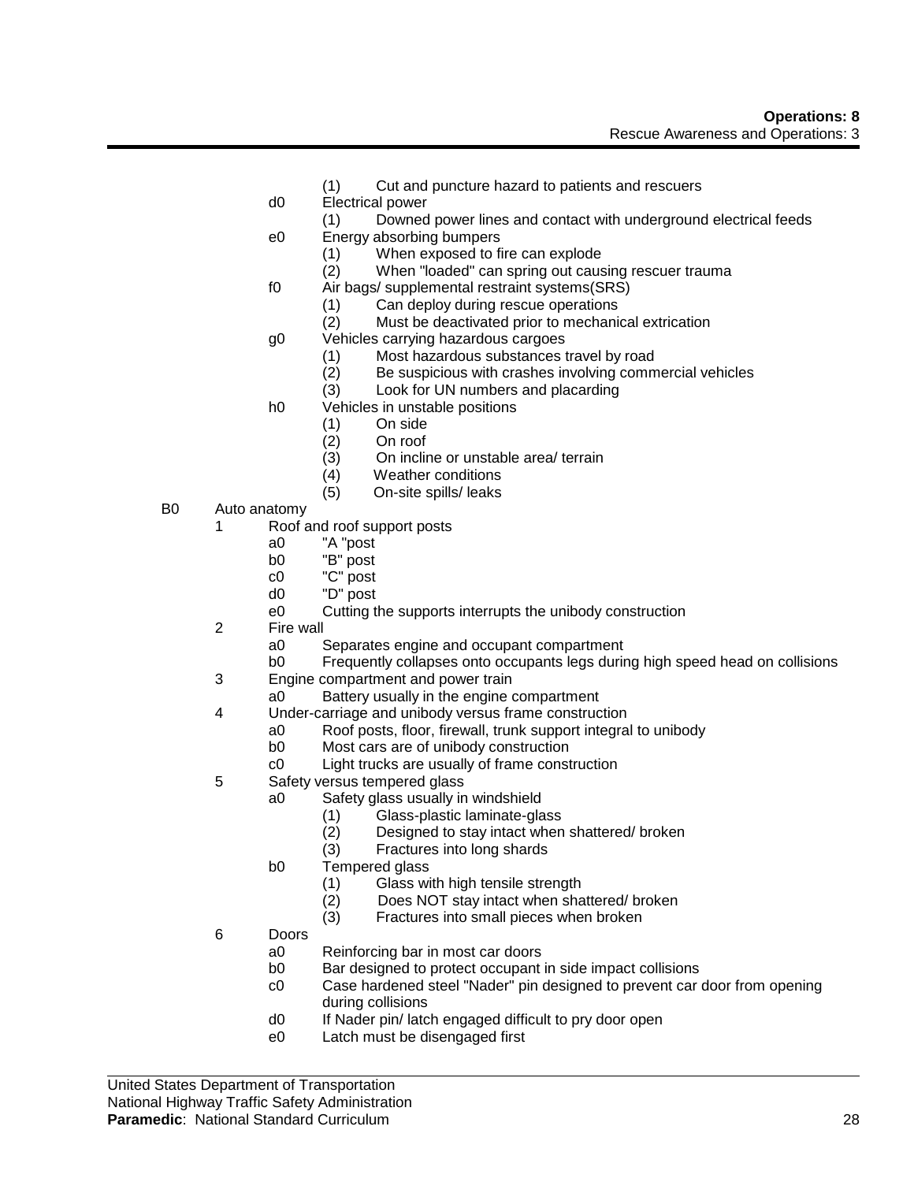- (1) Cut and puncture hazard to patients and rescuers
- d0 Electrical power
  - (1) Downed power lines and contact with underground electrical feeds
- e0 Energy absorbing bumpers
  - (1) When exposed to fire can explode
  - (2) When "loaded" can spring out causing rescuer trauma
- f0 Air bags/ supplemental restraint systems(SRS)
  - (1) Can deploy during rescue operations
  - (2) Must be deactivated prior to mechanical extrication
- g0 Vehicles carrying hazardous cargoes
  - (1) Most hazardous substances travel by road
  - (2) Be suspicious with crashes involving commercial vehicles
  - (3) Look for UN numbers and placarding
- h0 Vehicles in unstable positions
  - (1) On side
  - (2) On roof
  - (3) On incline or unstable area/ terrain
  - (4) Weather conditions
  - (5) On-site spills/ leaks

B0 Auto anatomy

- 1 Roof and roof support posts
  - a0 "A "post
  - b0 "B" post
  - c0 "C" post
  - d0 "D" post
  - e0 Cutting the supports interrupts the unibody construction
- 2 Fire wall
  - a0 Separates engine and occupant compartment
  - b0 Frequently collapses onto occupants legs during high speed head on collisions
- 3 Engine compartment and power train
  - a0 Battery usually in the engine compartment
- 4 Under-carriage and unibody versus frame construction
  - a0 Roof posts, floor, firewall, trunk support integral to unibody
  - b0 Most cars are of unibody construction
  - c0 Light trucks are usually of frame construction
- 5 Safety versus tempered glass
  - a0 Safety glass usually in windshield
    - (1) Glass-plastic laminate-glass
    - (2) Designed to stay intact when shattered/ broken
    - (3) Fractures into long shards
  - b0 Tempered glass
    - (1) Glass with high tensile strength
    - (2) Does NOT stay intact when shattered/ broken
    - (3) Fractures into small pieces when broken
- 6 Doors
  - a0 Reinforcing bar in most car doors
  - b0 Bar designed to protect occupant in side impact collisions
  - c0 Case hardened steel "Nader" pin designed to prevent car door from opening during collisions
  - d0 If Nader pin/ latch engaged difficult to pry door open
  - e0 Latch must be disengaged first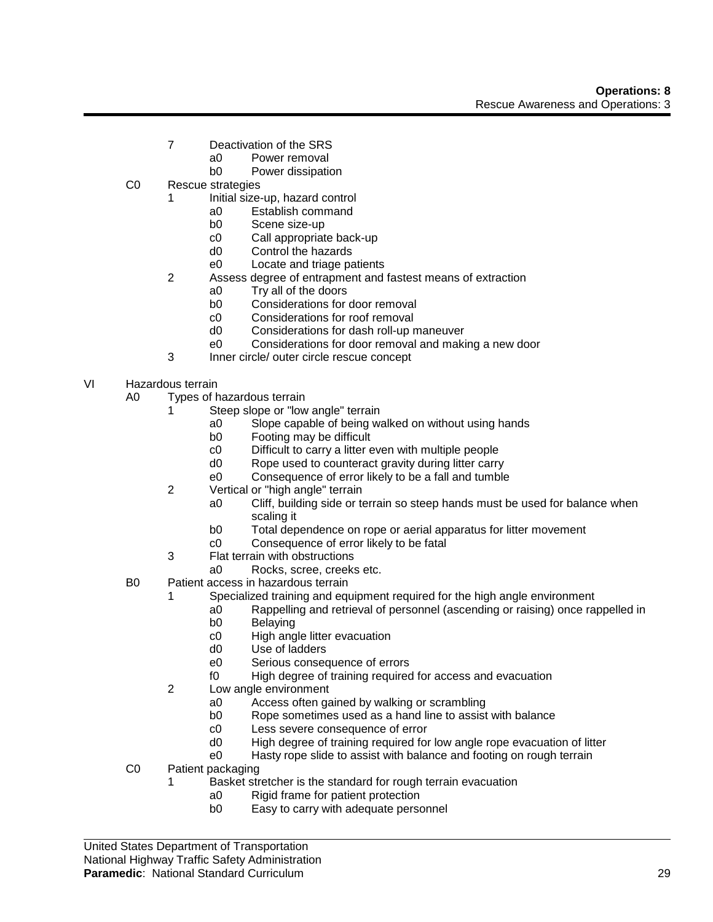7 Deactivation of the SRS
  - a0 Power removal
  - b0 Power dissipation

C0 Rescue strategies

1 Initial size-up, hazard control
  - a0 Establish command
  - b0 Scene size-up
  - c0 Call appropriate back-up
  - d0 Control the hazards
  - e0 Locate and triage patients

2 Assess degree of entrapment and fastest means of extraction
  - a0 Try all of the doors
  - b0 Considerations for door removal
  - c0 Considerations for roof removal
  - d0 Considerations for dash roll-up maneuver
  - e0 Considerations for door removal and making a new door

3 Inner circle/ outer circle rescue concept

VI Hazardous terrain

A0 Types of hazardous terrain

1 Steep slope or "low angle" terrain
  - a0 Slope capable of being walked on without using hands
  - b0 Footing may be difficult
  - c0 Difficult to carry a litter even with multiple people
  - d0 Rope used to counteract gravity during litter carry
  - e0 Consequence of error likely to be a fall and tumble

2 Vertical or "high angle" terrain
  - a0 Cliff, building side or terrain so steep hands must be used for balance when scaling it
  - b0 Total dependence on rope or aerial apparatus for litter movement
  - c0 Consequence of error likely to be fatal

3 Flat terrain with obstructions
  - a0 Rocks, scree, creeks etc.

B0 Patient access in hazardous terrain

1 Specialized training and equipment required for the high angle environment
  - a0 Rappelling and retrieval of personnel (ascending or raising) once rappelled in
  - b0 Belaying
  - c0 High angle litter evacuation
  - d0 Use of ladders
  - e0 Serious consequence of errors
  - f0 High degree of training required for access and evacuation

2 Low angle environment
  - a0 Access often gained by walking or scrambling
  - b0 Rope sometimes used as a hand line to assist with balance
  - c0 Less severe consequence of error
  - d0 High degree of training required for low angle rope evacuation of litter
  - e0 Hasty rope slide to assist with balance and footing on rough terrain

C0 Patient packaging

1 Basket stretcher is the standard for rough terrain evacuation
  - a0 Rigid frame for patient protection
  - b0 Easy to carry with adequate personnel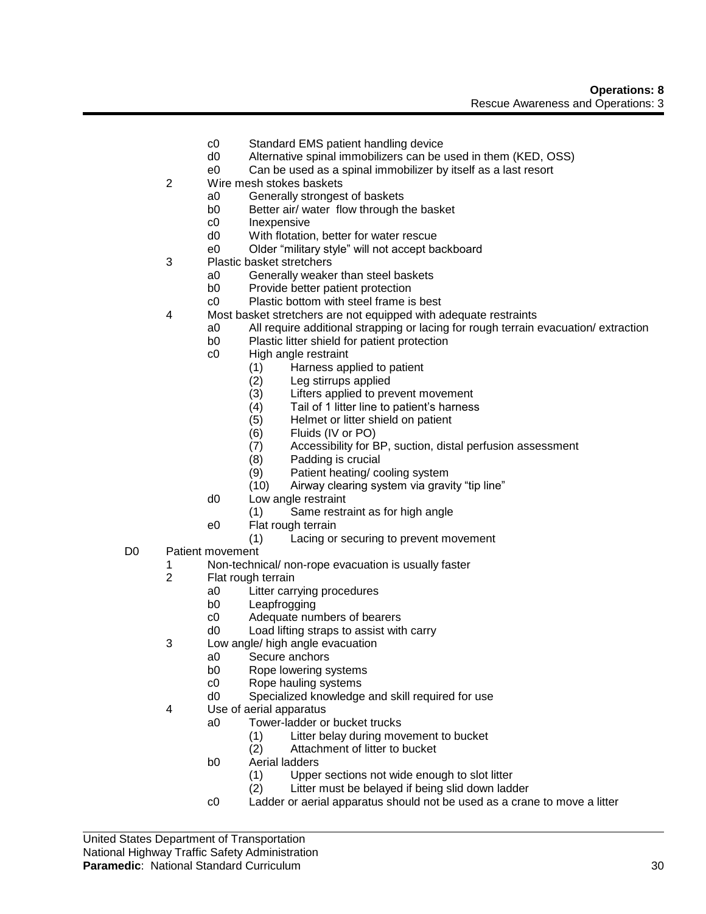c0 Standard EMS patient handling device
d0 Alternative spinal immobilizers can be used in them (KED, OSS)
e0 Can be used as a spinal immobilizer by itself as a last resort

2 Wire mesh stokes baskets
- a0 Generally strongest of baskets
- b0 Better air/ water flow through the basket
- c0 Inexpensive
- d0 With flotation, better for water rescue
- e0 Older "military style" will not accept backboard

3 Plastic basket stretchers
- a0 Generally weaker than steel baskets
- b0 Provide better patient protection
- c0 Plastic bottom with steel frame is best

4 Most basket stretchers are not equipped with adequate restraints
- a0 All require additional strapping or lacing for rough terrain evacuation/ extraction
- b0 Plastic litter shield for patient protection
- c0 High angle restraint
  - (1) Harness applied to patient
  - (2) Leg stirrups applied
  - (3) Lifters applied to prevent movement
  - (4) Tail of 1 litter line to patient's harness
  - (5) Helmet or litter shield on patient
  - (6) Fluids (IV or PO)
  - (7) Accessibility for BP, suction, distal perfusion assessment
  - (8) Padding is crucial
  - (9) Patient heating/ cooling system
  - (10) Airway clearing system via gravity "tip line"
- d0 Low angle restraint
  - (1) Same restraint as for high angle
- e0 Flat rough terrain
  - (1) Lacing or securing to prevent movement

D0 Patient movement

1 Non-technical/ non-rope evacuation is usually faster

2 Flat rough terrain
- a0 Litter carrying procedures
- b0 Leapfrogging
- c0 Adequate numbers of bearers
- d0 Load lifting straps to assist with carry

3 Low angle/ high angle evacuation
- a0 Secure anchors
- b0 Rope lowering systems
- c0 Rope hauling systems
- d0 Specialized knowledge and skill required for use

4 Use of aerial apparatus
- a0 Tower-ladder or bucket trucks
  - (1) Litter belay during movement to bucket
  - (2) Attachment of litter to bucket
- b0 Aerial ladders
  - (1) Upper sections not wide enough to slot litter
  - (2) Litter must be belayed if being slid down ladder
- c0 Ladder or aerial apparatus should not be used as a crane to move a litter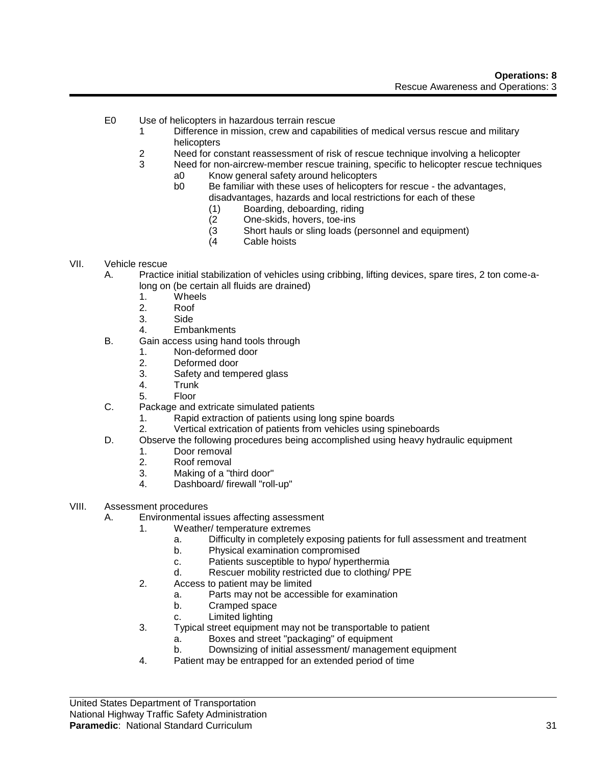E0 Use of helicopters in hazardous terrain rescue
    1 Difference in mission, crew and capabilities of medical versus rescue and military helicopters
    2 Need for constant reassessment of risk of rescue technique involving a helicopter
    3 Need for non-aircrew-member rescue training, specific to helicopter rescue techniques
        a0 Know general safety around helicopters
        b0 Be familiar with these uses of helicopters for rescue - the advantages, disadvantages, hazards and local restrictions for each of these
            (1) Boarding, deboarding, riding
            (2 One-skids, hovers, toe-ins
            (3 Short hauls or sling loads (personnel and equipment)
            (4 Cable hoists

VII. Vehicle rescue
    A. Practice initial stabilization of vehicles using cribbing, lifting devices, spare tires, 2 ton come-a-long on (be certain all fluids are drained)
        1. Wheels
        2. Roof
        3. Side
        4. Embankments
    B. Gain access using hand tools through
        1. Non-deformed door
        2. Deformed door
        3. Safety and tempered glass
        4. Trunk
        5. Floor
    C. Package and extricate simulated patients
        1. Rapid extraction of patients using long spine boards
        2. Vertical extrication of patients from vehicles using spineboards
    D. Observe the following procedures being accomplished using heavy hydraulic equipment
        1. Door removal
        2. Roof removal
        3. Making of a "third door"
        4. Dashboard/ firewall "roll-up"

VIII. Assessment procedures
    A. Environmental issues affecting assessment
        1. Weather/ temperature extremes
            a. Difficulty in completely exposing patients for full assessment and treatment
            b. Physical examination compromised
            c. Patients susceptible to hypo/ hyperthermia
            d. Rescuer mobility restricted due to clothing/ PPE
        2. Access to patient may be limited
            a. Parts may not be accessible for examination
            b. Cramped space
            c. Limited lighting
        3. Typical street equipment may not be transportable to patient
            a. Boxes and street "packaging" of equipment
            b. Downsizing of initial assessment/ management equipment
        4. Patient may be entrapped for an extended period of time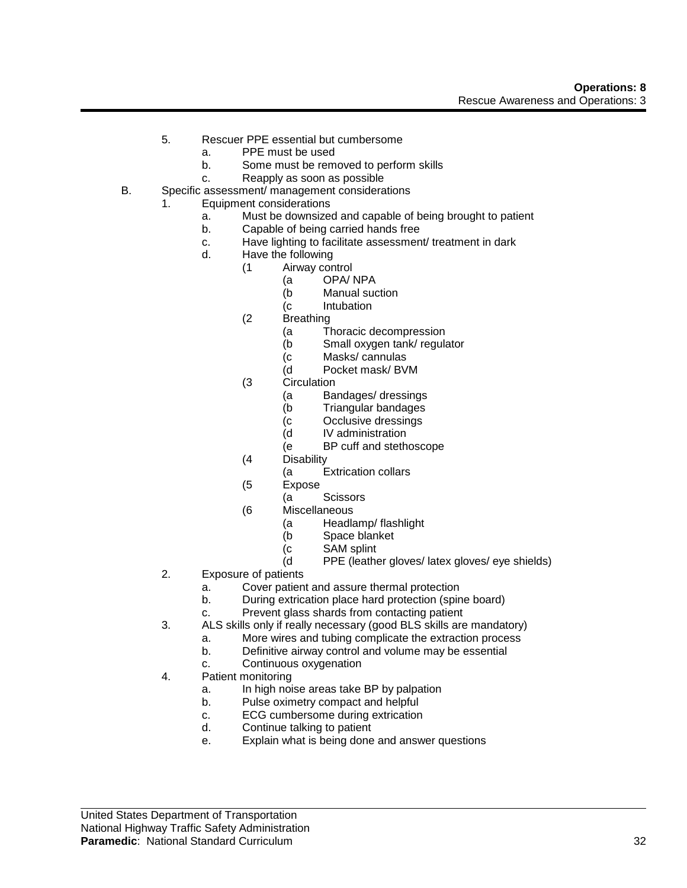5. Rescuer PPE essential but cumbersome
    a. PPE must be used
    b. Some must be removed to perform skills
    c. Reapply as soon as possible

B. Specific assessment/ management considerations
1. Equipment considerations
    a. Must be downsized and capable of being brought to patient
    b. Capable of being carried hands free
    c. Have lighting to facilitate assessment/ treatment in dark
    d. Have the following
        (1 Airway control
            (a OPA/ NPA
            (b Manual suction
            (c Intubation
        (2 Breathing
            (a Thoracic decompression
            (b Small oxygen tank/ regulator
            (c Masks/ cannulas
            (d Pocket mask/ BVM
        (3 Circulation
            (a Bandages/ dressings
            (b Triangular bandages
            (c Occlusive dressings
            (d IV administration
            (e BP cuff and stethoscope
        (4 Disability
            (a Extrication collars
        (5 Expose
            (a Scissors
        (6 Miscellaneous
            (a Headlamp/ flashlight
            (b Space blanket
            (c SAM splint
            (d PPE (leather gloves/ latex gloves/ eye shields)
2. Exposure of patients
    a. Cover patient and assure thermal protection
    b. During extrication place hard protection (spine board)
    c. Prevent glass shards from contacting patient
3. ALS skills only if really necessary (good BLS skills are mandatory)
    a. More wires and tubing complicate the extraction process
    b. Definitive airway control and volume may be essential
    c. Continuous oxygenation
4. Patient monitoring
    a. In high noise areas take BP by palpation
    b. Pulse oximetry compact and helpful
    c. ECG cumbersome during extrication
    d. Continue talking to patient
    e. Explain what is being done and answer questions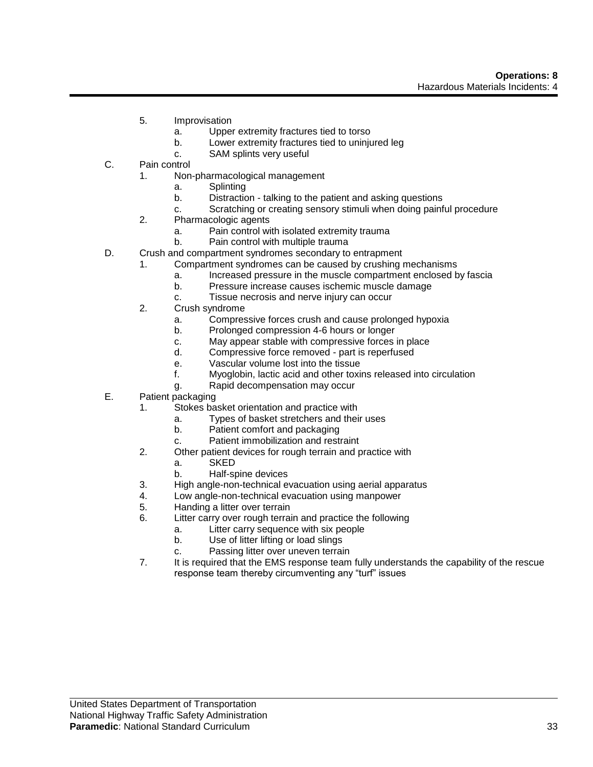5. Improvisation
   a. Upper extremity fractures tied to torso
   b. Lower extremity fractures tied to uninjured leg
   c. SAM splints very useful

C. Pain control
   1. Non-pharmacological management
      a. Splinting
      b. Distraction - talking to the patient and asking questions
      c. Scratching or creating sensory stimuli when doing painful procedure
   2. Pharmacologic agents
      a. Pain control with isolated extremity trauma
      b. Pain control with multiple trauma

D. Crush and compartment syndromes secondary to entrapment
   1. Compartment syndromes can be caused by crushing mechanisms
      a. Increased pressure in the muscle compartment enclosed by fascia
      b. Pressure increase causes ischemic muscle damage
      c. Tissue necrosis and nerve injury can occur
   2. Crush syndrome
      a. Compressive forces crush and cause prolonged hypoxia
      b. Prolonged compression 4-6 hours or longer
      c. May appear stable with compressive forces in place
      d. Compressive force removed - part is reperfused
      e. Vascular volume lost into the tissue
      f. Myoglobin, lactic acid and other toxins released into circulation
      g. Rapid decompensation may occur

E. Patient packaging
   1. Stokes basket orientation and practice with
      a. Types of basket stretchers and their uses
      b. Patient comfort and packaging
      c. Patient immobilization and restraint
   2. Other patient devices for rough terrain and practice with
      a. SKED
      b. Half-spine devices
   3. High angle-non-technical evacuation using aerial apparatus
   4. Low angle-non-technical evacuation using manpower
   5. Handing a litter over terrain
   6. Litter carry over rough terrain and practice the following
      a. Litter carry sequence with six people
      b. Use of litter lifting or load slings
      c. Passing litter over uneven terrain
   7. It is required that the EMS response team fully understands the capability of the rescue response team thereby circumventing any "turf" issues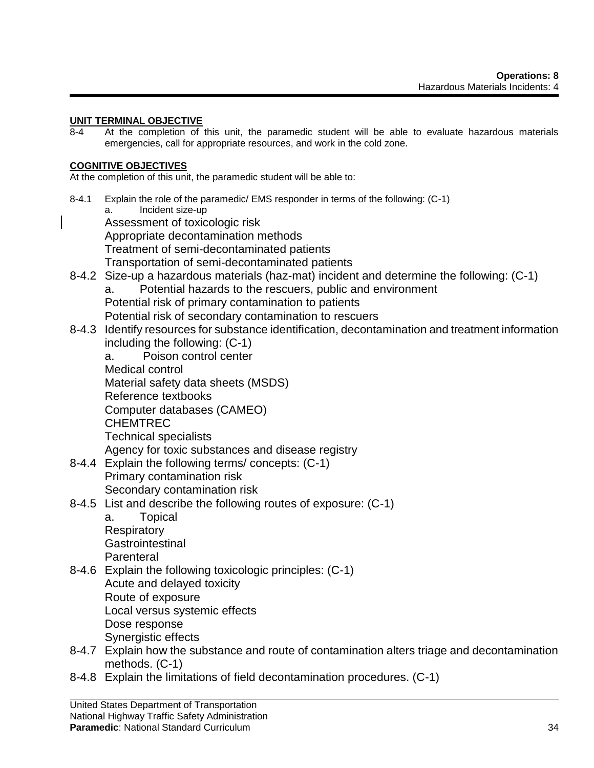**Operations: 8**
Hazardous Materials Incidents: 4

**UNIT TERMINAL OBJECTIVE**

8-4 At the completion of this unit, the paramedic student will be able to evaluate hazardous materials emergencies, call for appropriate resources, and work in the cold zone.

**COGNITIVE OBJECTIVES**

At the completion of this unit, the paramedic student will be able to:

8-4.1 Explain the role of the paramedic/ EMS responder in terms of the following: (C-1)
  a. Incident size-up
  Assessment of toxicologic risk
  Appropriate decontamination methods
  Treatment of semi-decontaminated patients
  Transportation of semi-decontaminated patients

8-4.2 Size-up a hazardous materials (haz-mat) incident and determine the following: (C-1)
  a. Potential hazards to the rescuers, public and environment
  Potential risk of primary contamination to patients
  Potential risk of secondary contamination to rescuers

8-4.3 Identify resources for substance identification, decontamination and treatment information including the following: (C-1)
  a. Poison control center
  Medical control
  Material safety data sheets (MSDS)
  Reference textbooks
  Computer databases (CAMEO)
  CHEMTREC
  Technical specialists
  Agency for toxic substances and disease registry

8-4.4 Explain the following terms/ concepts: (C-1)
  Primary contamination risk
  Secondary contamination risk

8-4.5 List and describe the following routes of exposure: (C-1)
  a. Topical
  Respiratory
  Gastrointestinal
  Parenteral

8-4.6 Explain the following toxicologic principles: (C-1)
  Acute and delayed toxicity
  Route of exposure
  Local versus systemic effects
  Dose response
  Synergistic effects

8-4.7 Explain how the substance and route of contamination alters triage and decontamination methods. (C-1)

8-4.8 Explain the limitations of field decontamination procedures. (C-1)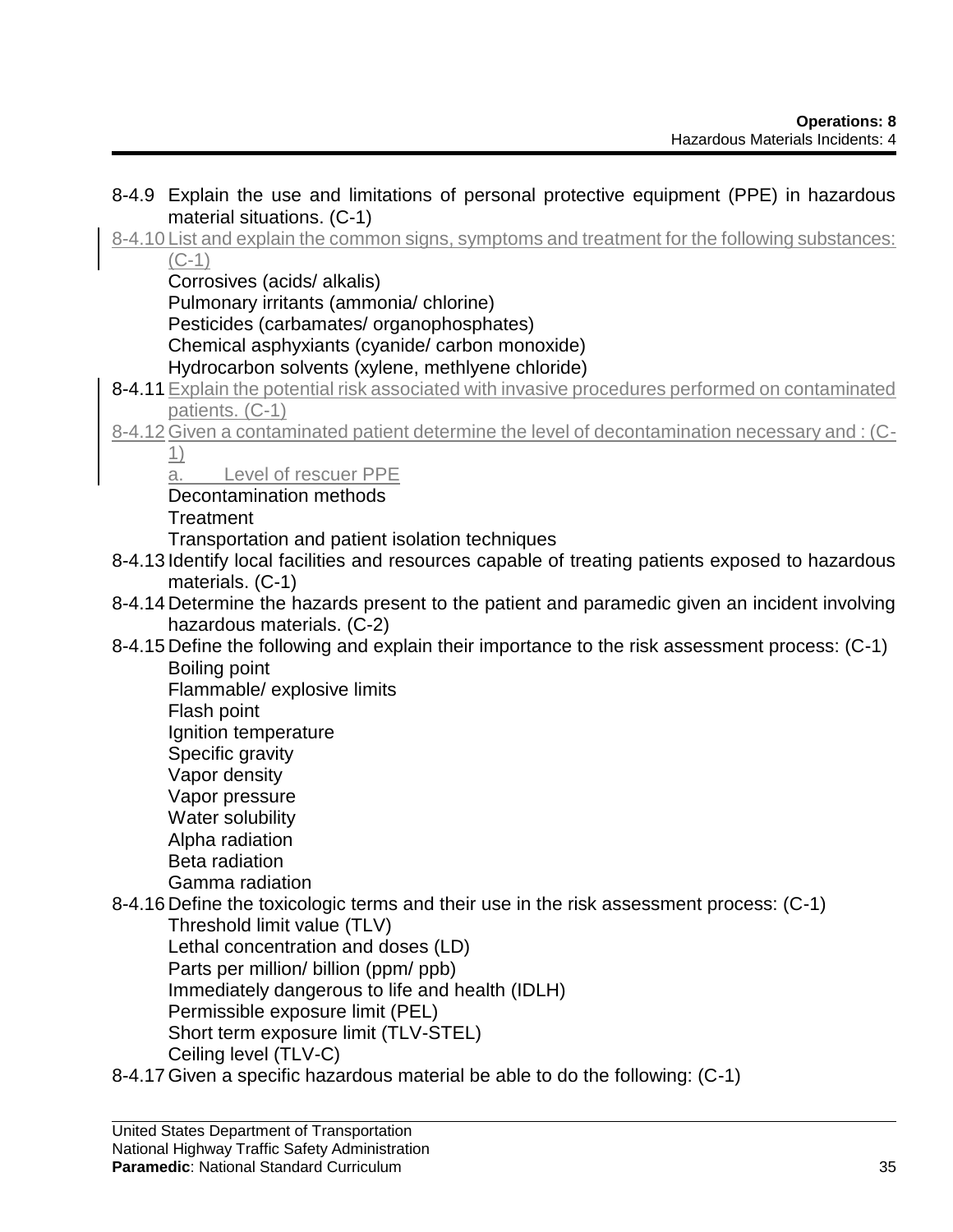8-4.9 Explain the use and limitations of personal protective equipment (PPE) in hazardous material situations. (C-1)

8-4.10 List and explain the common signs, symptoms and treatment for the following substances: (C-1)

- Corrosives (acids/ alkalis)
- Pulmonary irritants (ammonia/ chlorine)
- Pesticides (carbamates/ organophosphates)
- Chemical asphyxiants (cyanide/ carbon monoxide)
- Hydrocarbon solvents (xylene, methlyene chloride)

8-4.11 Explain the potential risk associated with invasive procedures performed on contaminated patients. (C-1)

8-4.12 Given a contaminated patient determine the level of decontamination necessary and : (C-1)

- a. Level of rescuer PPE
- Decontamination methods
- Treatment
- Transportation and patient isolation techniques

8-4.13 Identify local facilities and resources capable of treating patients exposed to hazardous materials. (C-1)

8-4.14 Determine the hazards present to the patient and paramedic given an incident involving hazardous materials. (C-2)

8-4.15 Define the following and explain their importance to the risk assessment process: (C-1)

- Boiling point
- Flammable/ explosive limits
- Flash point
- Ignition temperature
- Specific gravity
- Vapor density
- Vapor pressure
- Water solubility
- Alpha radiation
- Beta radiation
- Gamma radiation

8-4.16 Define the toxicologic terms and their use in the risk assessment process: (C-1)

- Threshold limit value (TLV)
- Lethal concentration and doses (LD)
- Parts per million/ billion (ppm/ ppb)
- Immediately dangerous to life and health (IDLH)
- Permissible exposure limit (PEL)
- Short term exposure limit (TLV-STEL)
- Ceiling level (TLV-C)

8-4.17 Given a specific hazardous material be able to do the following: (C-1)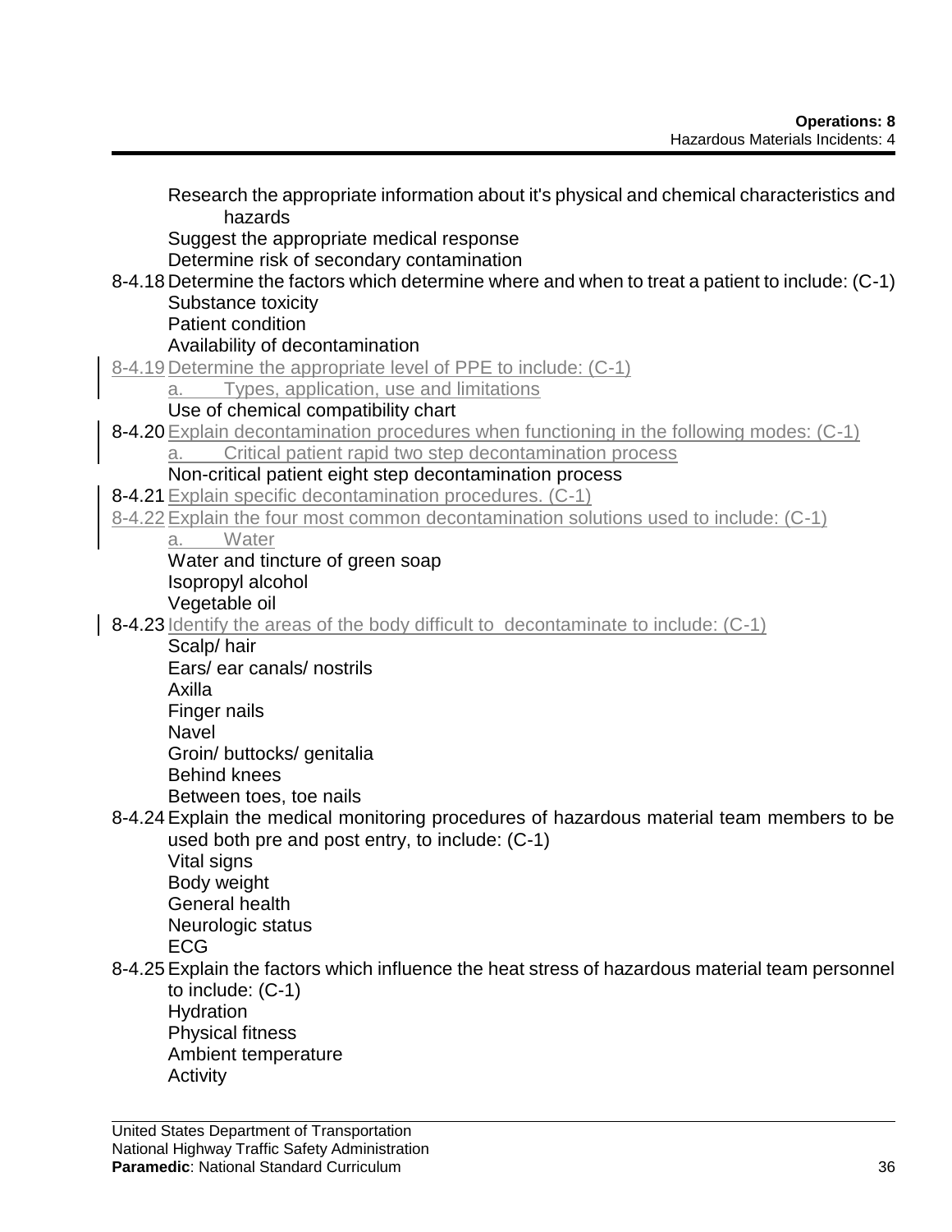Research the appropriate information about it's physical and chemical characteristics and hazards
Suggest the appropriate medical response
Determine risk of secondary contamination

8-4.18 Determine the factors which determine where and when to treat a patient to include: (C-1)
Substance toxicity
Patient condition
Availability of decontamination

8-4.19 Determine the appropriate level of PPE to include: (C-1)
a. Types, application, use and limitations
Use of chemical compatibility chart

8-4.20 Explain decontamination procedures when functioning in the following modes: (C-1)
a. Critical patient rapid two step decontamination process
Non-critical patient eight step decontamination process

8-4.21 Explain specific decontamination procedures. (C-1)

8-4.22 Explain the four most common decontamination solutions used to include: (C-1)
a. Water
Water and tincture of green soap
Isopropyl alcohol
Vegetable oil

8-4.23 Identify the areas of the body difficult to decontaminate to include: (C-1)
Scalp/ hair
Ears/ ear canals/ nostrils
Axilla
Finger nails
Navel
Groin/ buttocks/ genitalia
Behind knees
Between toes, toe nails

8-4.24 Explain the medical monitoring procedures of hazardous material team members to be used both pre and post entry, to include: (C-1)
Vital signs
Body weight
General health
Neurologic status
ECG

8-4.25 Explain the factors which influence the heat stress of hazardous material team personnel to include: (C-1)
Hydration
Physical fitness
Ambient temperature
Activity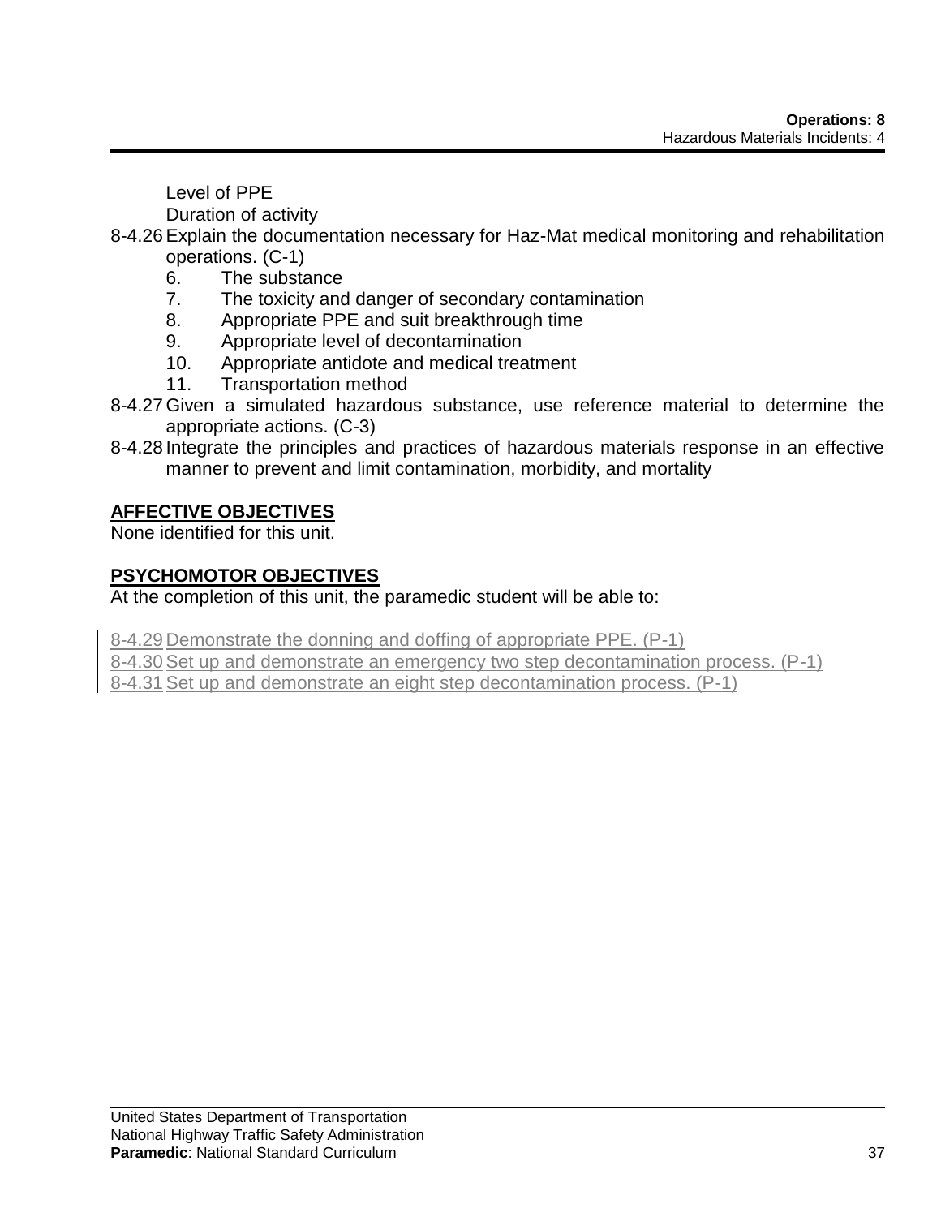Level of PPE
Duration of activity

8-4.26 Explain the documentation necessary for Haz-Mat medical monitoring and rehabilitation operations. (C-1)

6. The substance
7. The toxicity and danger of secondary contamination
8. Appropriate PPE and suit breakthrough time
9. Appropriate level of decontamination
10. Appropriate antidote and medical treatment
11. Transportation method

8-4.27 Given a simulated hazardous substance, use reference material to determine the appropriate actions. (C-3)

8-4.28 Integrate the principles and practices of hazardous materials response in an effective manner to prevent and limit contamination, morbidity, and mortality

## AFFECTIVE OBJECTIVES

None identified for this unit.

## PSYCHOMOTOR OBJECTIVES

At the completion of this unit, the paramedic student will be able to:

8-4.29 Demonstrate the donning and doffing of appropriate PPE. (P-1)

8-4.30 Set up and demonstrate an emergency two step decontamination process. (P-1)

8-4.31 Set up and demonstrate an eight step decontamination process. (P-1)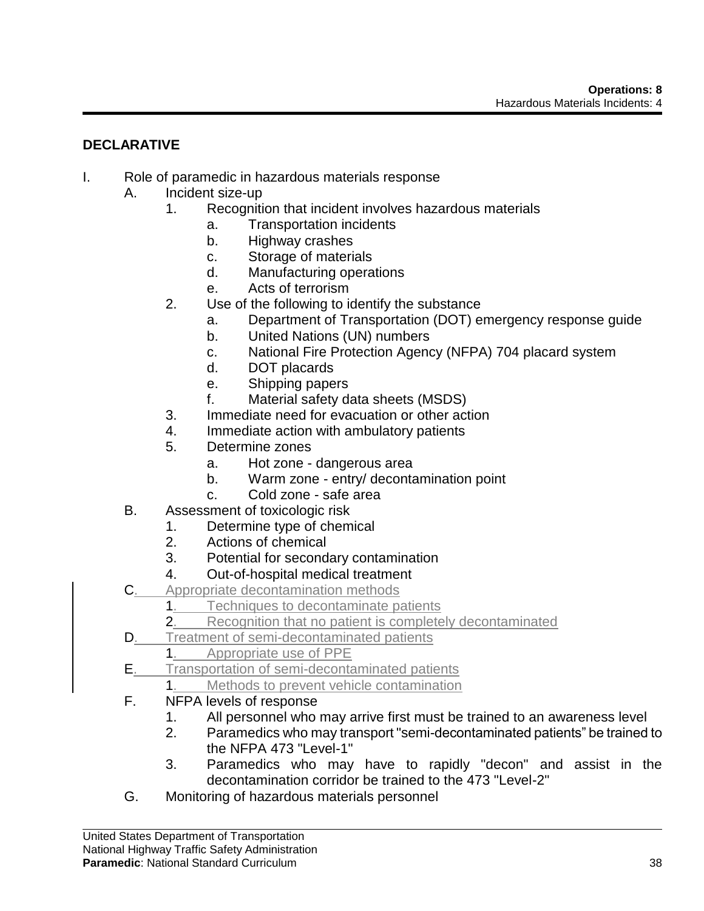## DECLARATIVE

- I. Role of paramedic in hazardous materials response
  - A. Incident size-up
    - 1. Recognition that incident involves hazardous materials
      - a. Transportation incidents
      - b. Highway crashes
      - c. Storage of materials
      - d. Manufacturing operations
      - e. Acts of terrorism
    - 2. Use of the following to identify the substance
      - a. Department of Transportation (DOT) emergency response guide
      - b. United Nations (UN) numbers
      - c. National Fire Protection Agency (NFPA) 704 placard system
      - d. DOT placards
      - e. Shipping papers
      - f. Material safety data sheets (MSDS)
    - 3. Immediate need for evacuation or other action
    - 4. Immediate action with ambulatory patients
    - 5. Determine zones
      - a. Hot zone - dangerous area
      - b. Warm zone - entry/ decontamination point
      - c. Cold zone - safe area
  - B. Assessment of toxicologic risk
    - 1. Determine type of chemical
    - 2. Actions of chemical
    - 3. Potential for secondary contamination
    - 4. Out-of-hospital medical treatment
  - C. Appropriate decontamination methods
    - 1. Techniques to decontaminate patients
    - 2. Recognition that no patient is completely decontaminated
  - D. Treatment of semi-decontaminated patients
    - 1. Appropriate use of PPE
  - E. Transportation of semi-decontaminated patients
    - 1. Methods to prevent vehicle contamination
  - F. NFPA levels of response
    - 1. All personnel who may arrive first must be trained to an awareness level
    - 2. Paramedics who may transport "semi-decontaminated patients" be trained to the NFPA 473 "Level-1"
    - 3. Paramedics who may have to rapidly "decon" and assist in the decontamination corridor be trained to the 473 "Level-2"
  - G. Monitoring of hazardous materials personnel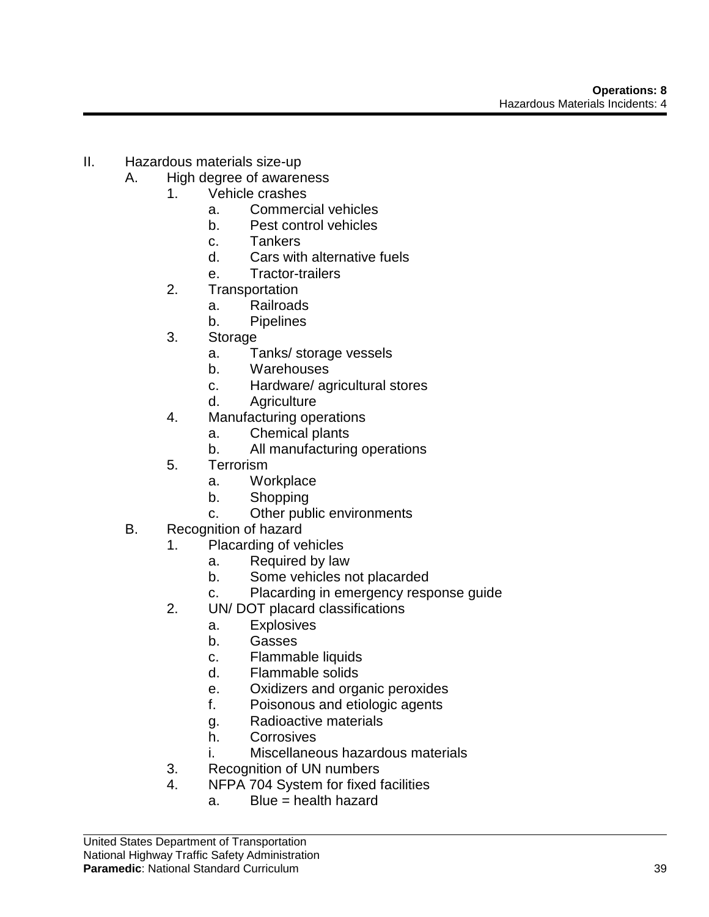II. Hazardous materials size-up
   A. High degree of awareness
      1. Vehicle crashes
         a. Commercial vehicles
         b. Pest control vehicles
         c. Tankers
         d. Cars with alternative fuels
         e. Tractor-trailers
      2. Transportation
         a. Railroads
         b. Pipelines
      3. Storage
         a. Tanks/ storage vessels
         b. Warehouses
         c. Hardware/ agricultural stores
         d. Agriculture
      4. Manufacturing operations
         a. Chemical plants
         b. All manufacturing operations
      5. Terrorism
         a. Workplace
         b. Shopping
         c. Other public environments
   B. Recognition of hazard
      1. Placarding of vehicles
         a. Required by law
         b. Some vehicles not placarded
         c. Placarding in emergency response guide
      2. UN/ DOT placard classifications
         a. Explosives
         b. Gasses
         c. Flammable liquids
         d. Flammable solids
         e. Oxidizers and organic peroxides
         f. Poisonous and etiologic agents
         g. Radioactive materials
         h. Corrosives
         i. Miscellaneous hazardous materials
      3. Recognition of UN numbers
      4. NFPA 704 System for fixed facilities
         a. Blue = health hazard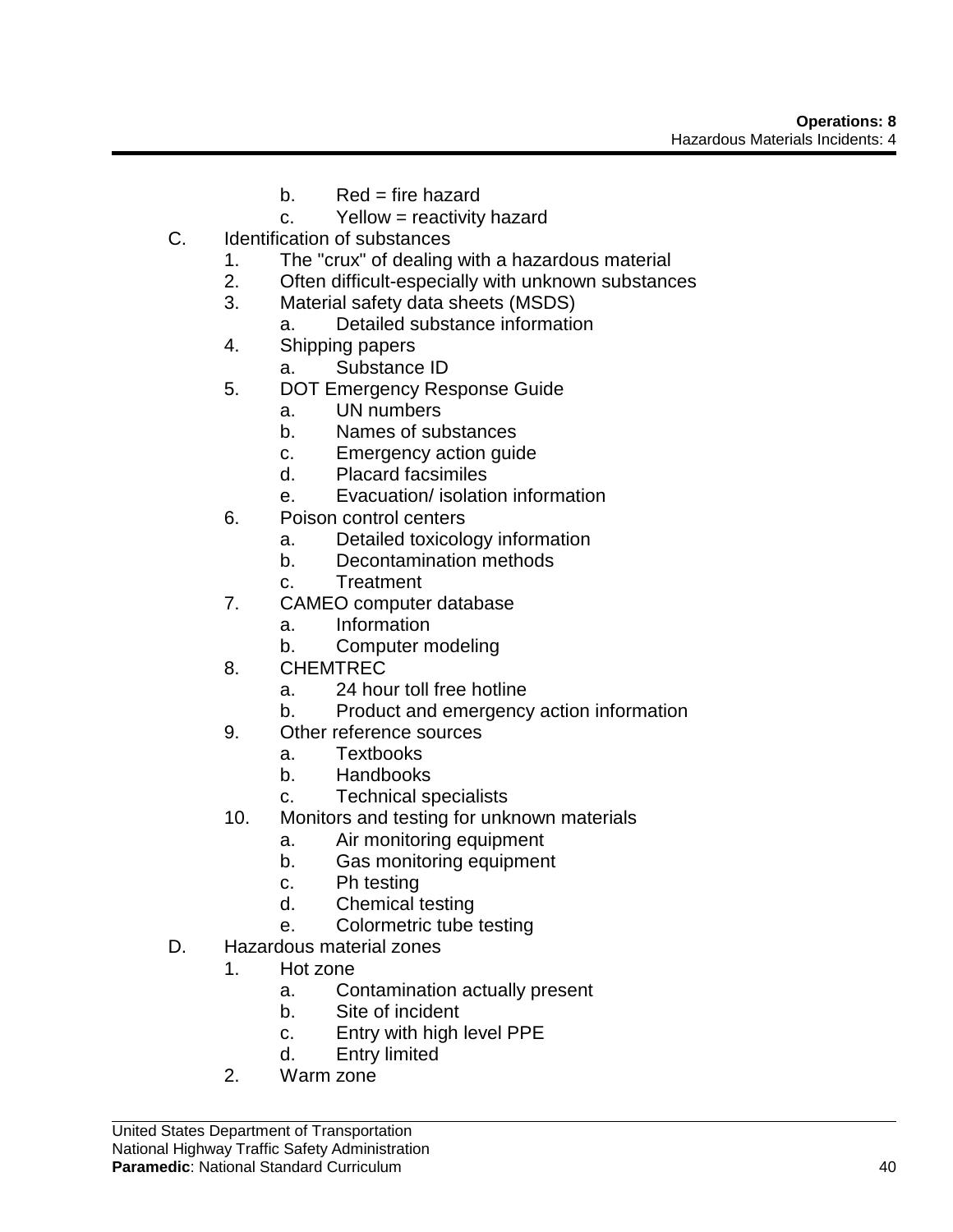- b. Red = fire hazard
   - c. Yellow = reactivity hazard

C. Identification of substances
   1. The "crux" of dealing with a hazardous material
   2. Often difficult-especially with unknown substances
   3. Material safety data sheets (MSDS)
      - a. Detailed substance information
   4. Shipping papers
      - a. Substance ID
   5. DOT Emergency Response Guide
      - a. UN numbers
      - b. Names of substances
      - c. Emergency action guide
      - d. Placard facsimiles
      - e. Evacuation/ isolation information
   6. Poison control centers
      - a. Detailed toxicology information
      - b. Decontamination methods
      - c. Treatment
   7. CAMEO computer database
      - a. Information
      - b. Computer modeling
   8. CHEMTREC
      - a. 24 hour toll free hotline
      - b. Product and emergency action information
   9. Other reference sources
      - a. Textbooks
      - b. Handbooks
      - c. Technical specialists
   10. Monitors and testing for unknown materials
      - a. Air monitoring equipment
      - b. Gas monitoring equipment
      - c. Ph testing
      - d. Chemical testing
      - e. Colormetric tube testing

D. Hazardous material zones
   1. Hot zone
      - a. Contamination actually present
      - b. Site of incident
      - c. Entry with high level PPE
      - d. Entry limited
   2. Warm zone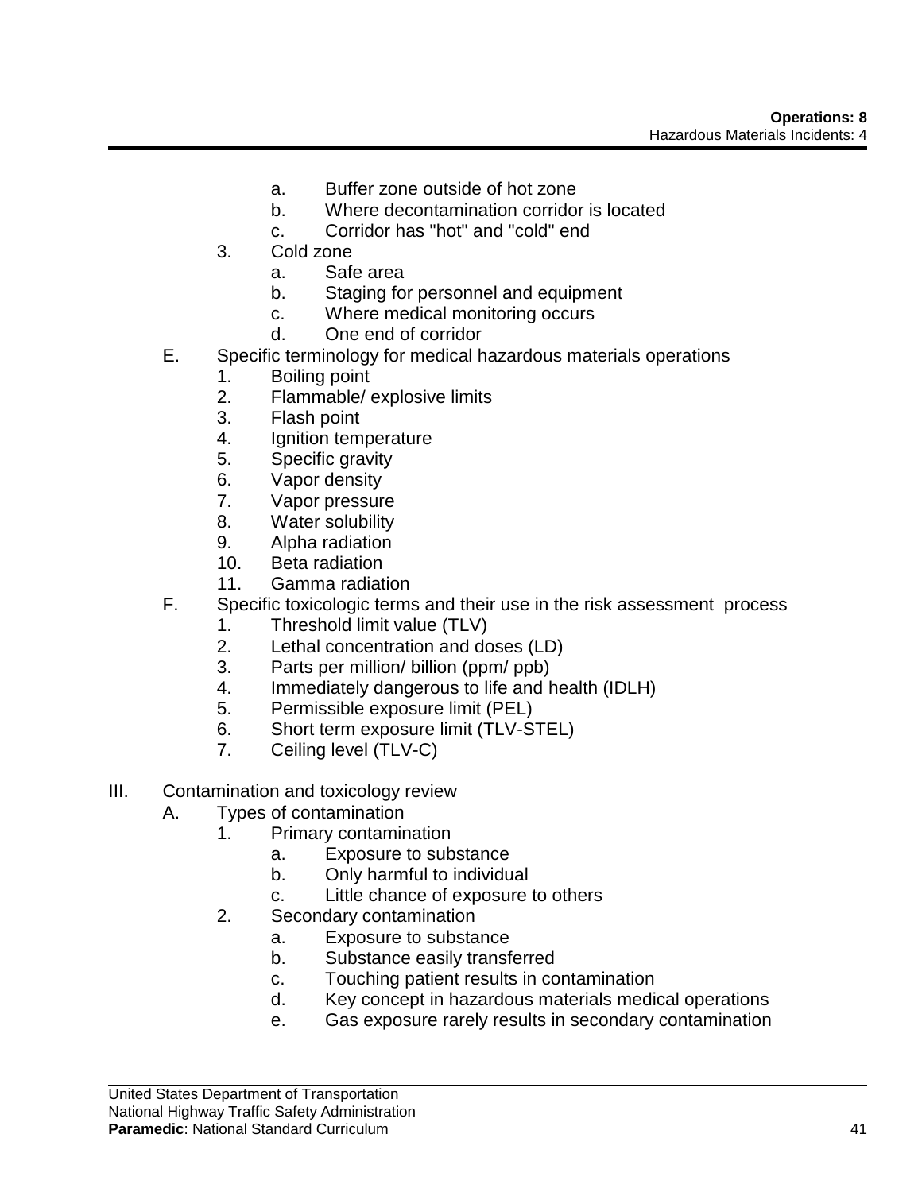a. Buffer zone outside of hot zone
b. Where decontamination corridor is located
c. Corridor has "hot" and "cold" end

3. Cold zone
    a. Safe area
    b. Staging for personnel and equipment
    c. Where medical monitoring occurs
    d. One end of corridor

E. Specific terminology for medical hazardous materials operations
    1. Boiling point
    2. Flammable/ explosive limits
    3. Flash point
    4. Ignition temperature
    5. Specific gravity
    6. Vapor density
    7. Vapor pressure
    8. Water solubility
    9. Alpha radiation
    10. Beta radiation
    11. Gamma radiation

F. Specific toxicologic terms and their use in the risk assessment process
    1. Threshold limit value (TLV)
    2. Lethal concentration and doses (LD)
    3. Parts per million/ billion (ppm/ ppb)
    4. Immediately dangerous to life and health (IDLH)
    5. Permissible exposure limit (PEL)
    6. Short term exposure limit (TLV-STEL)
    7. Ceiling level (TLV-C)

III. Contamination and toxicology review
  A. Types of contamination
    1. Primary contamination
        a. Exposure to substance
        b. Only harmful to individual
        c. Little chance of exposure to others
    2. Secondary contamination
        a. Exposure to substance
        b. Substance easily transferred
        c. Touching patient results in contamination
        d. Key concept in hazardous materials medical operations
        e. Gas exposure rarely results in secondary contamination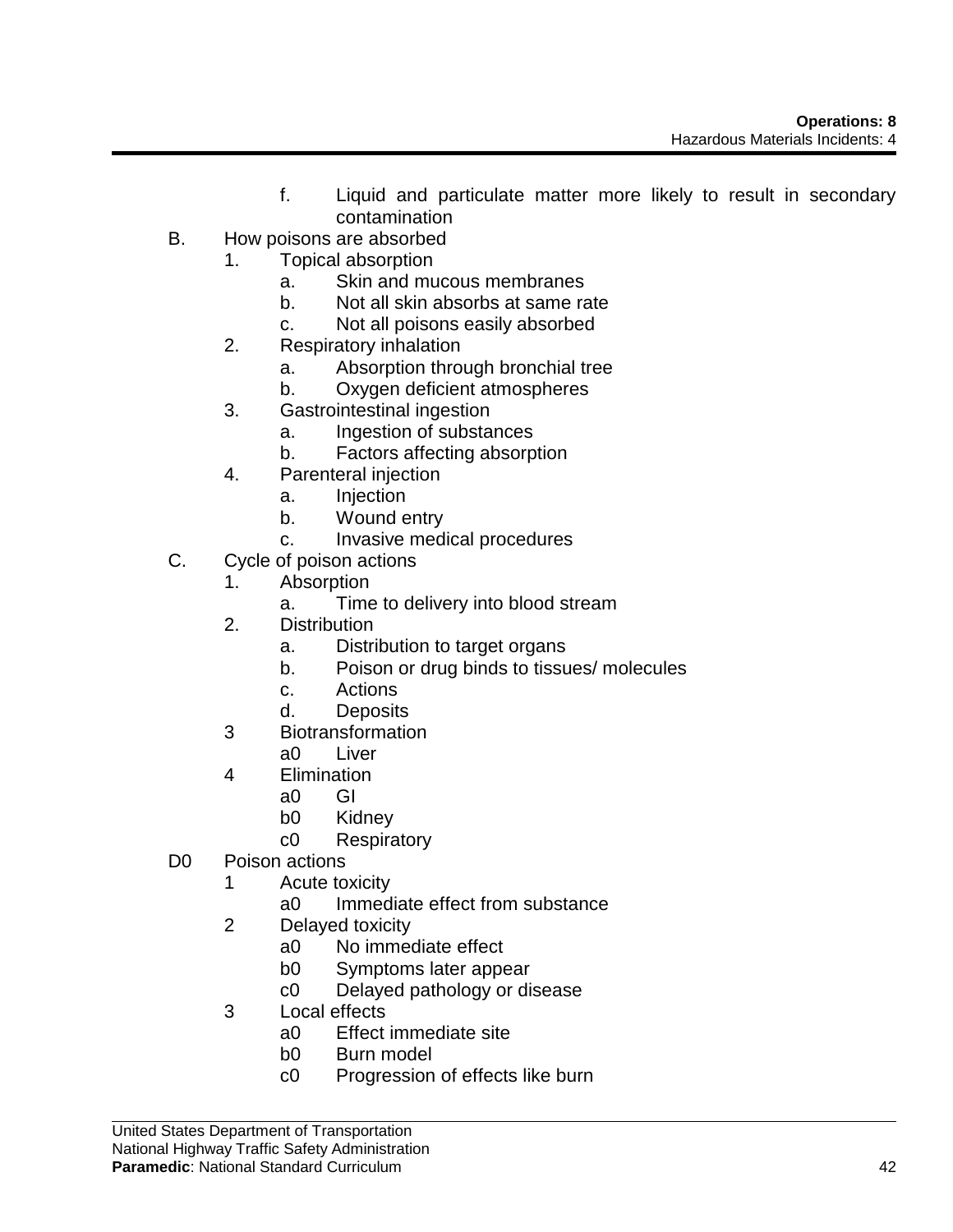f. Liquid and particulate matter more likely to result in secondary contamination

B. How poisons are absorbed
   1. Topical absorption
      a. Skin and mucous membranes
      b. Not all skin absorbs at same rate
      c. Not all poisons easily absorbed
   2. Respiratory inhalation
      a. Absorption through bronchial tree
      b. Oxygen deficient atmospheres
   3. Gastrointestinal ingestion
      a. Ingestion of substances
      b. Factors affecting absorption
   4. Parenteral injection
      a. Injection
      b. Wound entry
      c. Invasive medical procedures

C. Cycle of poison actions
   1. Absorption
      a. Time to delivery into blood stream
   2. Distribution
      a. Distribution to target organs
      b. Poison or drug binds to tissues/ molecules
      c. Actions
      d. Deposits
   3 Biotransformation
      a0 Liver
   4 Elimination
      a0 GI
      b0 Kidney
      c0 Respiratory

D0 Poison actions
   1 Acute toxicity
      a0 Immediate effect from substance
   2 Delayed toxicity
      a0 No immediate effect
      b0 Symptoms later appear
      c0 Delayed pathology or disease
   3 Local effects
      a0 Effect immediate site
      b0 Burn model
      c0 Progression of effects like burn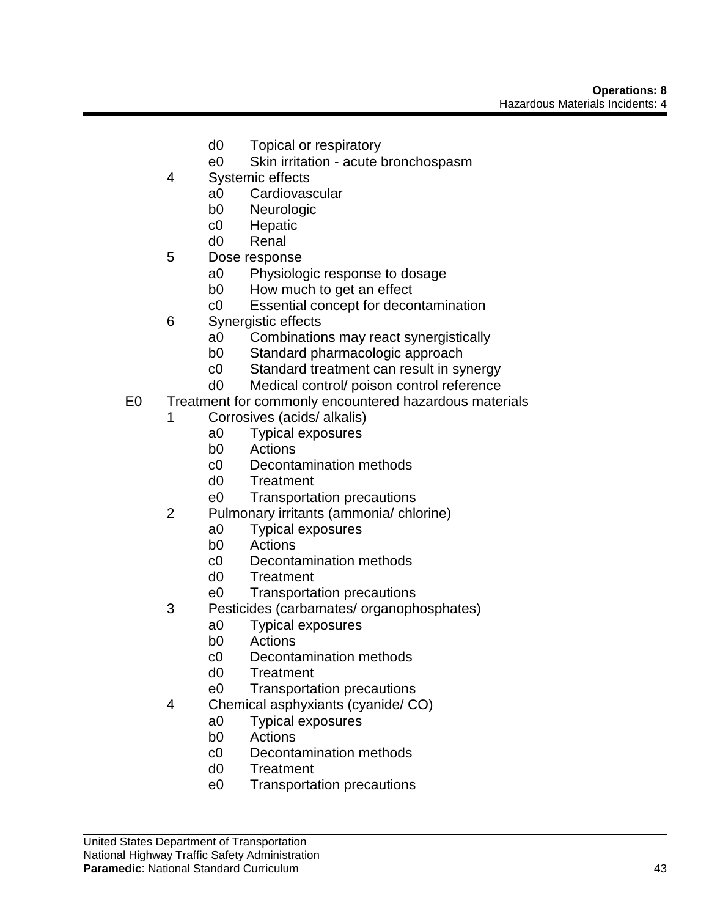d0 Topical or respiratory
        e0 Skin irritation - acute bronchospasm
    4 Systemic effects
        a0 Cardiovascular
        b0 Neurologic
        c0 Hepatic
        d0 Renal
    5 Dose response
        a0 Physiologic response to dosage
        b0 How much to get an effect
        c0 Essential concept for decontamination
    6 Synergistic effects
        a0 Combinations may react synergistically
        b0 Standard pharmacologic approach
        c0 Standard treatment can result in synergy
        d0 Medical control/ poison control reference

E0 Treatment for commonly encountered hazardous materials
    1 Corrosives (acids/ alkalis)
        a0 Typical exposures
        b0 Actions
        c0 Decontamination methods
        d0 Treatment
        e0 Transportation precautions
    2 Pulmonary irritants (ammonia/ chlorine)
        a0 Typical exposures
        b0 Actions
        c0 Decontamination methods
        d0 Treatment
        e0 Transportation precautions
    3 Pesticides (carbamates/ organophosphates)
        a0 Typical exposures
        b0 Actions
        c0 Decontamination methods
        d0 Treatment
        e0 Transportation precautions
    4 Chemical asphyxiants (cyanide/ CO)
        a0 Typical exposures
        b0 Actions
        c0 Decontamination methods
        d0 Treatment
        e0 Transportation precautions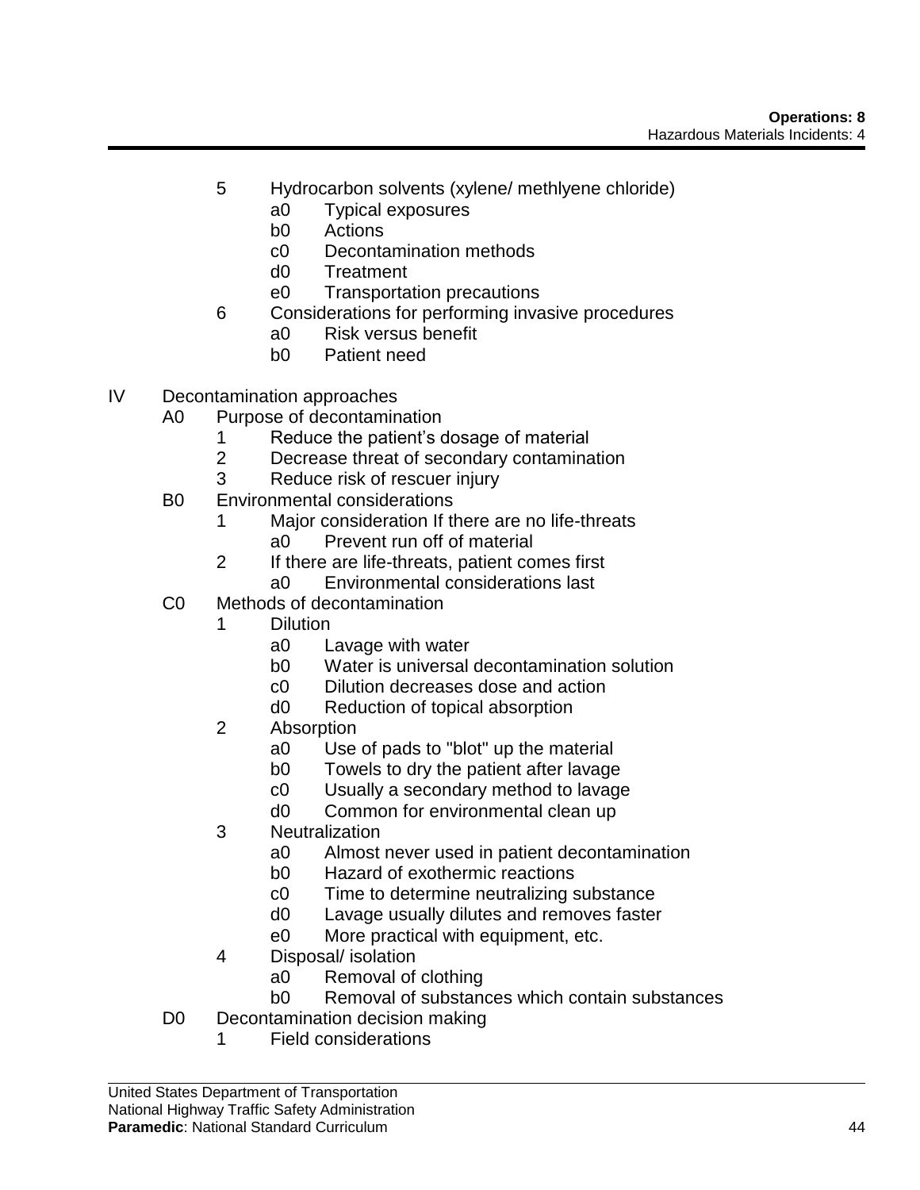5 Hydrocarbon solvents (xylene/ methlyene chloride)
  - a0 Typical exposures
  - b0 Actions
  - c0 Decontamination methods
  - d0 Treatment
  - e0 Transportation precautions

6 Considerations for performing invasive procedures
  - a0 Risk versus benefit
  - b0 Patient need

IV Decontamination approaches

- A0 Purpose of decontamination
  - 1 Reduce the patient's dosage of material
  - 2 Decrease threat of secondary contamination
  - 3 Reduce risk of rescuer injury
- B0 Environmental considerations
  - 1 Major consideration If there are no life-threats
    - a0 Prevent run off of material
  - 2 If there are life-threats, patient comes first
    - a0 Environmental considerations last
- C0 Methods of decontamination
  - 1 Dilution
    - a0 Lavage with water
    - b0 Water is universal decontamination solution
    - c0 Dilution decreases dose and action
    - d0 Reduction of topical absorption
  - 2 Absorption
    - a0 Use of pads to "blot" up the material
    - b0 Towels to dry the patient after lavage
    - c0 Usually a secondary method to lavage
    - d0 Common for environmental clean up
  - 3 Neutralization
    - a0 Almost never used in patient decontamination
    - b0 Hazard of exothermic reactions
    - c0 Time to determine neutralizing substance
    - d0 Lavage usually dilutes and removes faster
    - e0 More practical with equipment, etc.
  - 4 Disposal/ isolation
    - a0 Removal of clothing
    - b0 Removal of substances which contain substances
- D0 Decontamination decision making
  - 1 Field considerations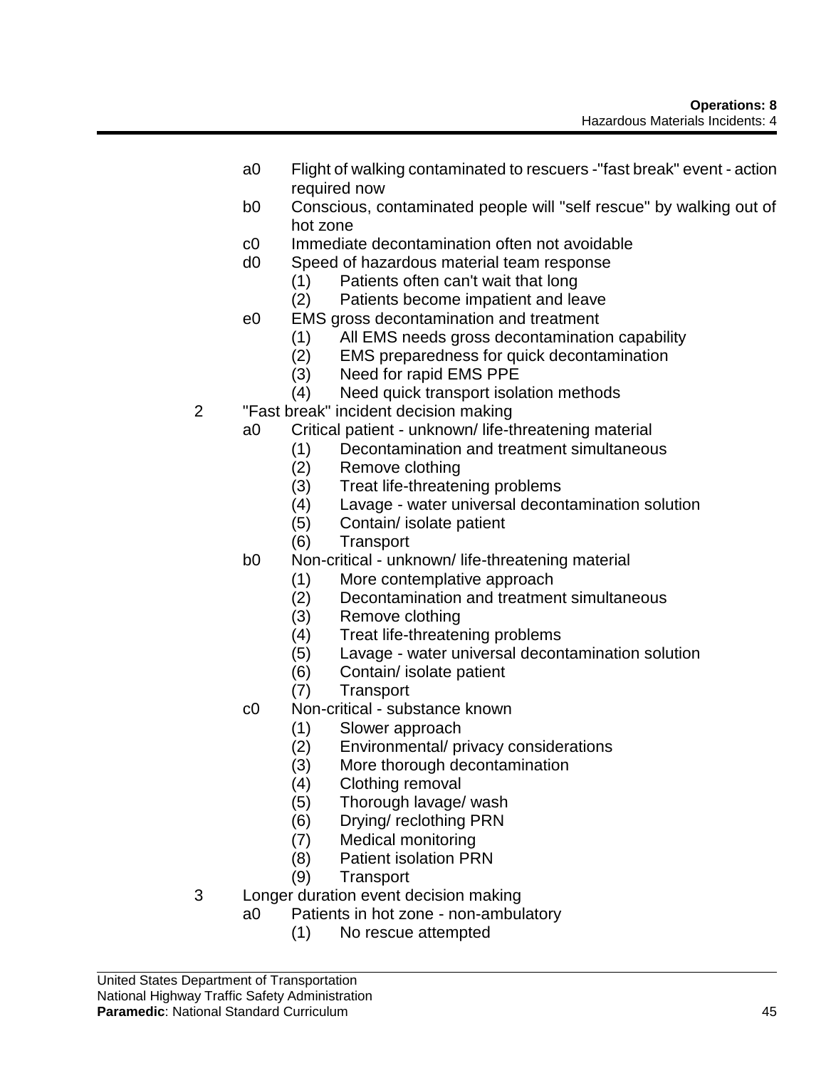- a0 Flight of walking contaminated to rescuers -"fast break" event - action required now
- b0 Conscious, contaminated people will "self rescue" by walking out of hot zone
- c0 Immediate decontamination often not avoidable
- d0 Speed of hazardous material team response
  - (1) Patients often can't wait that long
  - (2) Patients become impatient and leave
- e0 EMS gross decontamination and treatment
  - (1) All EMS needs gross decontamination capability
  - (2) EMS preparedness for quick decontamination
  - (3) Need for rapid EMS PPE
  - (4) Need quick transport isolation methods

2 "Fast break" incident decision making

- a0 Critical patient - unknown/ life-threatening material
  - (1) Decontamination and treatment simultaneous
  - (2) Remove clothing
  - (3) Treat life-threatening problems
  - (4) Lavage - water universal decontamination solution
  - (5) Contain/ isolate patient
  - (6) Transport
- b0 Non-critical - unknown/ life-threatening material
  - (1) More contemplative approach
  - (2) Decontamination and treatment simultaneous
  - (3) Remove clothing
  - (4) Treat life-threatening problems
  - (5) Lavage - water universal decontamination solution
  - (6) Contain/ isolate patient
  - (7) Transport
- c0 Non-critical - substance known
  - (1) Slower approach
  - (2) Environmental/ privacy considerations
  - (3) More thorough decontamination
  - (4) Clothing removal
  - (5) Thorough lavage/ wash
  - (6) Drying/ reclothing PRN
  - (7) Medical monitoring
  - (8) Patient isolation PRN
  - (9) Transport

3 Longer duration event decision making

- a0 Patients in hot zone - non-ambulatory
  - (1) No rescue attempted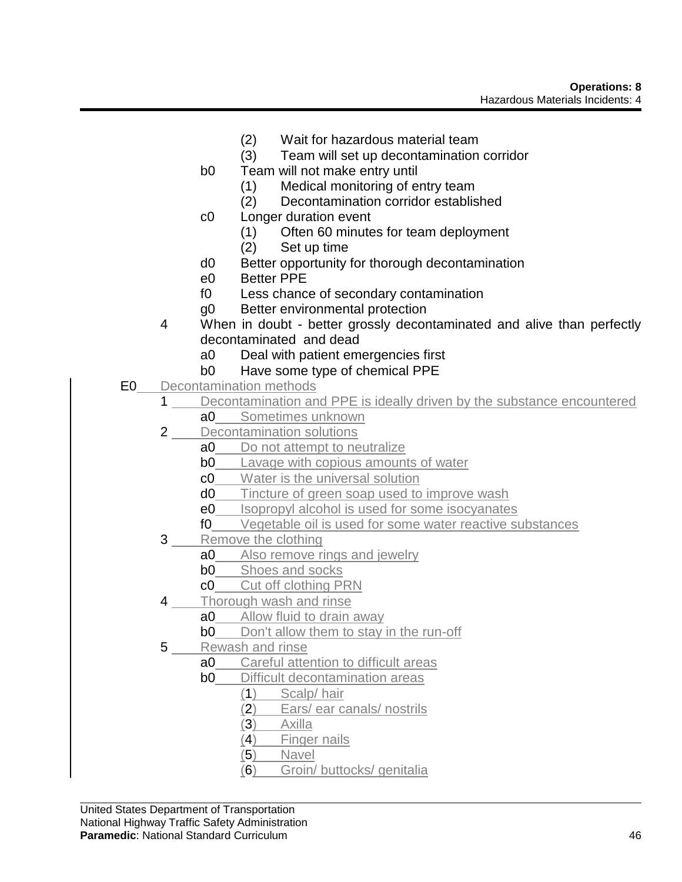(2) Wait for hazardous material team
            (3) Team will set up decontamination corridor
        b0 Team will not make entry until
            (1) Medical monitoring of entry team
            (2) Decontamination corridor established
        c0 Longer duration event
            (1) Often 60 minutes for team deployment
            (2) Set up time
        d0 Better opportunity for thorough decontamination
        e0 Better PPE
        f0 Less chance of secondary contamination
        g0 Better environmental protection
    4 When in doubt - better grossly decontaminated and alive than perfectly decontaminated and dead
        a0 Deal with patient emergencies first
        b0 Have some type of chemical PPE

E0 Decontamination methods
    1 Decontamination and PPE is ideally driven by the substance encountered
        a0 Sometimes unknown
    2 Decontamination solutions
        a0 Do not attempt to neutralize
        b0 Lavage with copious amounts of water
        c0 Water is the universal solution
        d0 Tincture of green soap used to improve wash
        e0 Isopropyl alcohol is used for some isocyanates
        f0 Vegetable oil is used for some water reactive substances
    3 Remove the clothing
        a0 Also remove rings and jewelry
        b0 Shoes and socks
        c0 Cut off clothing PRN
    4 Thorough wash and rinse
        a0 Allow fluid to drain away
        b0 Don't allow them to stay in the run-off
    5 Rewash and rinse
        a0 Careful attention to difficult areas
        b0 Difficult decontamination areas
            (1) Scalp/ hair
            (2) Ears/ ear canals/ nostrils
            (3) Axilla
            (4) Finger nails
            (5) Navel
            (6) Groin/ buttocks/ genitalia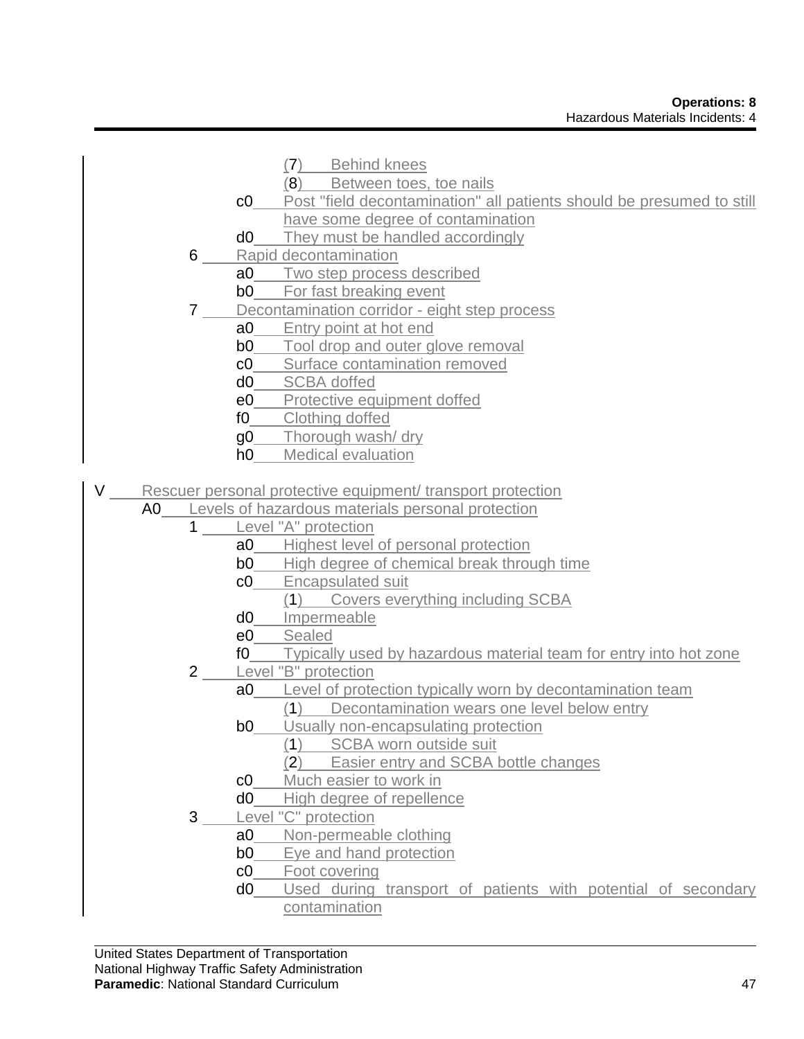- (7) Behind knees
- (8) Between toes, toe nails

c0 Post "field decontamination" all patients should be presumed to still have some degree of contamination

d0 They must be handled accordingly

6 Rapid decontamination

- a0 Two step process described
- b0 For fast breaking event

7 Decontamination corridor - eight step process

- a0 Entry point at hot end
- b0 Tool drop and outer glove removal
- c0 Surface contamination removed
- d0 SCBA doffed
- e0 Protective equipment doffed
- f0 Clothing doffed
- g0 Thorough wash/ dry
- h0 Medical evaluation

V Rescuer personal protective equipment/ transport protection

A0 Levels of hazardous materials personal protection

1 Level "A" protection

- a0 Highest level of personal protection
- b0 High degree of chemical break through time
- c0 Encapsulated suit
  - (1) Covers everything including SCBA
- d0 Impermeable
- e0 Sealed
- f0 Typically used by hazardous material team for entry into hot zone

2 Level "B" protection

- a0 Level of protection typically worn by decontamination team
  - (1) Decontamination wears one level below entry
- b0 Usually non-encapsulating protection
  - (1) SCBA worn outside suit
  - (2) Easier entry and SCBA bottle changes
- c0 Much easier to work in
- d0 High degree of repellence

3 Level "C" protection

- a0 Non-permeable clothing
- b0 Eye and hand protection
- c0 Foot covering
- d0 Used during transport of patients with potential of secondary contamination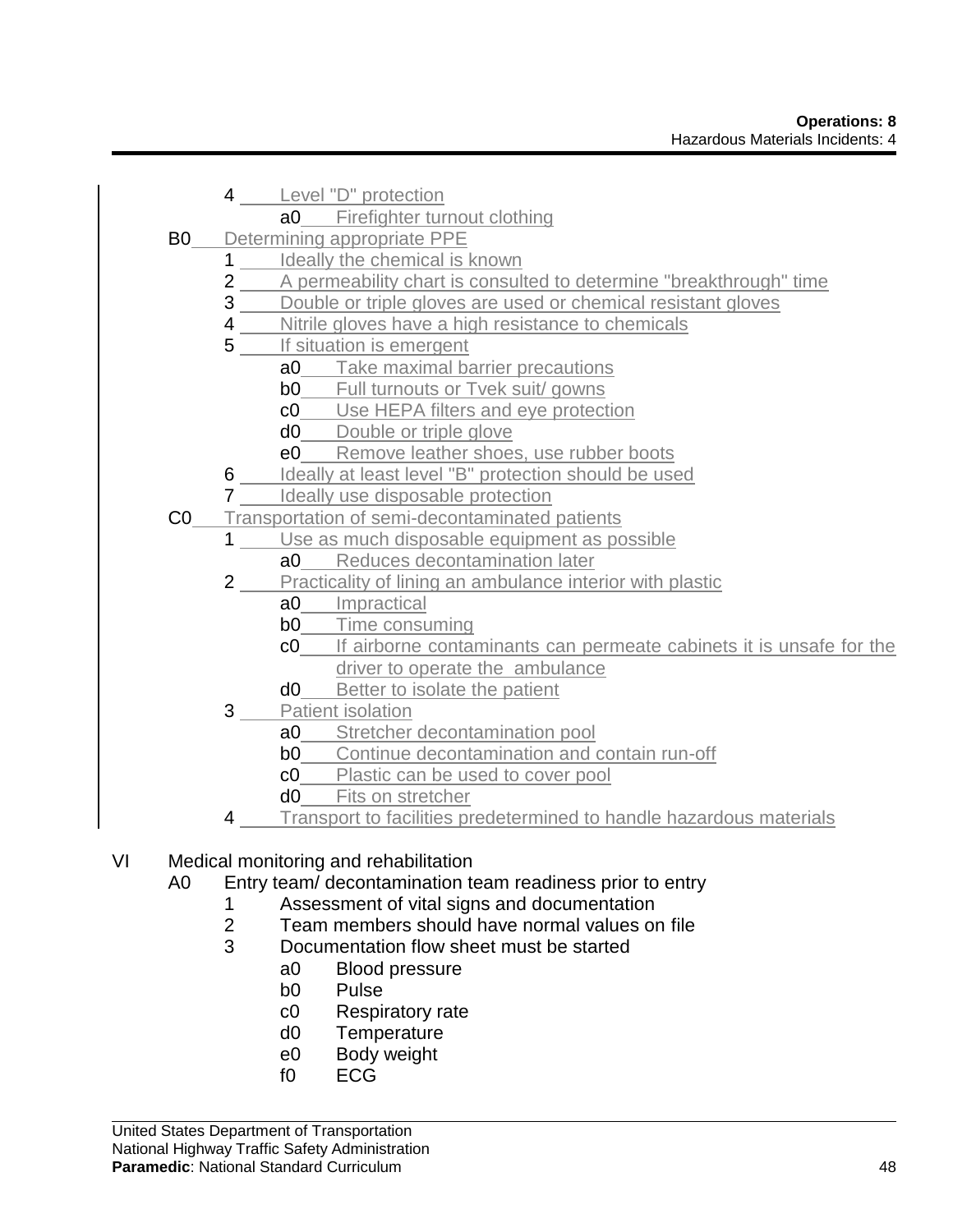- 4 Level "D" protection
  - a0 Firefighter turnout clothing
- B0 Determining appropriate PPE
  - 1 Ideally the chemical is known
  - 2 A permeability chart is consulted to determine "breakthrough" time
  - 3 Double or triple gloves are used or chemical resistant gloves
  - 4 Nitrile gloves have a high resistance to chemicals
  - 5 If situation is emergent
    - a0 Take maximal barrier precautions
    - b0 Full turnouts or Tvek suit/ gowns
    - c0 Use HEPA filters and eye protection
    - d0 Double or triple glove
    - e0 Remove leather shoes, use rubber boots
  - 6 Ideally at least level "B" protection should be used
  - 7 Ideally use disposable protection
- C0 Transportation of semi-decontaminated patients
  - 1 Use as much disposable equipment as possible
    - a0 Reduces decontamination later
  - 2 Practicality of lining an ambulance interior with plastic
    - a0 Impractical
    - b0 Time consuming
    - c0 If airborne contaminants can permeate cabinets it is unsafe for the driver to operate the ambulance
    - d0 Better to isolate the patient
  - 3 Patient isolation
    - a0 Stretcher decontamination pool
    - b0 Continue decontamination and contain run-off
    - c0 Plastic can be used to cover pool
    - d0 Fits on stretcher
  - 4 Transport to facilities predetermined to handle hazardous materials

VI Medical monitoring and rehabilitation
- A0 Entry team/ decontamination team readiness prior to entry
  - 1 Assessment of vital signs and documentation
  - 2 Team members should have normal values on file
  - 3 Documentation flow sheet must be started
    - a0 Blood pressure
    - b0 Pulse
    - c0 Respiratory rate
    - d0 Temperature
    - e0 Body weight
    - f0 ECG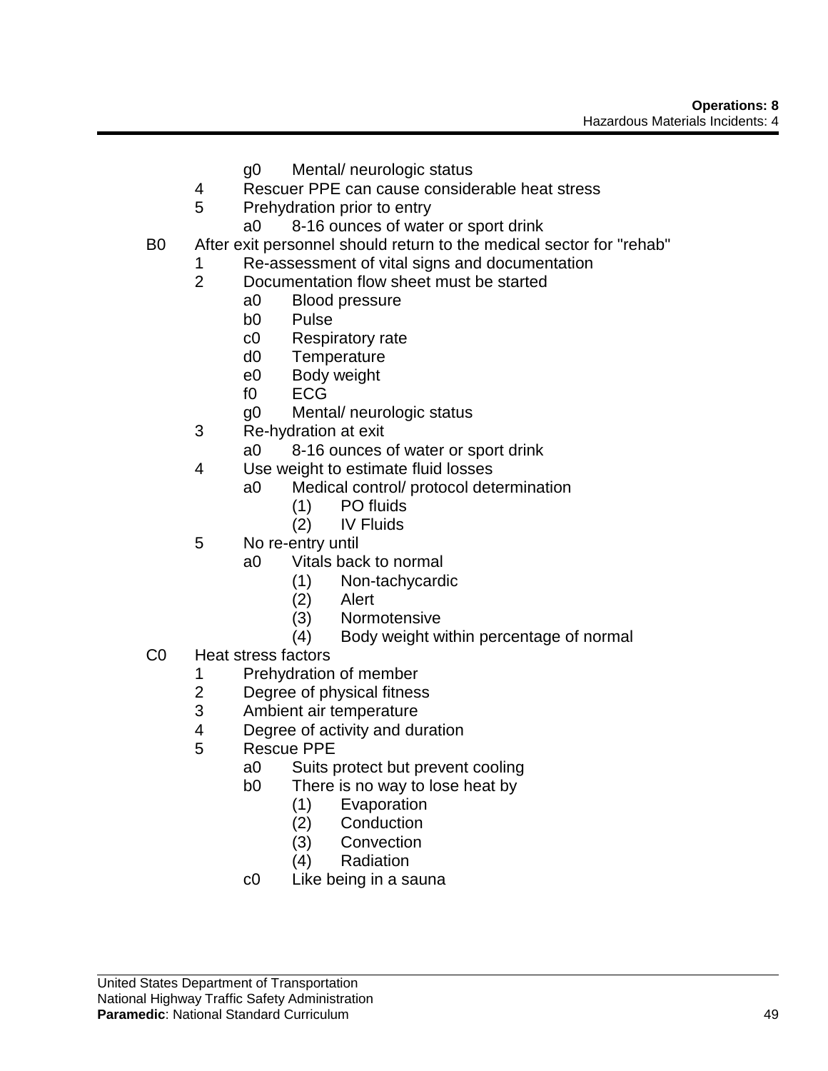- g0 Mental/ neurologic status
- 4 Rescuer PPE can cause considerable heat stress
- 5 Prehydration prior to entry
  - a0 8-16 ounces of water or sport drink

B0 After exit personnel should return to the medical sector for "rehab"

- 1 Re-assessment of vital signs and documentation
- 2 Documentation flow sheet must be started
  - a0 Blood pressure
  - b0 Pulse
  - c0 Respiratory rate
  - d0 Temperature
  - e0 Body weight
  - f0 ECG
  - g0 Mental/ neurologic status
- 3 Re-hydration at exit
  - a0 8-16 ounces of water or sport drink
- 4 Use weight to estimate fluid losses
  - a0 Medical control/ protocol determination
    - (1) PO fluids
    - (2) IV Fluids
- 5 No re-entry until
  - a0 Vitals back to normal
    - (1) Non-tachycardic
    - (2) Alert
    - (3) Normotensive
    - (4) Body weight within percentage of normal

C0 Heat stress factors

- 1 Prehydration of member
- 2 Degree of physical fitness
- 3 Ambient air temperature
- 4 Degree of activity and duration
- 5 Rescue PPE
  - a0 Suits protect but prevent cooling
  - b0 There is no way to lose heat by
    - (1) Evaporation
    - (2) Conduction
    - (3) Convection
    - (4) Radiation
  - c0 Like being in a sauna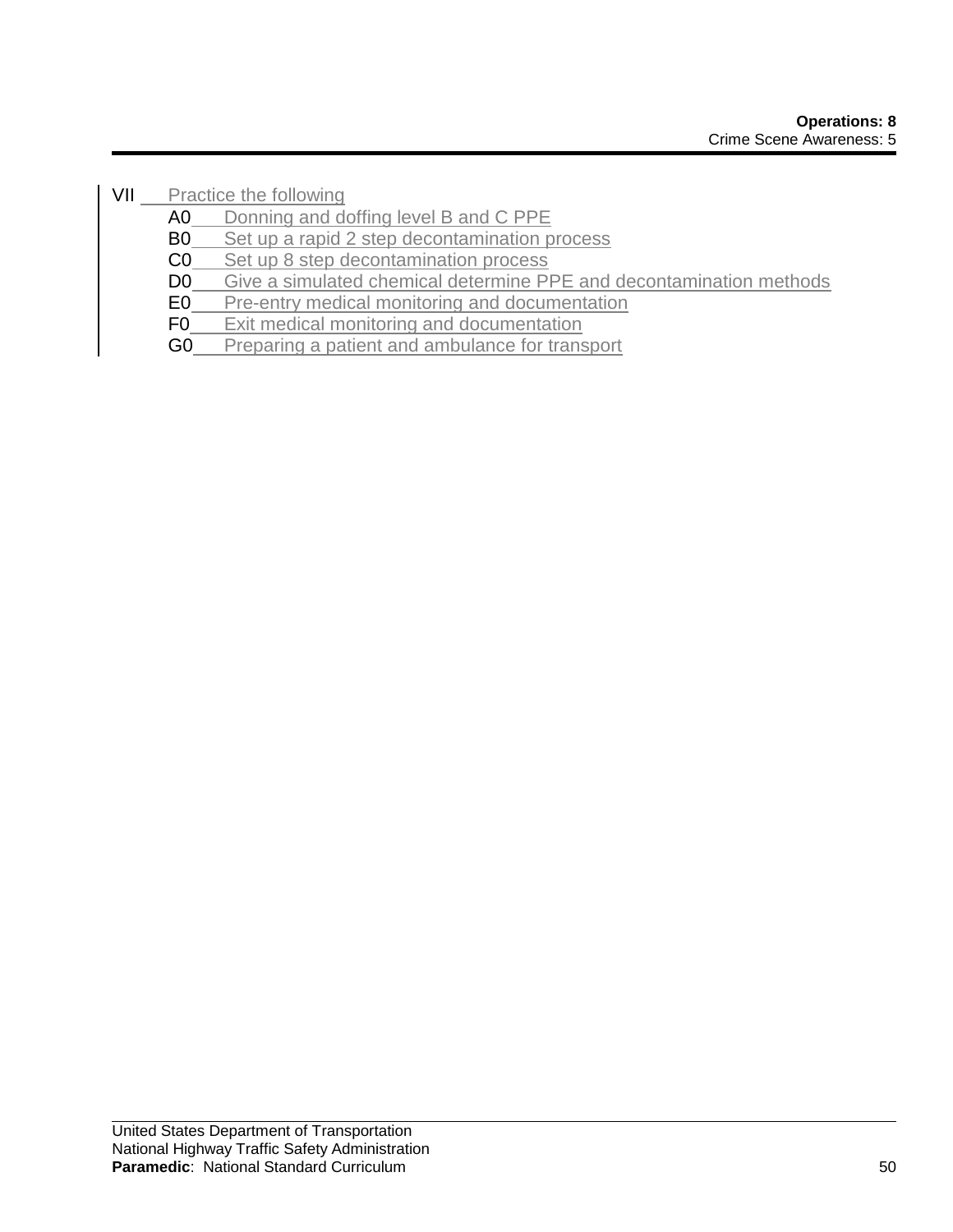VII Practice the following

- A0 Donning and doffing level B and C PPE
- B0 Set up a rapid 2 step decontamination process
- C0 Set up 8 step decontamination process
- D0 Give a simulated chemical determine PPE and decontamination methods
- E0 Pre-entry medical monitoring and documentation
- F0 Exit medical monitoring and documentation
- G0 Preparing a patient and ambulance for transport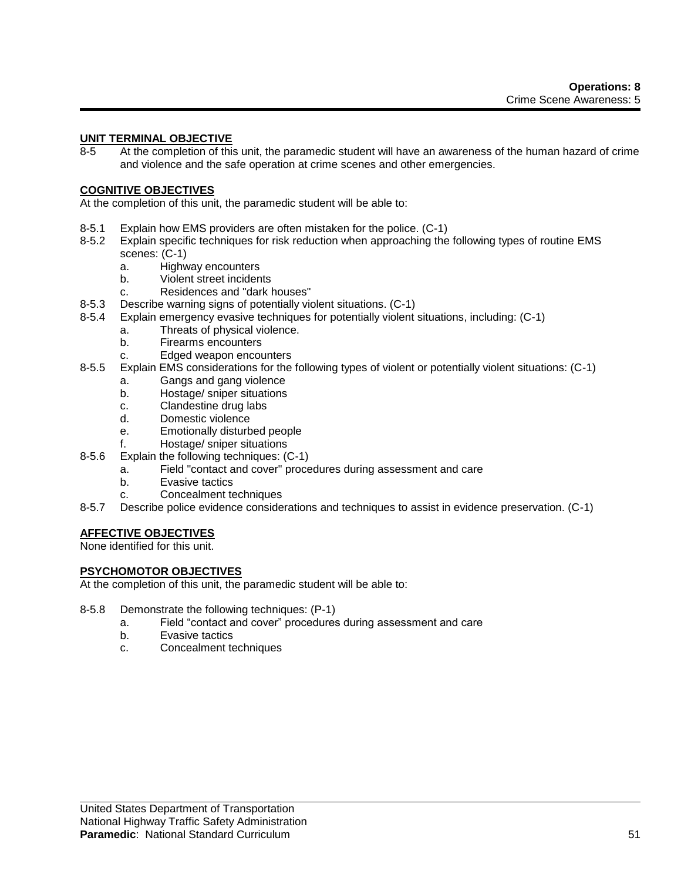### UNIT TERMINAL OBJECTIVE

8-5 At the completion of this unit, the paramedic student will have an awareness of the human hazard of crime and violence and the safe operation at crime scenes and other emergencies.

### COGNITIVE OBJECTIVES

At the completion of this unit, the paramedic student will be able to:

- 8-5.1 Explain how EMS providers are often mistaken for the police. (C-1)
- 8-5.2 Explain specific techniques for risk reduction when approaching the following types of routine EMS scenes: (C-1)
  - a. Highway encounters
  - b. Violent street incidents
  - c. Residences and "dark houses"
- 8-5.3 Describe warning signs of potentially violent situations. (C-1)
- 8-5.4 Explain emergency evasive techniques for potentially violent situations, including: (C-1)
  - a. Threats of physical violence.
  - b. Firearms encounters
  - c. Edged weapon encounters
- 8-5.5 Explain EMS considerations for the following types of violent or potentially violent situations: (C-1)
  - a. Gangs and gang violence
  - b. Hostage/ sniper situations
  - c. Clandestine drug labs
  - d. Domestic violence
  - e. Emotionally disturbed people
  - f. Hostage/ sniper situations
- 8-5.6 Explain the following techniques: (C-1)
  - a. Field "contact and cover" procedures during assessment and care
  - b. Evasive tactics
  - c. Concealment techniques
- 8-5.7 Describe police evidence considerations and techniques to assist in evidence preservation. (C-1)

### AFFECTIVE OBJECTIVES

None identified for this unit.

### PSYCHOMOTOR OBJECTIVES

At the completion of this unit, the paramedic student will be able to:

- 8-5.8 Demonstrate the following techniques: (P-1)
  - a. Field "contact and cover" procedures during assessment and care
  - b. Evasive tactics
  - c. Concealment techniques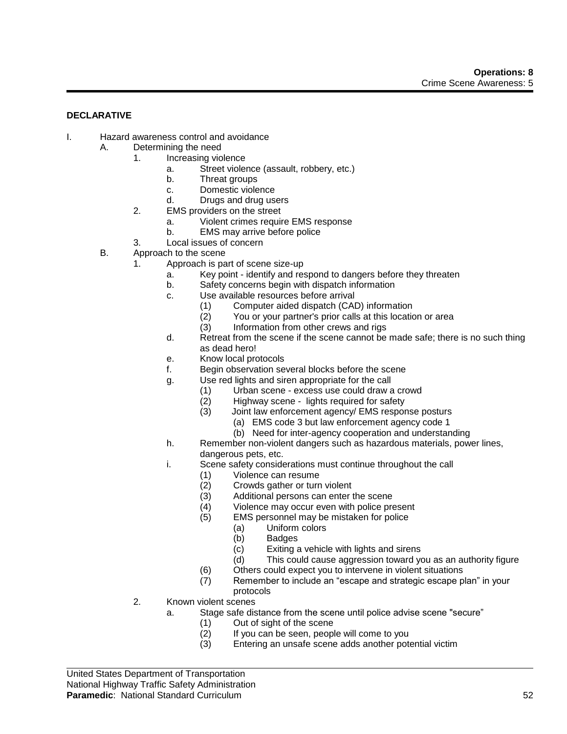**DECLARATIVE**

I. Hazard awareness control and avoidance
   A. Determining the need
      1. Increasing violence
         a. Street violence (assault, robbery, etc.)
         b. Threat groups
         c. Domestic violence
         d. Drugs and drug users
      2. EMS providers on the street
         a. Violent crimes require EMS response
         b. EMS may arrive before police
      3. Local issues of concern
   B. Approach to the scene
      1. Approach is part of scene size-up
         a. Key point - identify and respond to dangers before they threaten
         b. Safety concerns begin with dispatch information
         c. Use available resources before arrival
            (1) Computer aided dispatch (CAD) information
            (2) You or your partner's prior calls at this location or area
            (3) Information from other crews and rigs
         d. Retreat from the scene if the scene cannot be made safe; there is no such thing as dead hero!
         e. Know local protocols
         f. Begin observation several blocks before the scene
         g. Use red lights and siren appropriate for the call
            (1) Urban scene - excess use could draw a crowd
            (2) Highway scene - lights required for safety
            (3) Joint law enforcement agency/ EMS response posturs
               (a) EMS code 3 but law enforcement agency code 1
               (b) Need for inter-agency cooperation and understanding
         h. Remember non-violent dangers such as hazardous materials, power lines, dangerous pets, etc.
         i. Scene safety considerations must continue throughout the call
            (1) Violence can resume
            (2) Crowds gather or turn violent
            (3) Additional persons can enter the scene
            (4) Violence may occur even with police present
            (5) EMS personnel may be mistaken for police
               (a) Uniform colors
               (b) Badges
               (c) Exiting a vehicle with lights and sirens
               (d) This could cause aggression toward you as an authority figure
            (6) Others could expect you to intervene in violent situations
            (7) Remember to include an "escape and strategic escape plan" in your protocols
      2. Known violent scenes
         a. Stage safe distance from the scene until police advise scene "secure"
            (1) Out of sight of the scene
            (2) If you can be seen, people will come to you
            (3) Entering an unsafe scene adds another potential victim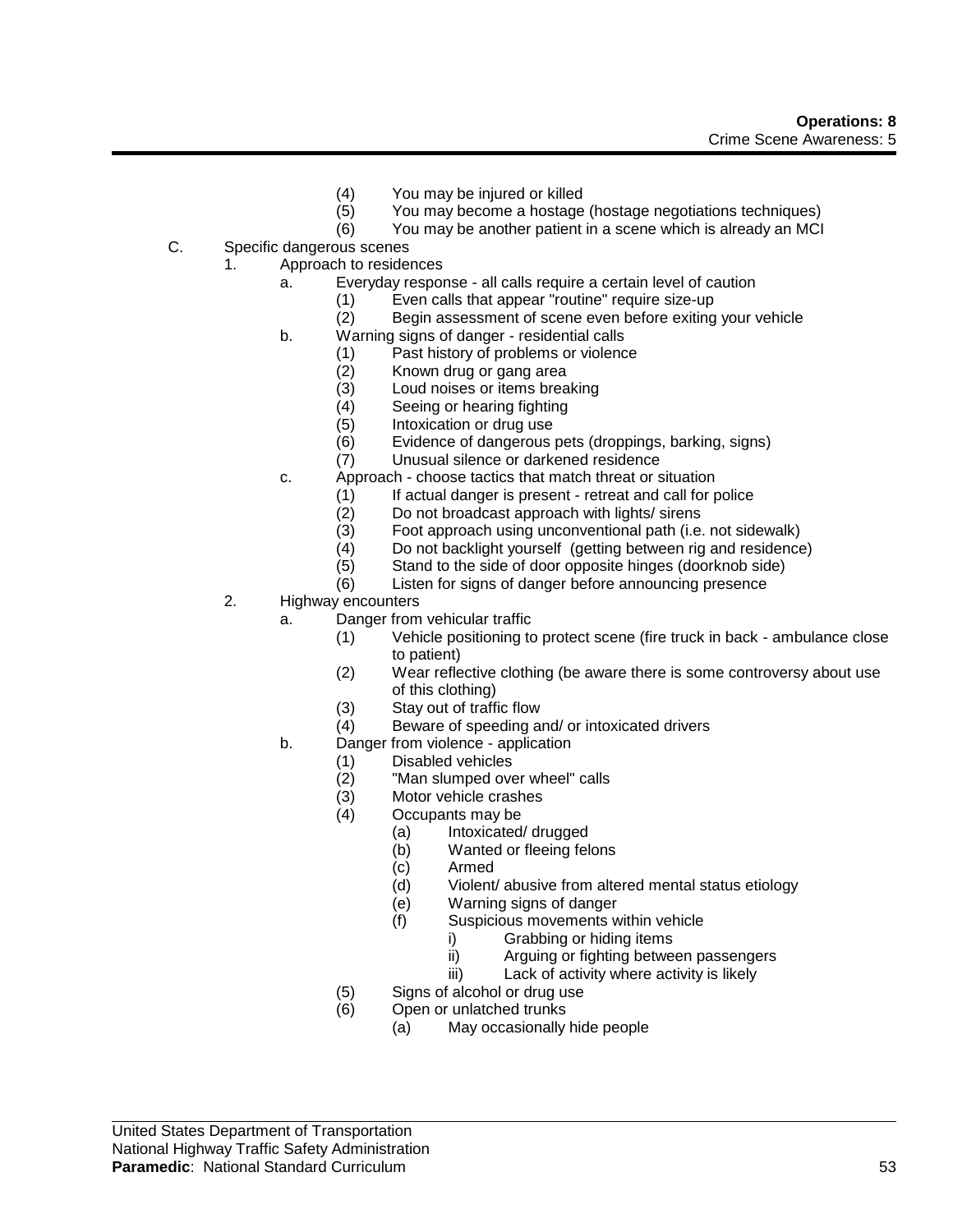(4) You may be injured or killed
(5) You may become a hostage (hostage negotiations techniques)
(6) You may be another patient in a scene which is already an MCI

C. Specific dangerous scenes
  1. Approach to residences
    a. Everyday response - all calls require a certain level of caution
      (1) Even calls that appear "routine" require size-up
      (2) Begin assessment of scene even before exiting your vehicle
    b. Warning signs of danger - residential calls
      (1) Past history of problems or violence
      (2) Known drug or gang area
      (3) Loud noises or items breaking
      (4) Seeing or hearing fighting
      (5) Intoxication or drug use
      (6) Evidence of dangerous pets (droppings, barking, signs)
      (7) Unusual silence or darkened residence
    c. Approach - choose tactics that match threat or situation
      (1) If actual danger is present - retreat and call for police
      (2) Do not broadcast approach with lights/ sirens
      (3) Foot approach using unconventional path (i.e. not sidewalk)
      (4) Do not backlight yourself (getting between rig and residence)
      (5) Stand to the side of door opposite hinges (doorknob side)
      (6) Listen for signs of danger before announcing presence
  2. Highway encounters
    a. Danger from vehicular traffic
      (1) Vehicle positioning to protect scene (fire truck in back - ambulance close to patient)
      (2) Wear reflective clothing (be aware there is some controversy about use of this clothing)
      (3) Stay out of traffic flow
      (4) Beware of speeding and/ or intoxicated drivers
    b. Danger from violence - application
      (1) Disabled vehicles
      (2) "Man slumped over wheel" calls
      (3) Motor vehicle crashes
      (4) Occupants may be
        (a) Intoxicated/ drugged
        (b) Wanted or fleeing felons
        (c) Armed
        (d) Violent/ abusive from altered mental status etiology
        (e) Warning signs of danger
        (f) Suspicious movements within vehicle
          i) Grabbing or hiding items
          ii) Arguing or fighting between passengers
          iii) Lack of activity where activity is likely
      (5) Signs of alcohol or drug use
      (6) Open or unlatched trunks
        (a) May occasionally hide people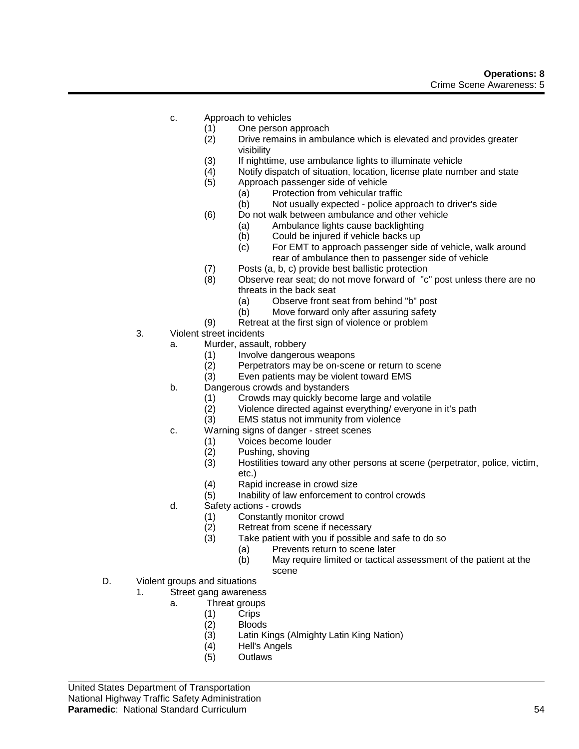c. Approach to vehicles
   - (1) One person approach
   - (2) Drive remains in ambulance which is elevated and provides greater visibility
   - (3) If nighttime, use ambulance lights to illuminate vehicle
   - (4) Notify dispatch of situation, location, license plate number and state
   - (5) Approach passenger side of vehicle
     - (a) Protection from vehicular traffic
     - (b) Not usually expected - police approach to driver's side
   - (6) Do not walk between ambulance and other vehicle
     - (a) Ambulance lights cause backlighting
     - (b) Could be injured if vehicle backs up
     - (c) For EMT to approach passenger side of vehicle, walk around rear of ambulance then to passenger side of vehicle
   - (7) Posts (a, b, c) provide best ballistic protection
   - (8) Observe rear seat; do not move forward of "c" post unless there are no threats in the back seat
     - (a) Observe front seat from behind "b" post
     - (b) Move forward only after assuring safety
   - (9) Retreat at the first sign of violence or problem

3. Violent street incidents
   - a. Murder, assault, robbery
     - (1) Involve dangerous weapons
     - (2) Perpetrators may be on-scene or return to scene
     - (3) Even patients may be violent toward EMS
   - b. Dangerous crowds and bystanders
     - (1) Crowds may quickly become large and volatile
     - (2) Violence directed against everything/ everyone in it's path
     - (3) EMS status not immunity from violence
   - c. Warning signs of danger - street scenes
     - (1) Voices become louder
     - (2) Pushing, shoving
     - (3) Hostilities toward any other persons at scene (perpetrator, police, victim, etc.)
     - (4) Rapid increase in crowd size
     - (5) Inability of law enforcement to control crowds
   - d. Safety actions - crowds
     - (1) Constantly monitor crowd
     - (2) Retreat from scene if necessary
     - (3) Take patient with you if possible and safe to do so
       - (a) Prevents return to scene later
       - (b) May require limited or tactical assessment of the patient at the scene

D. Violent groups and situations
   1. Street gang awareness
      - a. Threat groups
        - (1) Crips
        - (2) Bloods
        - (3) Latin Kings (Almighty Latin King Nation)
        - (4) Hell's Angels
        - (5) Outlaws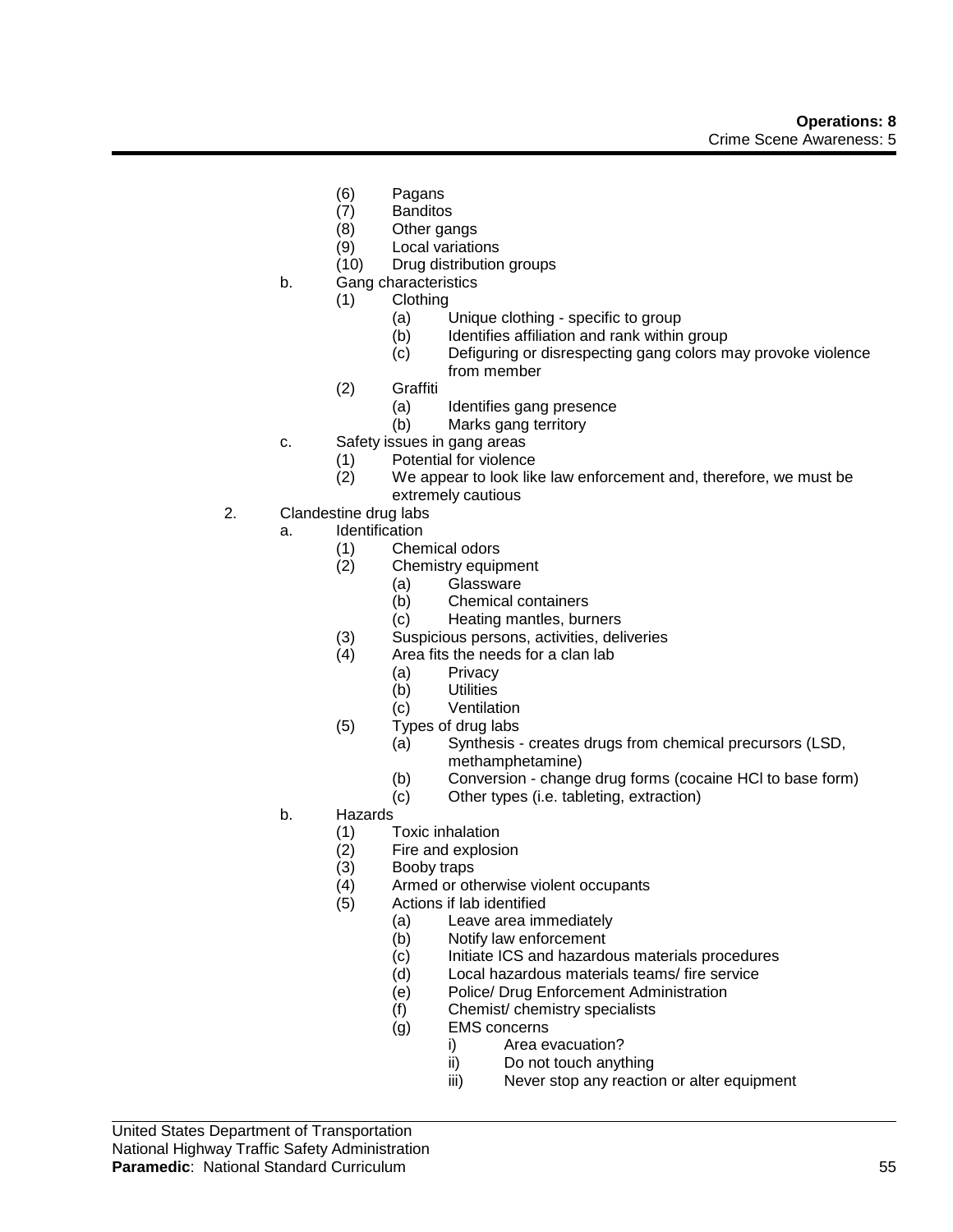(6) Pagans
(7) Banditos
(8) Other gangs
(9) Local variations
(10) Drug distribution groups

b. Gang characteristics
  (1) Clothing
    (a) Unique clothing - specific to group
    (b) Identifies affiliation and rank within group
    (c) Defiguring or disrespecting gang colors may provoke violence from member
  (2) Graffiti
    (a) Identifies gang presence
    (b) Marks gang territory

c. Safety issues in gang areas
  (1) Potential for violence
  (2) We appear to look like law enforcement and, therefore, we must be extremely cautious

2. Clandestine drug labs
  a. Identification
    (1) Chemical odors
    (2) Chemistry equipment
      (a) Glassware
      (b) Chemical containers
      (c) Heating mantles, burners
    (3) Suspicious persons, activities, deliveries
    (4) Area fits the needs for a clan lab
      (a) Privacy
      (b) Utilities
      (c) Ventilation
    (5) Types of drug labs
      (a) Synthesis - creates drugs from chemical precursors (LSD, methamphetamine)
      (b) Conversion - change drug forms (cocaine HCl to base form)
      (c) Other types (i.e. tableting, extraction)
  b. Hazards
    (1) Toxic inhalation
    (2) Fire and explosion
    (3) Booby traps
    (4) Armed or otherwise violent occupants
    (5) Actions if lab identified
      (a) Leave area immediately
      (b) Notify law enforcement
      (c) Initiate ICS and hazardous materials procedures
      (d) Local hazardous materials teams/ fire service
      (e) Police/ Drug Enforcement Administration
      (f) Chemist/ chemistry specialists
      (g) EMS concerns
        i) Area evacuation?
        ii) Do not touch anything
        iii) Never stop any reaction or alter equipment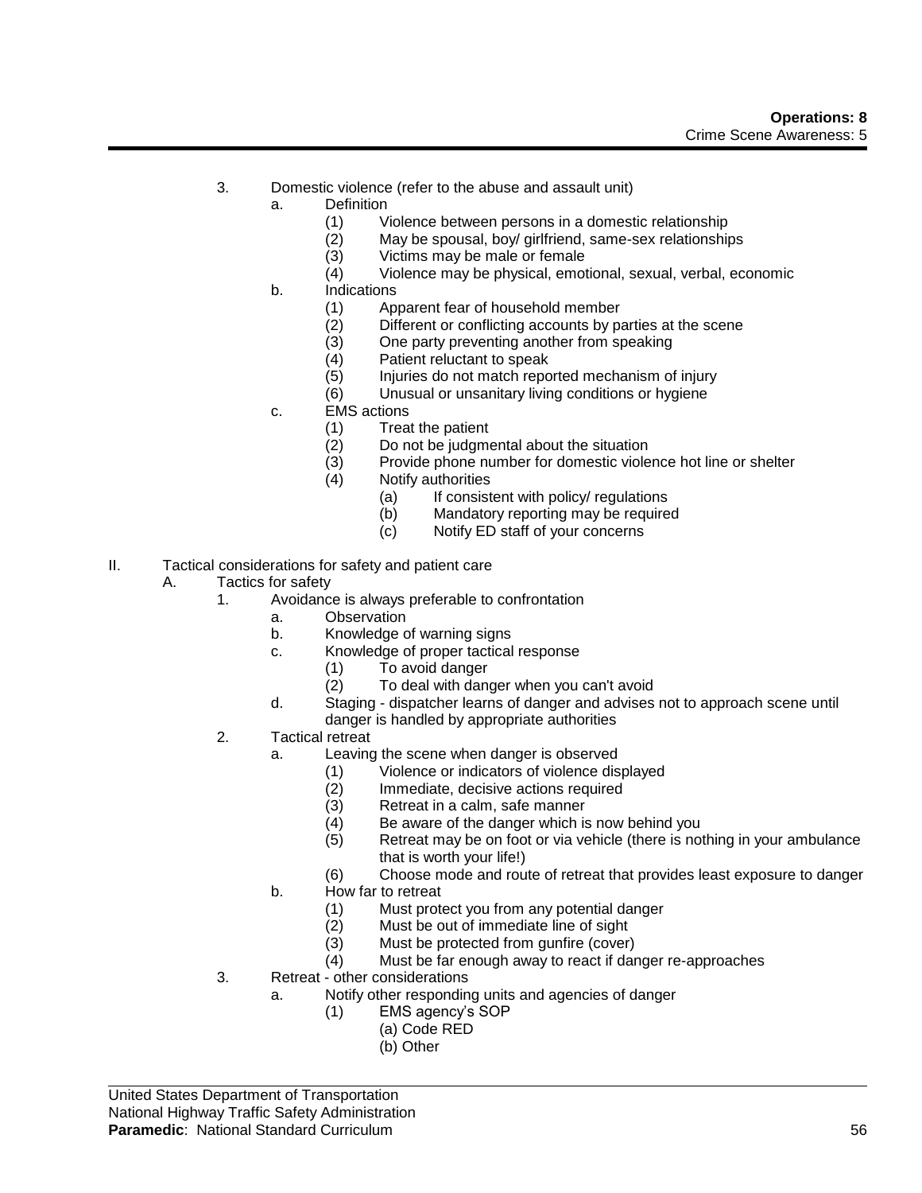3. Domestic violence (refer to the abuse and assault unit)
    a. Definition
        (1) Violence between persons in a domestic relationship
        (2) May be spousal, boy/ girlfriend, same-sex relationships
        (3) Victims may be male or female
        (4) Violence may be physical, emotional, sexual, verbal, economic
    b. Indications
        (1) Apparent fear of household member
        (2) Different or conflicting accounts by parties at the scene
        (3) One party preventing another from speaking
        (4) Patient reluctant to speak
        (5) Injuries do not match reported mechanism of injury
        (6) Unusual or unsanitary living conditions or hygiene
    c. EMS actions
        (1) Treat the patient
        (2) Do not be judgmental about the situation
        (3) Provide phone number for domestic violence hot line or shelter
        (4) Notify authorities
            (a) If consistent with policy/ regulations
            (b) Mandatory reporting may be required
            (c) Notify ED staff of your concerns

II. Tactical considerations for safety and patient care
A. Tactics for safety
1. Avoidance is always preferable to confrontation
    a. Observation
    b. Knowledge of warning signs
    c. Knowledge of proper tactical response
        (1) To avoid danger
        (2) To deal with danger when you can't avoid
    d. Staging - dispatcher learns of danger and advises not to approach scene until danger is handled by appropriate authorities
2. Tactical retreat
    a. Leaving the scene when danger is observed
        (1) Violence or indicators of violence displayed
        (2) Immediate, decisive actions required
        (3) Retreat in a calm, safe manner
        (4) Be aware of the danger which is now behind you
        (5) Retreat may be on foot or via vehicle (there is nothing in your ambulance that is worth your life!)
        (6) Choose mode and route of retreat that provides least exposure to danger
    b. How far to retreat
        (1) Must protect you from any potential danger
        (2) Must be out of immediate line of sight
        (3) Must be protected from gunfire (cover)
        (4) Must be far enough away to react if danger re-approaches
3. Retreat - other considerations
    a. Notify other responding units and agencies of danger
        (1) EMS agency's SOP
            (a) Code RED
            (b) Other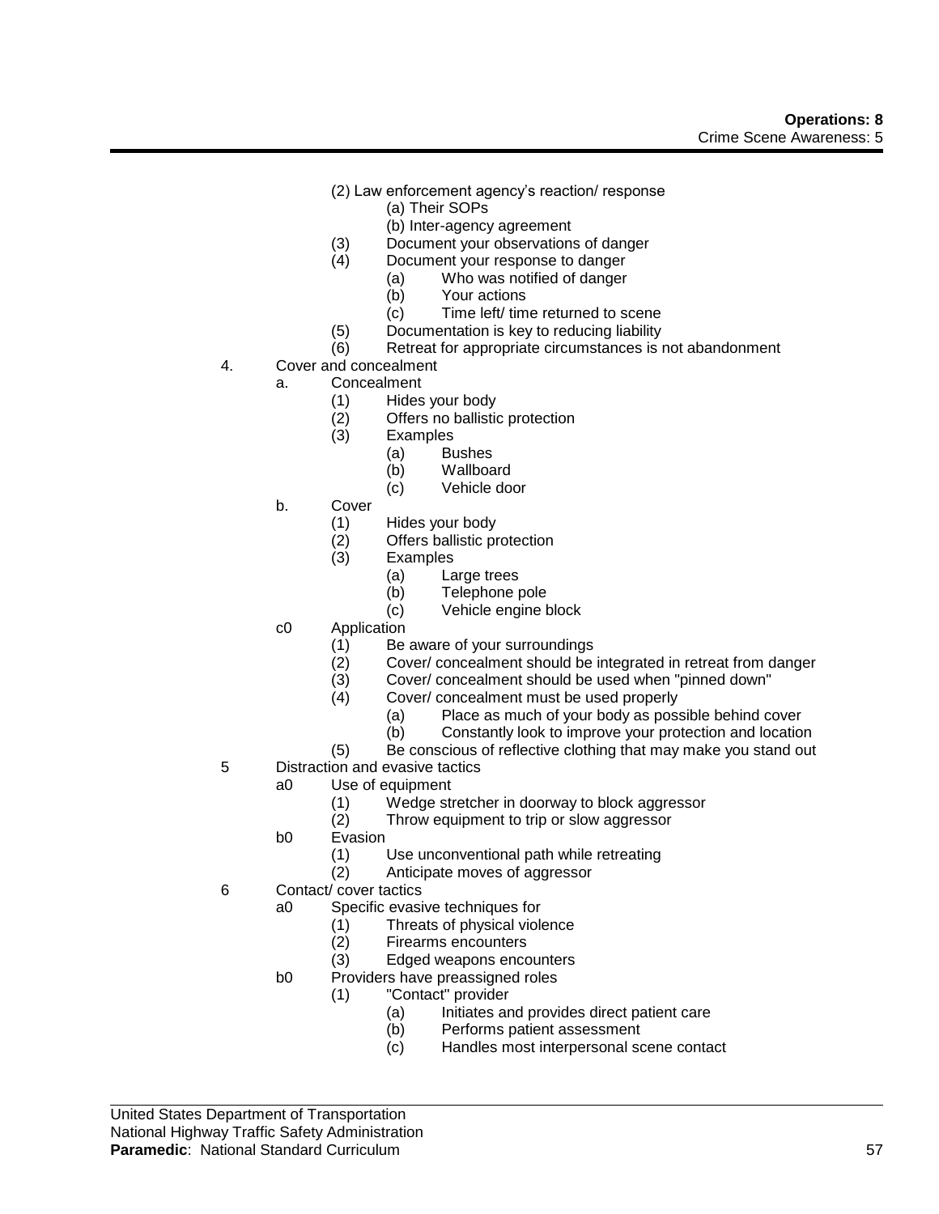(2) Law enforcement agency's reaction/ response
   (a) Their SOPs
   (b) Inter-agency agreement
(3) Document your observations of danger
(4) Document your response to danger
   (a) Who was notified of danger
   (b) Your actions
   (c) Time left/ time returned to scene
(5) Documentation is key to reducing liability
(6) Retreat for appropriate circumstances is not abandonment

4. Cover and concealment
   a. Concealment
      (1) Hides your body
      (2) Offers no ballistic protection
      (3) Examples
         (a) Bushes
         (b) Wallboard
         (c) Vehicle door
   b. Cover
      (1) Hides your body
      (2) Offers ballistic protection
      (3) Examples
         (a) Large trees
         (b) Telephone pole
         (c) Vehicle engine block
   c0 Application
      (1) Be aware of your surroundings
      (2) Cover/ concealment should be integrated in retreat from danger
      (3) Cover/ concealment should be used when "pinned down"
      (4) Cover/ concealment must be used properly
         (a) Place as much of your body as possible behind cover
         (b) Constantly look to improve your protection and location
      (5) Be conscious of reflective clothing that may make you stand out

5 Distraction and evasive tactics
   a0 Use of equipment
      (1) Wedge stretcher in doorway to block aggressor
      (2) Throw equipment to trip or slow aggressor
   b0 Evasion
      (1) Use unconventional path while retreating
      (2) Anticipate moves of aggressor

6 Contact/ cover tactics
   a0 Specific evasive techniques for
      (1) Threats of physical violence
      (2) Firearms encounters
      (3) Edged weapons encounters
   b0 Providers have preassigned roles
      (1) "Contact" provider
         (a) Initiates and provides direct patient care
         (b) Performs patient assessment
         (c) Handles most interpersonal scene contact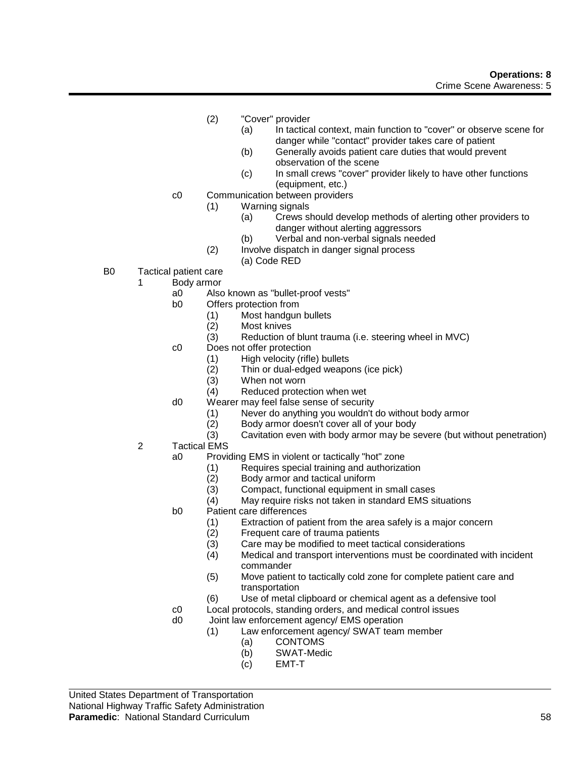(2) "Cover" provider
   - (a) In tactical context, main function to "cover" or observe scene for danger while "contact" provider takes care of patient
   - (b) Generally avoids patient care duties that would prevent observation of the scene
   - (c) In small crews "cover" provider likely to have other functions (equipment, etc.)

c0 Communication between providers
- (1) Warning signals
   - (a) Crews should develop methods of alerting other providers to danger without alerting aggressors
   - (b) Verbal and non-verbal signals needed
- (2) Involve dispatch in danger signal process
   - (a) Code RED

B0 Tactical patient care

1 Body armor
- a0 Also known as "bullet-proof vests"
- b0 Offers protection from
   - (1) Most handgun bullets
   - (2) Most knives
   - (3) Reduction of blunt trauma (i.e. steering wheel in MVC)
- c0 Does not offer protection
   - (1) High velocity (rifle) bullets
   - (2) Thin or dual-edged weapons (ice pick)
   - (3) When not worn
   - (4) Reduced protection when wet
- d0 Wearer may feel false sense of security
   - (1) Never do anything you wouldn't do without body armor
   - (2) Body armor doesn't cover all of your body
   - (3) Cavitation even with body armor may be severe (but without penetration)

2 Tactical EMS
- a0 Providing EMS in violent or tactically "hot" zone
   - (1) Requires special training and authorization
   - (2) Body armor and tactical uniform
   - (3) Compact, functional equipment in small cases
   - (4) May require risks not taken in standard EMS situations
- b0 Patient care differences
   - (1) Extraction of patient from the area safely is a major concern
   - (2) Frequent care of trauma patients
   - (3) Care may be modified to meet tactical considerations
   - (4) Medical and transport interventions must be coordinated with incident commander
   - (5) Move patient to tactically cold zone for complete patient care and transportation
   - (6) Use of metal clipboard or chemical agent as a defensive tool
- c0 Local protocols, standing orders, and medical control issues
- d0 Joint law enforcement agency/ EMS operation
   - (1) Law enforcement agency/ SWAT team member
      - (a) CONTOMS
      - (b) SWAT-Medic
      - (c) EMT-T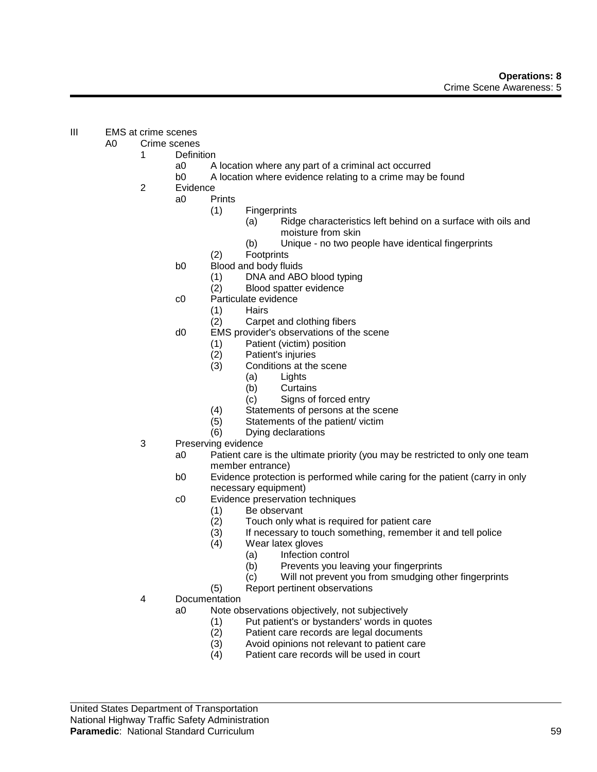III EMS at crime scenes

- A0 Crime scenes
  - 1 Definition
    - a0 A location where any part of a criminal act occurred
    - b0 A location where evidence relating to a crime may be found
  - 2 Evidence
    - a0 Prints
      - (1) Fingerprints
        - (a) Ridge characteristics left behind on a surface with oils and moisture from skin
        - (b) Unique - no two people have identical fingerprints
      - (2) Footprints
    - b0 Blood and body fluids
      - (1) DNA and ABO blood typing
      - (2) Blood spatter evidence
    - c0 Particulate evidence
      - (1) Hairs
      - (2) Carpet and clothing fibers
    - d0 EMS provider's observations of the scene
      - (1) Patient (victim) position
      - (2) Patient's injuries
      - (3) Conditions at the scene
        - (a) Lights
        - (b) Curtains
        - (c) Signs of forced entry
      - (4) Statements of persons at the scene
      - (5) Statements of the patient/ victim
      - (6) Dying declarations
  - 3 Preserving evidence
    - a0 Patient care is the ultimate priority (you may be restricted to only one team member entrance)
    - b0 Evidence protection is performed while caring for the patient (carry in only necessary equipment)
    - c0 Evidence preservation techniques
      - (1) Be observant
      - (2) Touch only what is required for patient care
      - (3) If necessary to touch something, remember it and tell police
      - (4) Wear latex gloves
        - (a) Infection control
        - (b) Prevents you leaving your fingerprints
        - (c) Will not prevent you from smudging other fingerprints
      - (5) Report pertinent observations
  - 4 Documentation
    - a0 Note observations objectively, not subjectively
      - (1) Put patient's or bystanders' words in quotes
      - (2) Patient care records are legal documents
      - (3) Avoid opinions not relevant to patient care
      - (4) Patient care records will be used in court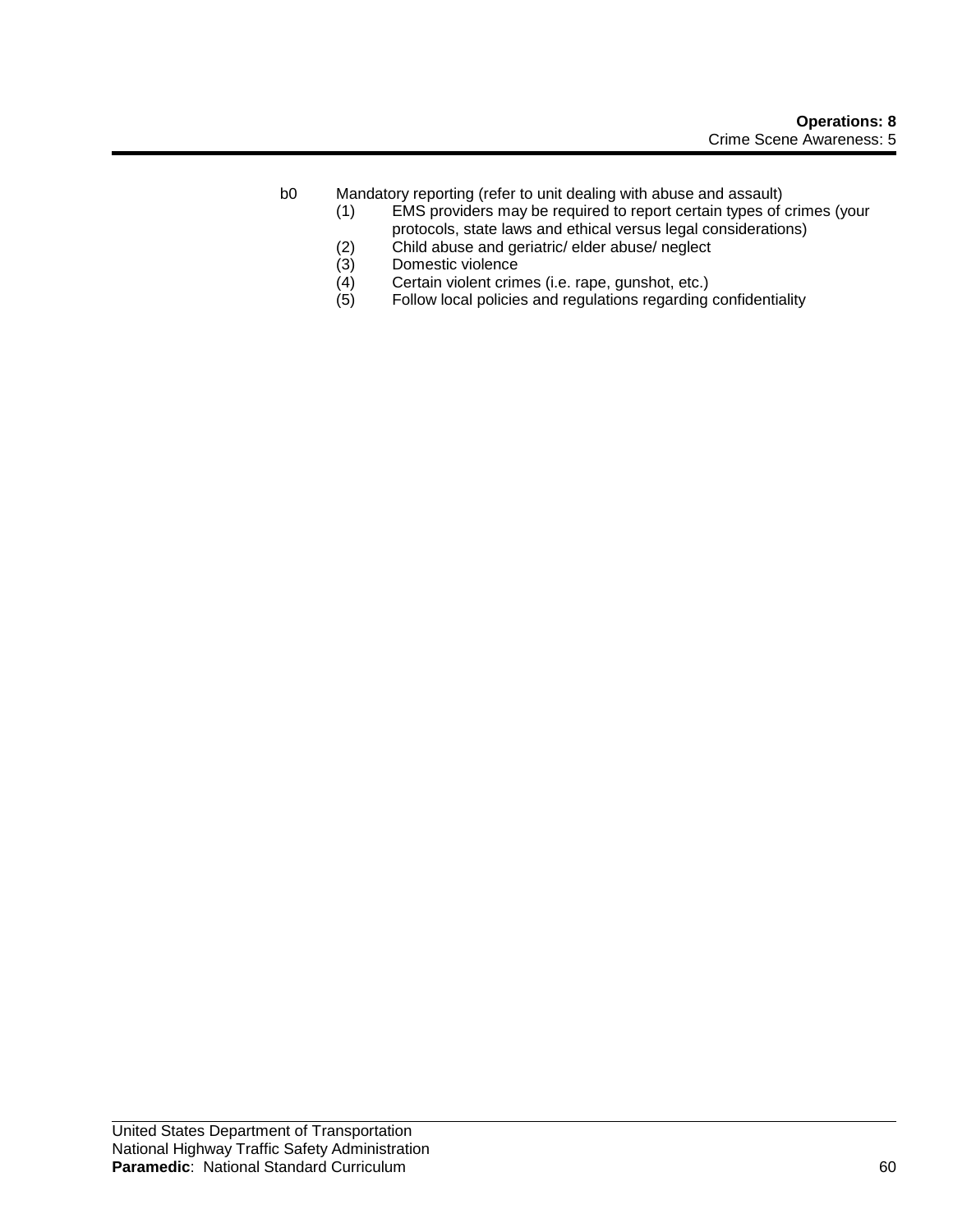b0 Mandatory reporting (refer to unit dealing with abuse and assault)

(1) EMS providers may be required to report certain types of crimes (your protocols, state laws and ethical versus legal considerations)

(2) Child abuse and geriatric/ elder abuse/ neglect

(3) Domestic violence

(4) Certain violent crimes (i.e. rape, gunshot, etc.)

(5) Follow local policies and regulations regarding confidentiality